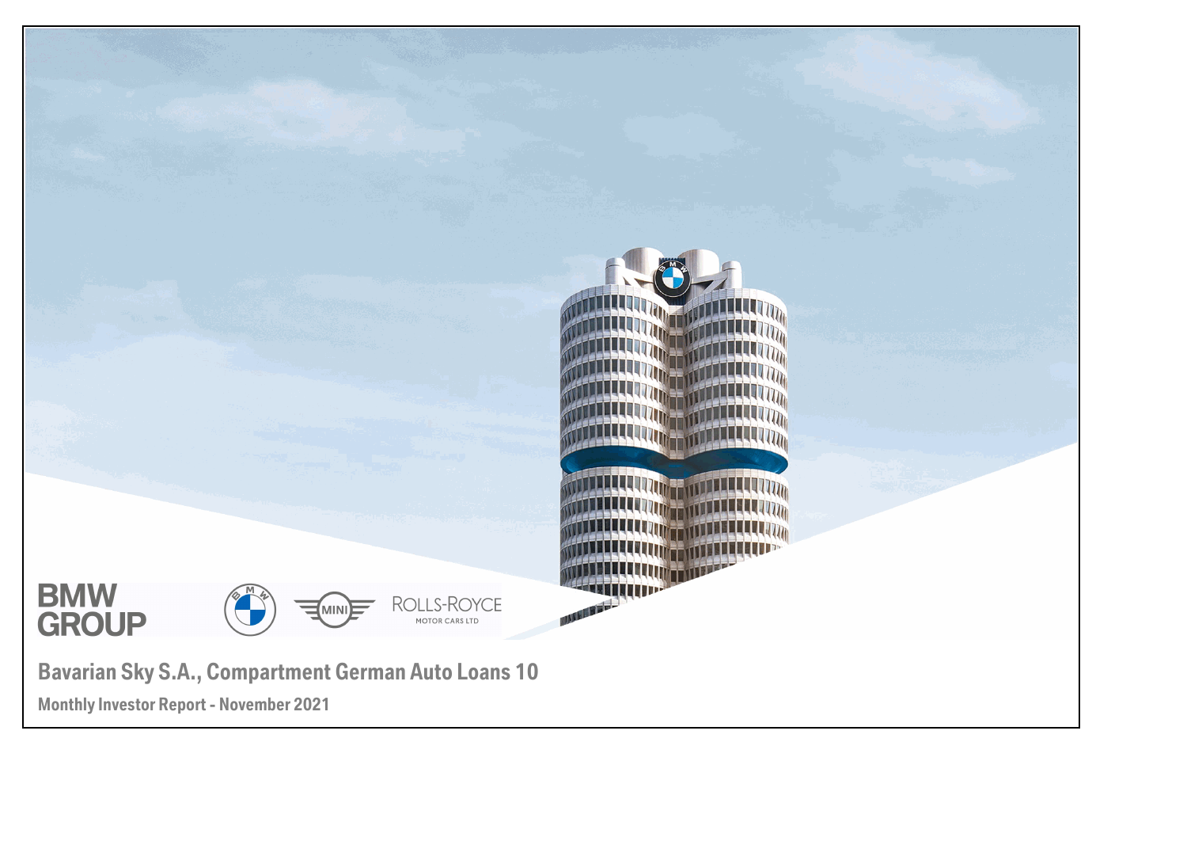# Bavarian Sky S.A., Compartment German Auto Loans 10

## Monthly Investor Report - November 2021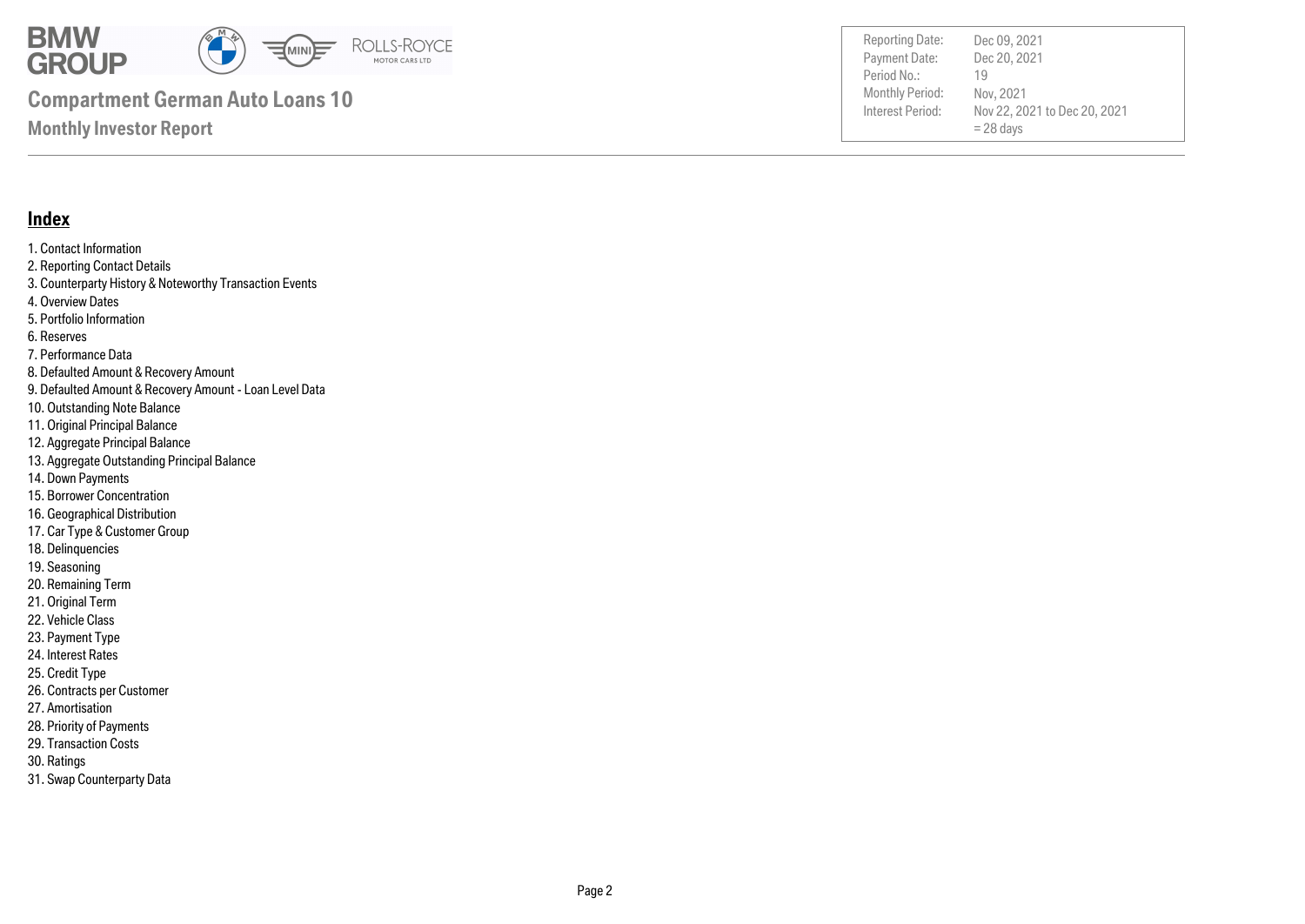# Compartment German Auto Loans 10

## Monthly Investor Report

| | |
|---|---|
| Reporting Date: | Dec 09, 2021 |
| Payment Date: | Dec 20, 2021 |
| Period No.: | 19 |
| Monthly Period: | Nov, 2021 |
| Interest Period: | Nov 22, 2021 to Dec 20, 2021 = 28 days |

## Index

1. Contact Information
2. Reporting Contact Details
3. Counterparty History & Noteworthy Transaction Events
4. Overview Dates
5. Portfolio Information
6. Reserves
7. Performance Data
8. Defaulted Amount & Recovery Amount
9. Defaulted Amount & Recovery Amount - Loan Level Data
10. Outstanding Note Balance
11. Original Principal Balance
12. Aggregate Principal Balance
13. Aggregate Outstanding Principal Balance
14. Down Payments
15. Borrower Concentration
16. Geographical Distribution
17. Car Type & Customer Group
18. Delinquencies
19. Seasoning
20. Remaining Term
21. Original Term
22. Vehicle Class
23. Payment Type
24. Interest Rates
25. Credit Type
26. Contracts per Customer
27. Amortisation
28. Priority of Payments
29. Transaction Costs
30. Ratings
31. Swap Counterparty Data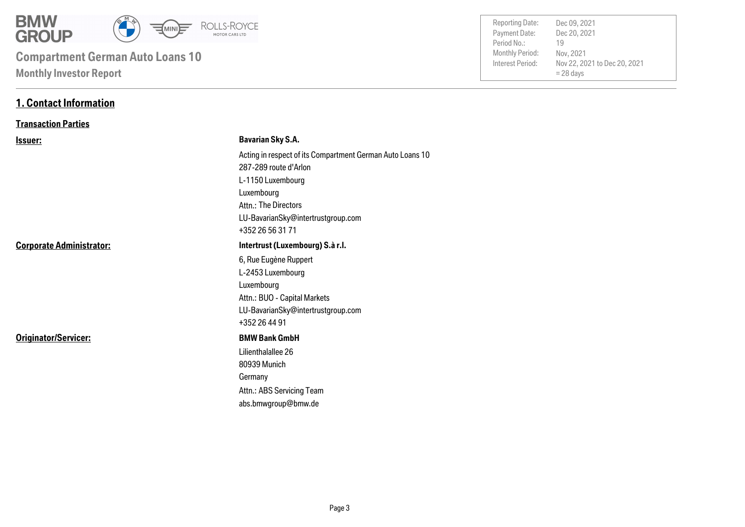# 1. Contact Information

## Transaction Parties

| | |
|---|---|
| **Issuer:** | **Bavarian Sky S.A.** |
| | Acting in respect of its Compartment German Auto Loans 10 |
| | 287-289 route d'Arlon |
| | L-1150 Luxembourg |
| | Luxembourg |
| | Attn.: The Directors |
| | LU-BavarianSky@intertrustgroup.com |
| | +352 26 56 31 71 |
| **Corporate Administrator:** | **Intertrust (Luxembourg) S.à r.l.** |
| | 6, Rue Eugène Ruppert |
| | L-2453 Luxembourg |
| | Luxembourg |
| | Attn.: BUO - Capital Markets |
| | LU-BavarianSky@intertrustgroup.com |
| | +352 26 44 91 |
| **Originator/Servicer:** | **BMW Bank GmbH** |
| | Lilienthalallee 26 |
| | 80939 Munich |
| | Germany |
| | Attn.: ABS Servicing Team |
| | abs.bmwgroup@bmw.de |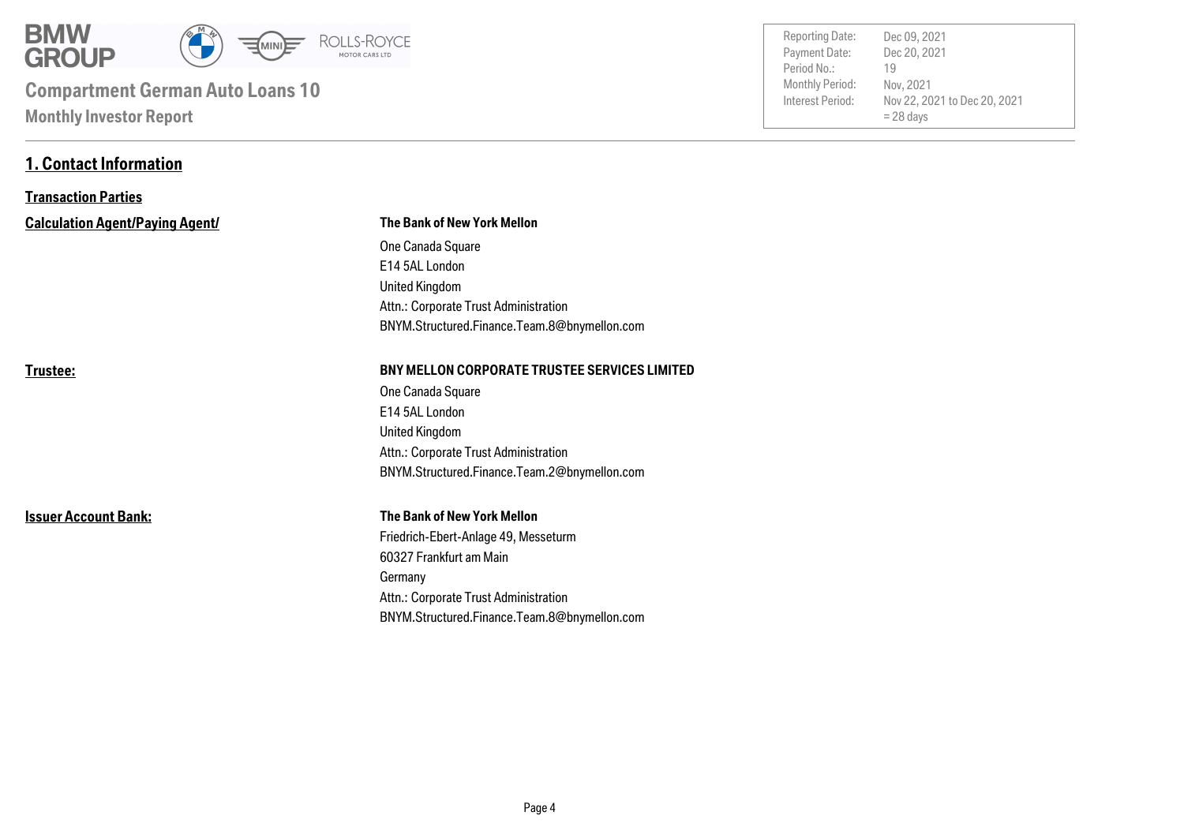**Compartment German Auto Loans 10**

**Monthly Investor Report**

| | |
|---|---|
| Reporting Date: | Dec 09, 2021 |
| Payment Date: | Dec 20, 2021 |
| Period No.: | 19 |
| Monthly Period: | Nov, 2021 |
| Interest Period: | Nov 22, 2021 to Dec 20, 2021<br>= 28 days |

## 1. Contact Information

### Transaction Parties

**Calculation Agent/Paying Agent/**

**The Bank of New York Mellon**
One Canada Square
E14 5AL London
United Kingdom
Attn.: Corporate Trust Administration
BNYM.Structured.Finance.Team.8@bnymellon.com

**Trustee:**

**BNY MELLON CORPORATE TRUSTEE SERVICES LIMITED**
One Canada Square
E14 5AL London
United Kingdom
Attn.: Corporate Trust Administration
BNYM.Structured.Finance.Team.2@bnymellon.com

**Issuer Account Bank:**

**The Bank of New York Mellon**
Friedrich-Ebert-Anlage 49, Messeturm
60327 Frankfurt am Main
Germany
Attn.: Corporate Trust Administration
BNYM.Structured.Finance.Team.8@bnymellon.com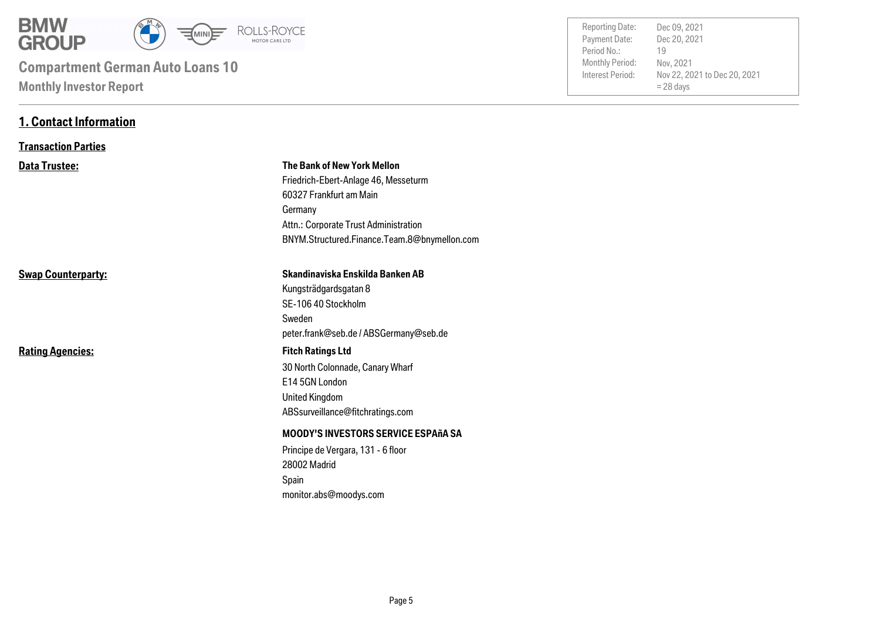**Compartment German Auto Loans 10**

**Monthly Investor Report**

| | |
|---|---|
| Reporting Date: | Dec 09, 2021 |
| Payment Date: | Dec 20, 2021 |
| Period No.: | 19 |
| Monthly Period: | Nov, 2021 |
| Interest Period: | Nov 22, 2021 to Dec 20, 2021 = 28 days |

# 1. Contact Information

## Transaction Parties

**Data Trustee:**

**The Bank of New York Mellon**
Friedrich-Ebert-Anlage 46, Messeturm
60327 Frankfurt am Main
Germany
Attn.: Corporate Trust Administration
BNYM.Structured.Finance.Team.8@bnymellon.com

**Swap Counterparty:**

**Skandinaviska Enskilda Banken AB**
Kungsträdgardsgatan 8
SE-106 40 Stockholm
Sweden
peter.frank@seb.de / ABSGermany@seb.de

**Rating Agencies:**

**Fitch Ratings Ltd**
30 North Colonnade, Canary Wharf
E14 5GN London
United Kingdom
ABSsurveillance@fitchratings.com

**MOODY'S INVESTORS SERVICE ESPAñA SA**
Principe de Vergara, 131 - 6 floor
28002 Madrid
Spain
monitor.abs@moodys.com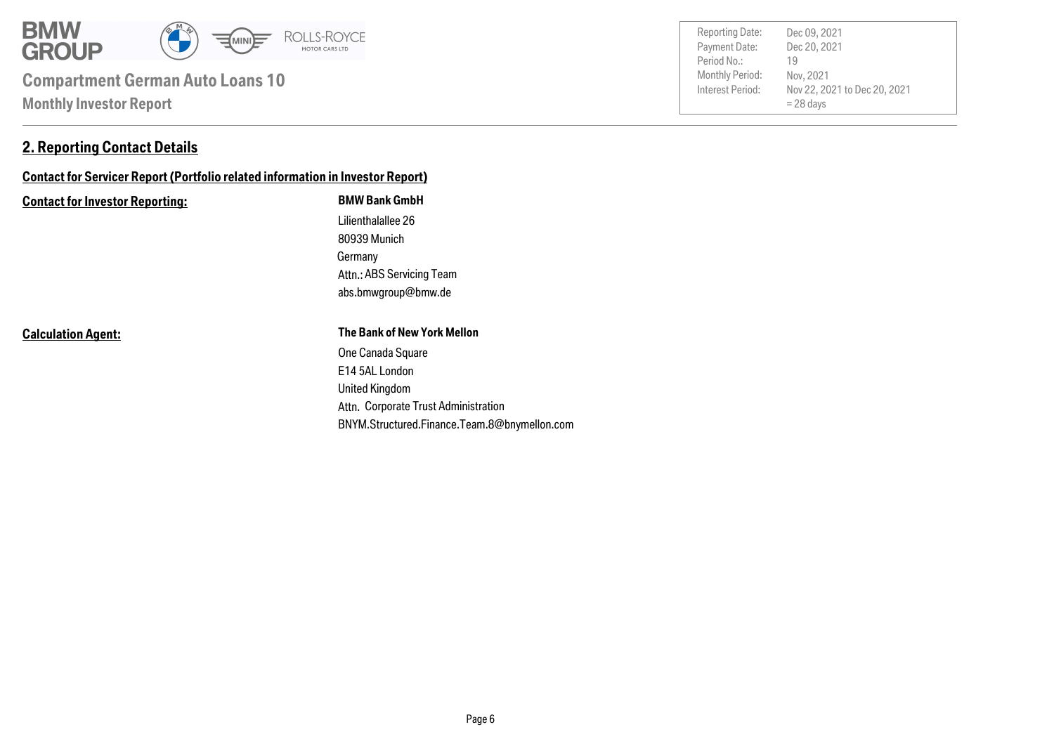## 2. Reporting Contact Details

**Contact for Servicer Report (Portfolio related information in Investor Report)**

**Contact for Investor Reporting:**

**BMW Bank GmbH**
Lilienthalallee 26
80939 Munich
Germany
Attn.: ABS Servicing Team
abs.bmwgroup@bmw.de

**Calculation Agent:**

**The Bank of New York Mellon**
One Canada Square
E14 5AL London
United Kingdom
Attn. Corporate Trust Administration
BNYM.Structured.Finance.Team.8@bnymellon.com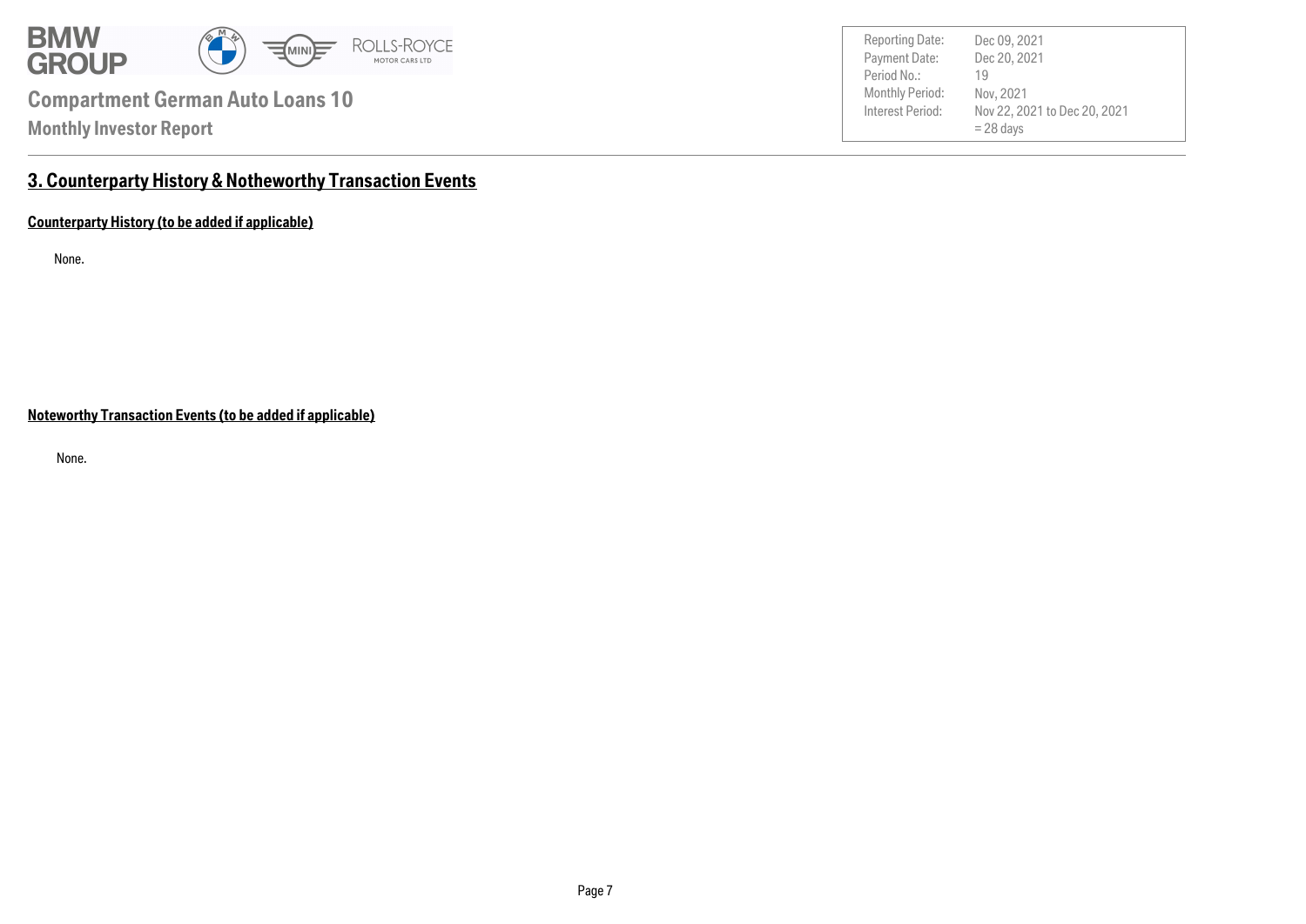## 3. Counterparty History & Notheworthy Transaction Events

### Counterparty History (to be added if applicable)

None.

### Noteworthy Transaction Events (to be added if applicable)

None.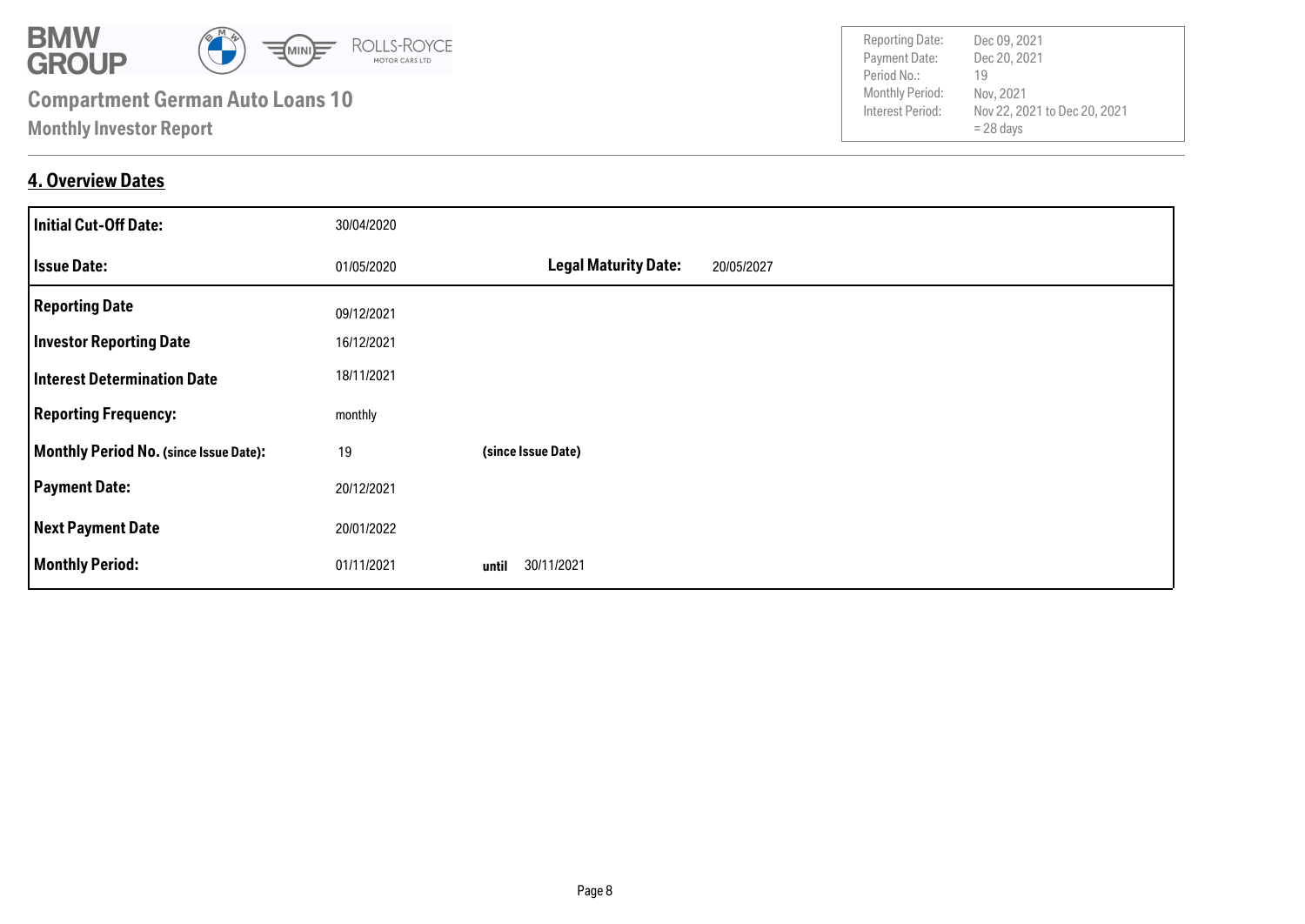**Compartment German Auto Loans 10**

**Monthly Investor Report**

| | |
|---|---|
| Reporting Date: | Dec 09, 2021 |
| Payment Date: | Dec 20, 2021 |
| Period No.: | 19 |
| Monthly Period: | Nov, 2021 |
| Interest Period: | Nov 22, 2021 to Dec 20, 2021 = 28 days |

## 4. Overview Dates

| | | | |
|---|---|---|---|
| **Initial Cut-Off Date:** | 30/04/2020 | | |
| **Issue Date:** | 01/05/2020 | **Legal Maturity Date:** | 20/05/2027 |
| **Reporting Date** | 09/12/2021 | | |
| **Investor Reporting Date** | 16/12/2021 | | |
| **Interest Determination Date** | 18/11/2021 | | |
| **Reporting Frequency:** | monthly | | |
| **Monthly Period No. (since Issue Date):** | 19 | **(since Issue Date)** | |
| **Payment Date:** | 20/12/2021 | | |
| **Next Payment Date** | 20/01/2022 | | |
| **Monthly Period:** | 01/11/2021 | **until** 30/11/2021 | |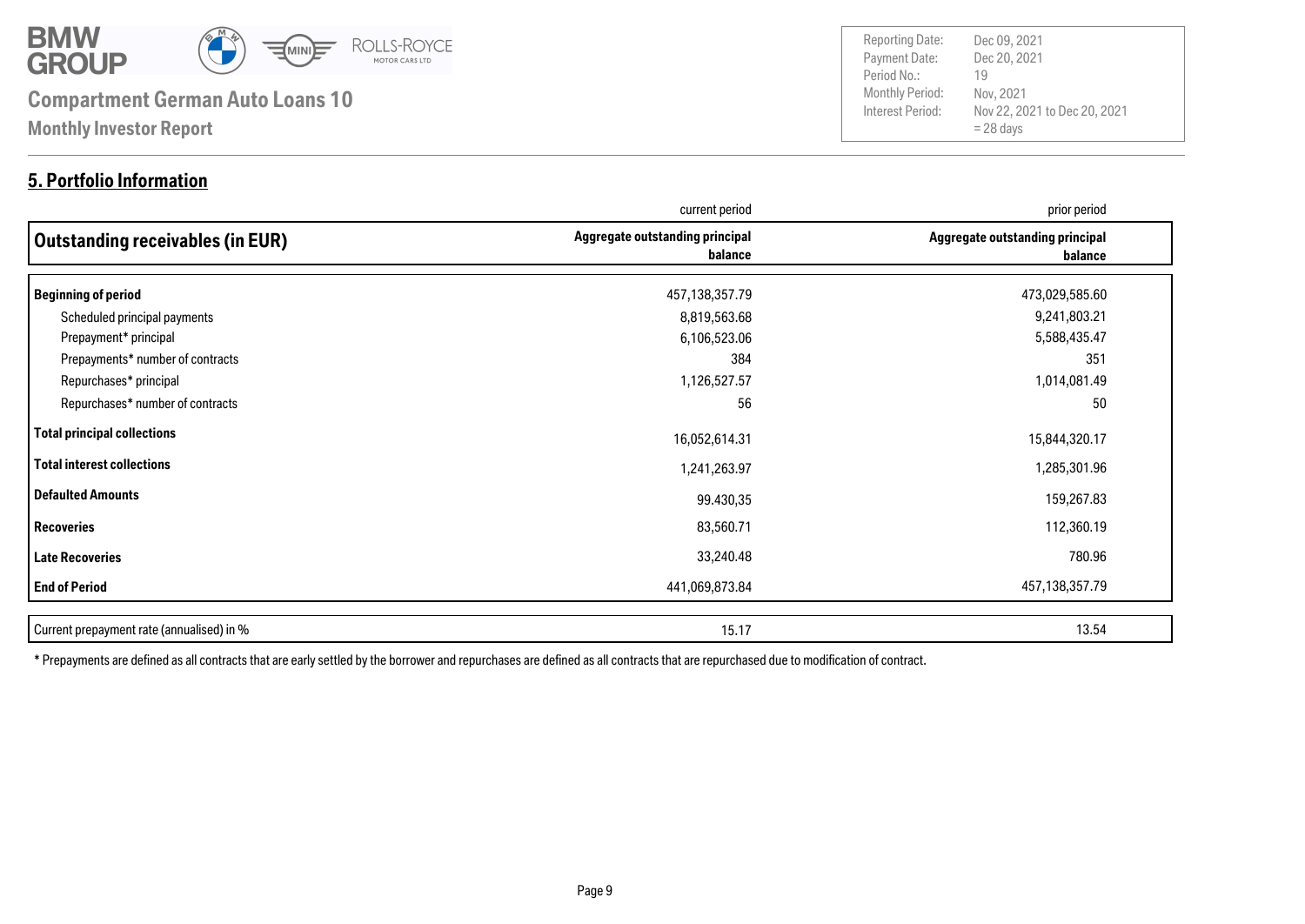# Compartment German Auto Loans 10

**Monthly Investor Report**

| | |
|---|---|
| Reporting Date: | Dec 09, 2021 |
| Payment Date: | Dec 20, 2021 |
| Period No.: | 19 |
| Monthly Period: | Nov, 2021 |
| Interest Period: | Nov 22, 2021 to Dec 20, 2021 = 28 days |

## 5. Portfolio Information

| | current period | prior period |
|---|---|---|
| **Outstanding receivables (in EUR)** | **Aggregate outstanding principal balance** | **Aggregate outstanding principal balance** |
| **Beginning of period** | 457,138,357.79 | 473,029,585.60 |
| Scheduled principal payments | 8,819,563.68 | 9,241,803.21 |
| Prepayment* principal | 6,106,523.06 | 5,588,435.47 |
| Prepayments* number of contracts | 384 | 351 |
| Repurchases* principal | 1,126,527.57 | 1,014,081.49 |
| Repurchases* number of contracts | 56 | 50 |
| **Total principal collections** | 16,052,614.31 | 15,844,320.17 |
| **Total interest collections** | 1,241,263.97 | 1,285,301.96 |
| **Defaulted Amounts** | 99.430,35 | 159,267.83 |
| **Recoveries** | 83,560.71 | 112,360.19 |
| **Late Recoveries** | 33,240.48 | 780.96 |
| **End of Period** | 441,069,873.84 | 457,138,357.79 |

| | | |
|---|---|---|
| Current prepayment rate (annualised) in % | 15.17 | 13.54 |

* Prepayments are defined as all contracts that are early settled by the borrower and repurchases are defined as all contracts that are repurchased due to modification of contract.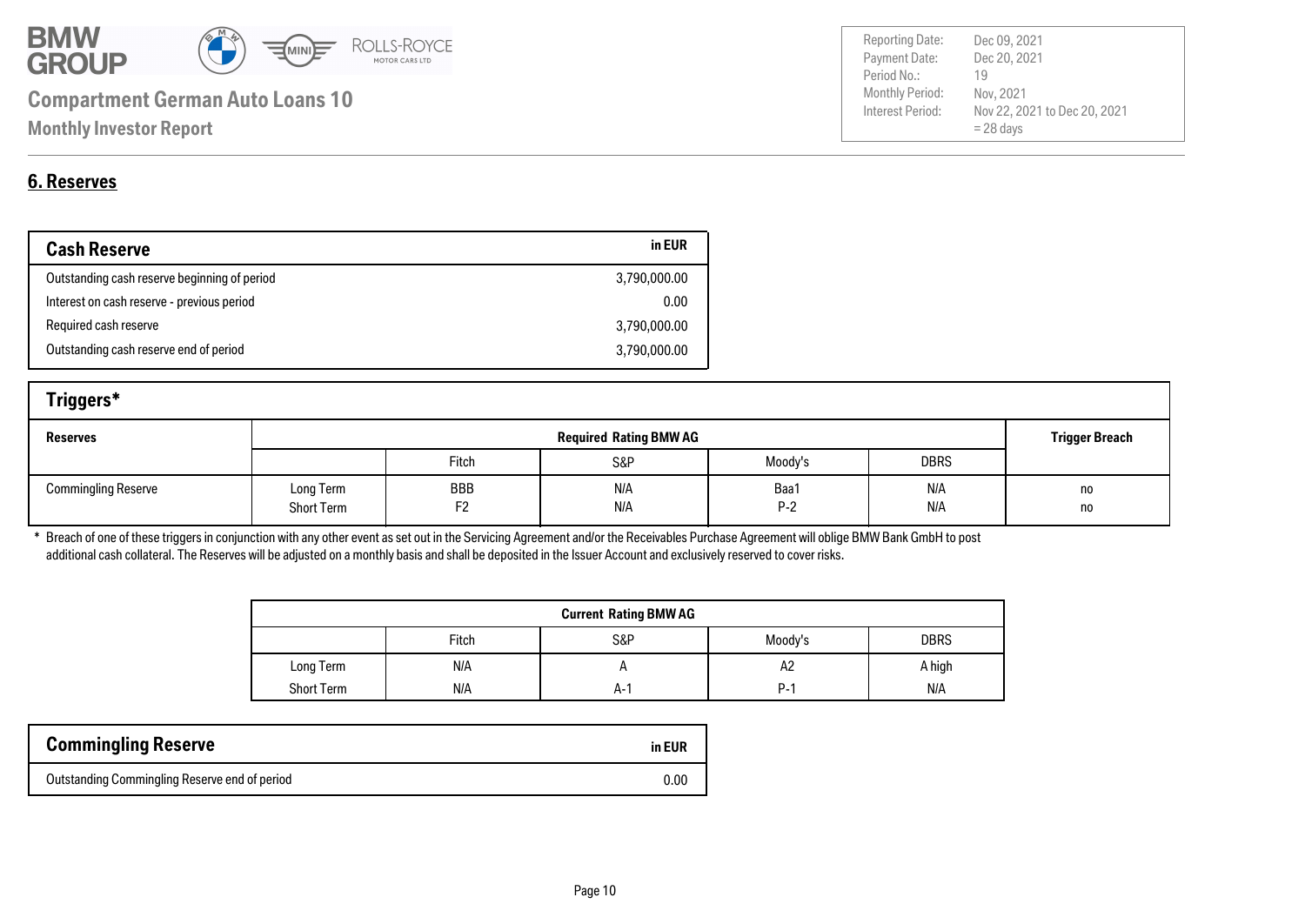## 6. Reserves

| Cash Reserve | in EUR |
|---|---|
| Outstanding cash reserve beginning of period | 3,790,000.00 |
| Interest on cash reserve - previous period | 0.00 |
| Required cash reserve | 3,790,000.00 |
| Outstanding cash reserve end of period | 3,790,000.00 |

### Triggers*

| Reserves | | Required Rating BMW AG | | | | Trigger Breach |
|---|---|---|---|---|---|---|
| | | Fitch | S&P | Moody's | DBRS | |
| Commingling Reserve | Long Term | BBB | N/A | Baa1 | N/A | no |
| | Short Term | F2 | N/A | P-2 | N/A | no |

\* Breach of one of these triggers in conjunction with any other event as set out in the Servicing Agreement and/or the Receivables Purchase Agreement will oblige BMW Bank GmbH to post additional cash collateral. The Reserves will be adjusted on a monthly basis and shall be deposited in the Issuer Account and exclusively reserved to cover risks.

| | Current Rating BMW AG | | | |
|---|---|---|---|---|
| | Fitch | S&P | Moody's | DBRS |
| Long Term | N/A | A | A2 | A high |
| Short Term | N/A | A-1 | P-1 | N/A |

| Commingling Reserve | in EUR |
|---|---|
| Outstanding Commingling Reserve end of period | 0.00 |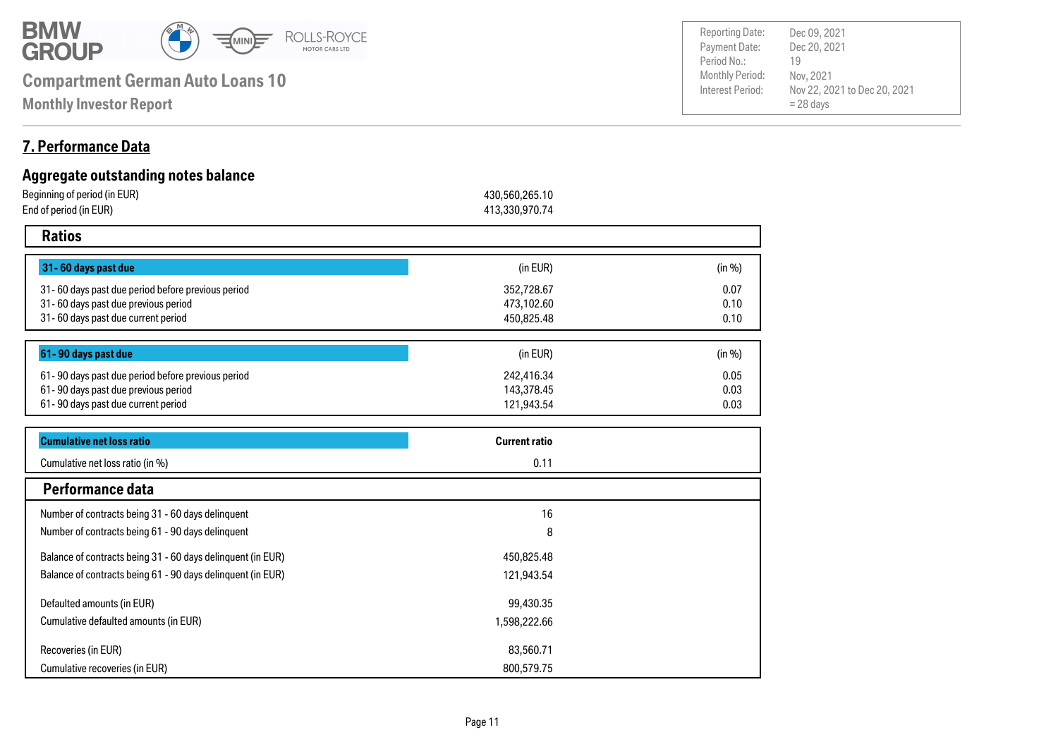## 7. Performance Data

### Aggregate outstanding notes balance

| | |
|---|---|
| Beginning of period (in EUR) | 430,560,265.10 |
| End of period (in EUR) | 413,330,970.74 |

### Ratios

| 31 - 60 days past due | (in EUR) | (in %) |
|---|---|---|
| 31 - 60 days past due period before previous period | 352,728.67 | 0.07 |
| 31 - 60 days past due previous period | 473,102.60 | 0.10 |
| 31 - 60 days past due current period | 450,825.48 | 0.10 |

| 61 - 90 days past due | (in EUR) | (in %) |
|---|---|---|
| 61 - 90 days past due period before previous period | 242,416.34 | 0.05 |
| 61 - 90 days past due previous period | 143,378.45 | 0.03 |
| 61 - 90 days past due current period | 121,943.54 | 0.03 |

| Cumulative net loss ratio | Current ratio |
|---|---|
| Cumulative net loss ratio (in %) | 0.11 |

### Performance data

| | |
|---|---|
| Number of contracts being 31 - 60 days delinquent | 16 |
| Number of contracts being 61 - 90 days delinquent | 8 |
| Balance of contracts being 31 - 60 days delinquent (in EUR) | 450,825.48 |
| Balance of contracts being 61 - 90 days delinquent (in EUR) | 121,943.54 |
| Defaulted amounts (in EUR) | 99,430.35 |
| Cumulative defaulted amounts (in EUR) | 1,598,222.66 |
| Recoveries (in EUR) | 83,560.71 |
| Cumulative recoveries (in EUR) | 800,579.75 |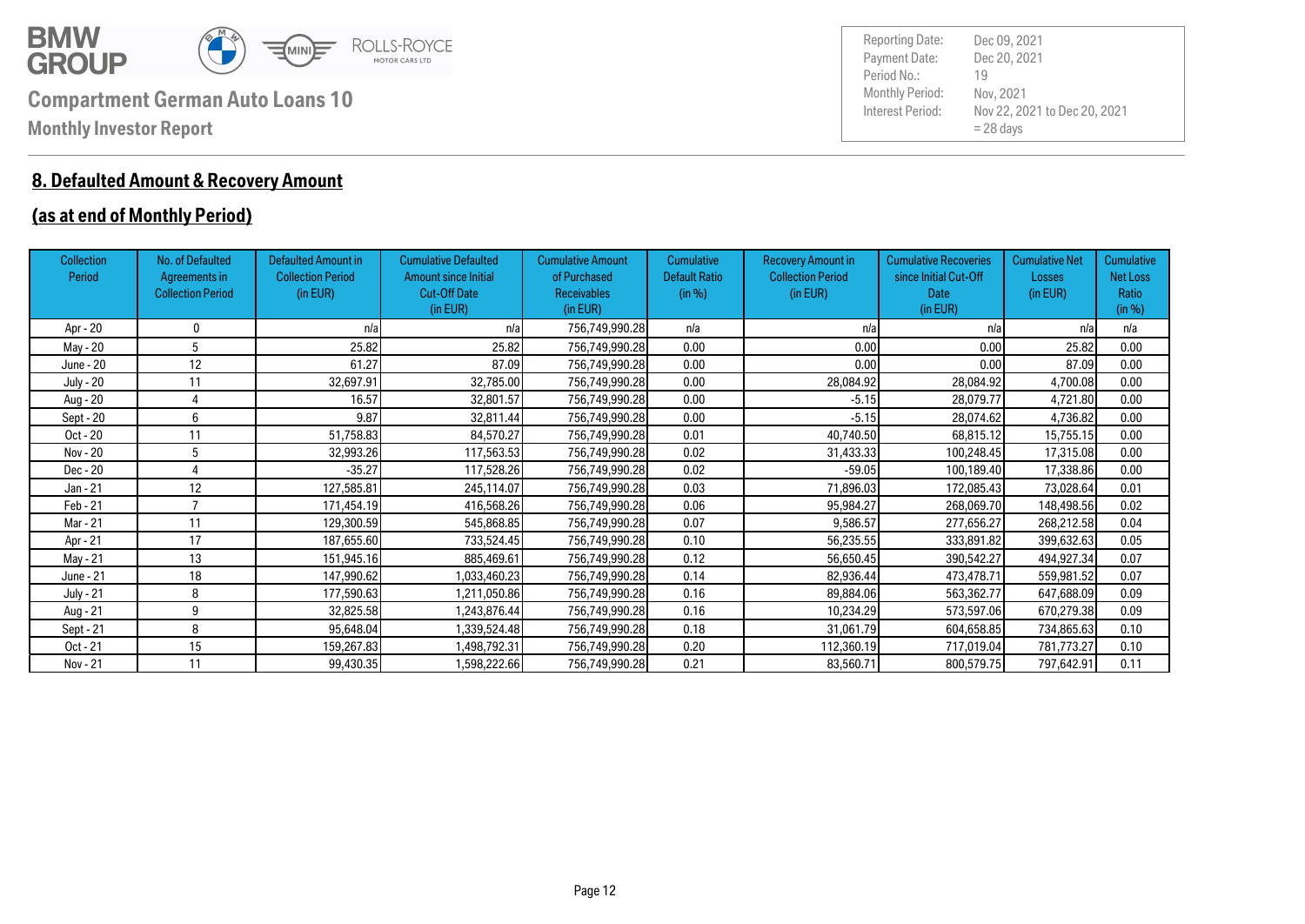**Compartment German Auto Loans 10**

**Monthly Investor Report**

| Reporting Date: | Dec 09, 2021 |
|---|---|
| Payment Date: | Dec 20, 2021 |
| Period No.: | 19 |
| Monthly Period: | Nov, 2021 |
| Interest Period: | Nov 22, 2021 to Dec 20, 2021 = 28 days |

## 8. Defaulted Amount & Recovery Amount

## (as at end of Monthly Period)

| Collection Period | No. of Defaulted Agreements in Collection Period | Defaulted Amount in Collection Period (in EUR) | Cumulative Defaulted Amount since Initial Cut-Off Date (in EUR) | Cumulative Amount of Purchased Receivables (in EUR) | Cumulative Default Ratio (in %) | Recovery Amount in Collection Period (in EUR) | Cumulative Recoveries since Initial Cut-Off Date (in EUR) | Cumulative Net Losses (in EUR) | Cumulative Net Loss Ratio (in %) |
|---|---|---|---|---|---|---|---|---|---|
| Apr - 20 | 0 | n/a | n/a | 756,749,990.28 | n/a | n/a | n/a | n/a | n/a |
| May - 20 | 5 | 25.82 | 25.82 | 756,749,990.28 | 0.00 | 0.00 | 0.00 | 25.82 | 0.00 |
| June - 20 | 12 | 61.27 | 87.09 | 756,749,990.28 | 0.00 | 0.00 | 0.00 | 87.09 | 0.00 |
| July - 20 | 11 | 32,697.91 | 32,785.00 | 756,749,990.28 | 0.00 | 28,084.92 | 28,084.92 | 4,700.08 | 0.00 |
| Aug - 20 | 4 | 16.57 | 32,801.57 | 756,749,990.28 | 0.00 | -5.15 | 28,079.77 | 4,721.80 | 0.00 |
| Sept - 20 | 6 | 9.87 | 32,811.44 | 756,749,990.28 | 0.00 | -5.15 | 28,074.62 | 4,736.82 | 0.00 |
| Oct - 20 | 11 | 51,758.83 | 84,570.27 | 756,749,990.28 | 0.01 | 40,740.50 | 68,815.12 | 15,755.15 | 0.00 |
| Nov - 20 | 5 | 32,993.26 | 117,563.53 | 756,749,990.28 | 0.02 | 31,433.33 | 100,248.45 | 17,315.08 | 0.00 |
| Dec - 20 | 4 | -35.27 | 117,528.26 | 756,749,990.28 | 0.02 | -59.05 | 100,189.40 | 17,338.86 | 0.00 |
| Jan - 21 | 12 | 127,585.81 | 245,114.07 | 756,749,990.28 | 0.03 | 71,896.03 | 172,085.43 | 73,028.64 | 0.01 |
| Feb - 21 | 7 | 171,454.19 | 416,568.26 | 756,749,990.28 | 0.06 | 95,984.27 | 268,069.70 | 148,498.56 | 0.02 |
| Mar - 21 | 11 | 129,300.59 | 545,868.85 | 756,749,990.28 | 0.07 | 9,586.57 | 277,656.27 | 268,212.58 | 0.04 |
| Apr - 21 | 17 | 187,655.60 | 733,524.45 | 756,749,990.28 | 0.10 | 56,235.55 | 333,891.82 | 399,632.63 | 0.05 |
| May - 21 | 13 | 151,945.16 | 885,469.61 | 756,749,990.28 | 0.12 | 56,650.45 | 390,542.27 | 494,927.34 | 0.07 |
| June - 21 | 18 | 147,990.62 | 1,033,460.23 | 756,749,990.28 | 0.14 | 82,936.44 | 473,478.71 | 559,981.52 | 0.07 |
| July - 21 | 8 | 177,590.63 | 1,211,050.86 | 756,749,990.28 | 0.16 | 89,884.06 | 563,362.77 | 647,688.09 | 0.09 |
| Aug - 21 | 9 | 32,825.58 | 1,243,876.44 | 756,749,990.28 | 0.16 | 10,234.29 | 573,597.06 | 670,279.38 | 0.09 |
| Sept - 21 | 8 | 95,648.04 | 1,339,524.48 | 756,749,990.28 | 0.18 | 31,061.79 | 604,658.85 | 734,865.63 | 0.10 |
| Oct - 21 | 15 | 159,267.83 | 1,498,792.31 | 756,749,990.28 | 0.20 | 112,360.19 | 717,019.04 | 781,773.27 | 0.10 |
| Nov - 21 | 11 | 99,430.35 | 1,598,222.66 | 756,749,990.28 | 0.21 | 83,560.71 | 800,579.75 | 797,642.91 | 0.11 |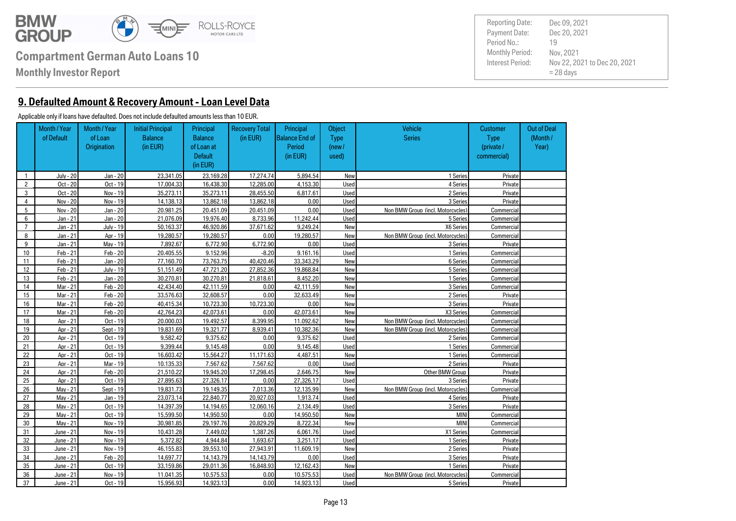## 9. Defaulted Amount & Recovery Amount - Loan Level Data

Applicable only if loans have defaulted. Does not include defaulted amounts less than 10 EUR.

| | Month / Year of Default | Month / Year of Loan Origination | Initial Principal Balance (in EUR) | Principal Balance of Loan at Default (in EUR) | Recovery Total (in EUR) | Principal Balance End of Period (in EUR) | Object Type (new / used) | Vehicle Series | Customer Type (private / commercial) | Out of Deal (Month / Year) |
|---|---|---|---|---|---|---|---|---|---|---|
| 1 | July - 20 | Jan - 20 | 23,341.05 | 23,169.28 | 17,274.74 | 5,894.54 | New | 1 Series | Private | |
| 2 | Oct - 20 | Oct - 19 | 17,004.33 | 16,438.30 | 12,285.00 | 4,153.30 | Used | 4 Series | Private | |
| 3 | Oct - 20 | Nov - 19 | 35,273.11 | 35,273.11 | 28,455.50 | 6,817.61 | Used | 2 Series | Private | |
| 4 | Nov - 20 | Nov - 19 | 14,138.13 | 13,862.18 | 13,862.18 | 0.00 | Used | 3 Series | Private | |
| 5 | Nov - 20 | Jan - 20 | 20,981.25 | 20,451.09 | 20,451.09 | 0.00 | Used | Non BMW Group (incl. Motorcycles) | Commercial | |
| 6 | Jan - 21 | Jan - 20 | 21,076.09 | 19,976.40 | 8,733.96 | 11,242.44 | Used | 5 Series | Commercial | |
| 7 | Jan - 21 | July - 19 | 50,163.37 | 46,920.86 | 37,671.62 | 9,249.24 | New | X6 Series | Commercial | |
| 8 | Jan - 21 | Apr - 19 | 19,280.57 | 19,280.57 | 0.00 | 19,280.57 | New | Non BMW Group (incl. Motorcycles) | Commercial | |
| 9 | Jan - 21 | May - 19 | 7,892.67 | 6,772.90 | 6,772.90 | 0.00 | Used | 3 Series | Private | |
| 10 | Feb - 21 | Feb - 20 | 20,405.55 | 9,152.96 | -8.20 | 9,161.16 | Used | 1 Series | Commercial | |
| 11 | Feb - 21 | Jan - 20 | 77,160.70 | 73,763.75 | 40,420.46 | 33,343.29 | New | 6 Series | Commercial | |
| 12 | Feb - 21 | July - 19 | 51,151.49 | 47,721.20 | 27,852.36 | 19,868.84 | New | 5 Series | Commercial | |
| 13 | Feb - 21 | Jan - 20 | 30,270.81 | 30,270.81 | 21,818.61 | 8,452.20 | New | 1 Series | Commercial | |
| 14 | Mar - 21 | Feb - 20 | 42,434.40 | 42,111.59 | 0.00 | 42,111.59 | New | 3 Series | Commercial | |
| 15 | Mar - 21 | Feb - 20 | 33,576.63 | 32,608.57 | 0.00 | 32,633.49 | New | 2 Series | Private | |
| 16 | Mar - 21 | Feb - 20 | 40,415.34 | 10,723.30 | 10,723.30 | 0.00 | New | 3 Series | Private | |
| 17 | Mar - 21 | Feb - 20 | 42,764.23 | 42,073.61 | 0.00 | 42,073.61 | New | X3 Series | Commercial | |
| 18 | Apr - 21 | Oct - 19 | 20,000.03 | 19,492.57 | 8,399.95 | 11,092.62 | New | Non BMW Group (incl. Motorcycles) | Commercial | |
| 19 | Apr - 21 | Sept - 19 | 19,831.69 | 19,321.77 | 8,939.41 | 10,382.36 | New | Non BMW Group (incl. Motorcycles) | Commercial | |
| 20 | Apr - 21 | Oct - 19 | 9,582.42 | 9,375.62 | 0.00 | 9,375.62 | Used | 2 Series | Commercial | |
| 21 | Apr - 21 | Oct - 19 | 9,399.44 | 9,145.48 | 0.00 | 9,145.48 | Used | 1 Series | Commercial | |
| 22 | Apr - 21 | Oct - 19 | 16,603.42 | 15,564.27 | 11,171.63 | 4,487.51 | New | 1 Series | Commercial | |
| 23 | Apr - 21 | Mar - 19 | 10,135.33 | 7,567.62 | 7,567.62 | 0.00 | Used | 2 Series | Private | |
| 24 | Apr - 21 | Feb - 20 | 21,510.22 | 19,945.20 | 17,298.45 | 2,646.75 | New | Other BMW Group | Private | |
| 25 | Apr - 21 | Oct - 19 | 27,895.63 | 27,326.17 | 0.00 | 27,326.17 | Used | 3 Series | Private | |
| 26 | May - 21 | Sept - 19 | 19,831.73 | 19,149.35 | 7,013.36 | 12,135.99 | New | Non BMW Group (incl. Motorcycles) | Commercial | |
| 27 | May - 21 | Jan - 19 | 23,073.14 | 22,840.77 | 20,927.03 | 1,913.74 | Used | 4 Series | Private | |
| 28 | May - 21 | Oct - 19 | 14,397.39 | 14,194.65 | 12,060.16 | 2,134.49 | Used | 3 Series | Private | |
| 29 | May - 21 | Oct - 19 | 15,599.50 | 14,950.50 | 0.00 | 14,950.50 | New | MINI | Commercial | |
| 30 | May - 21 | Nov - 19 | 30,981.85 | 29,197.76 | 20,829.29 | 8,722.34 | New | MINI | Commercial | |
| 31 | June - 21 | Nov - 19 | 10,431.28 | 7,449.02 | 1,387.26 | 6,061.76 | Used | X1 Series | Commercial | |
| 32 | June - 21 | Nov - 19 | 5,372.82 | 4,944.84 | 1,693.67 | 3,251.17 | Used | 1 Series | Private | |
| 33 | June - 21 | Nov - 19 | 46,155.83 | 39,553.10 | 27,943.91 | 11,609.19 | New | 2 Series | Private | |
| 34 | June - 21 | Feb - 20 | 14,697.77 | 14,143.79 | 14,143.79 | 0.00 | Used | 3 Series | Private | |
| 35 | June - 21 | Oct - 19 | 33,159.86 | 29,011.36 | 16,848.93 | 12,162.43 | New | 1 Series | Private | |
| 36 | June - 21 | Nov - 19 | 11,041.35 | 10,575.53 | 0.00 | 10,575.53 | Used | Non BMW Group (incl. Motorcycles) | Commercial | |
| 37 | June - 21 | Oct - 19 | 15,956.93 | 14,923.13 | 0.00 | 14,923.13 | Used | 5 Series | Private | |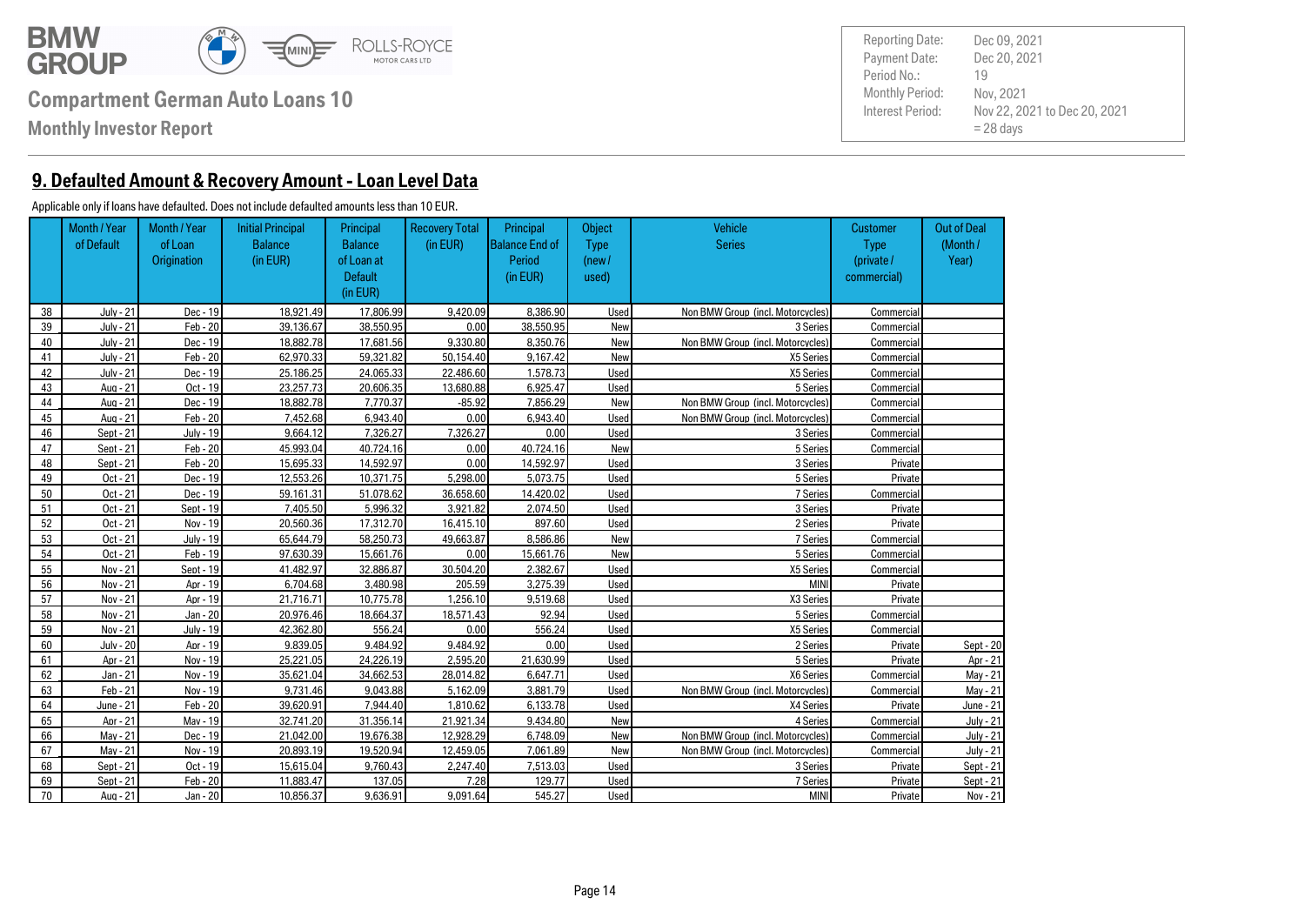## 9. Defaulted Amount & Recovery Amount - Loan Level Data

Applicable only if loans have defaulted. Does not include defaulted amounts less than 10 EUR.

| | Month / Year of Default | Month / Year of Loan Origination | Initial Principal Balance (in EUR) | Principal Balance of Loan at Default (in EUR) | Recovery Total (in EUR) | Principal Balance End of Period (in EUR) | Object Type (new / used) | Vehicle Series | Customer Type (private / commercial) | Out of Deal (Month / Year) |
|---|---|---|---|---|---|---|---|---|---|---|
| 38 | July - 21 | Dec - 19 | 18,921.49 | 17,806.99 | 9,420.09 | 8,386.90 | Used | Non BMW Group (incl. Motorcycles) | Commercial | |
| 39 | July - 21 | Feb - 20 | 39,136.67 | 38,550.95 | 0.00 | 38,550.95 | New | 3 Series | Commercial | |
| 40 | July - 21 | Dec - 19 | 18,882.78 | 17,681.56 | 9,330.80 | 8,350.76 | New | Non BMW Group (incl. Motorcycles) | Commercial | |
| 41 | July - 21 | Feb - 20 | 62,970.33 | 59,321.82 | 50,154.40 | 9,167.42 | New | X5 Series | Commercial | |
| 42 | July - 21 | Dec - 19 | 25,186.25 | 24,065.33 | 22,486.60 | 1,578.73 | Used | X5 Series | Commercial | |
| 43 | Aug - 21 | Oct - 19 | 23,257.73 | 20,606.35 | 13,680.88 | 6,925.47 | Used | 5 Series | Commercial | |
| 44 | Aug - 21 | Dec - 19 | 18,882.78 | 7,770.37 | -85.92 | 7,856.29 | New | Non BMW Group (incl. Motorcycles) | Commercial | |
| 45 | Aug - 21 | Feb - 20 | 7,452.68 | 6,943.40 | 0.00 | 6,943.40 | Used | Non BMW Group (incl. Motorcycles) | Commercial | |
| 46 | Sept - 21 | July - 19 | 9,664.12 | 7,326.27 | 7,326.27 | 0.00 | Used | 3 Series | Commercial | |
| 47 | Sept - 21 | Feb - 20 | 45,993.04 | 40,724.16 | 0.00 | 40,724.16 | New | 5 Series | Commercial | |
| 48 | Sept - 21 | Feb - 20 | 15,695.33 | 14,592.97 | 0.00 | 14,592.97 | Used | 3 Series | Private | |
| 49 | Oct - 21 | Dec - 19 | 12,553.26 | 10,371.75 | 5,298.00 | 5,073.75 | Used | 5 Series | Private | |
| 50 | Oct - 21 | Dec - 19 | 59,161.31 | 51,078.62 | 36,658.60 | 14,420.02 | Used | 7 Series | Commercial | |
| 51 | Oct - 21 | Sept - 19 | 7,405.50 | 5,996.32 | 3,921.82 | 2,074.50 | Used | 3 Series | Private | |
| 52 | Oct - 21 | Nov - 19 | 20,560.36 | 17,312.70 | 16,415.10 | 897.60 | Used | 2 Series | Private | |
| 53 | Oct - 21 | July - 19 | 65,644.79 | 58,250.73 | 49,663.87 | 8,586.86 | New | 7 Series | Commercial | |
| 54 | Oct - 21 | Feb - 19 | 97,630.39 | 15,661.76 | 0.00 | 15,661.76 | New | 5 Series | Commercial | |
| 55 | Nov - 21 | Sept - 19 | 41,482.97 | 32,886.87 | 30,504.20 | 2,382.67 | Used | X5 Series | Commercial | |
| 56 | Nov - 21 | Apr - 19 | 6,704.68 | 3,480.98 | 205.59 | 3,275.39 | Used | MINI | Private | |
| 57 | Nov - 21 | Apr - 19 | 21,716.71 | 10,775.78 | 1,256.10 | 9,519.68 | Used | X3 Series | Private | |
| 58 | Nov - 21 | Jan - 20 | 20,976.46 | 18,664.37 | 18,571.43 | 92.94 | Used | 5 Series | Commercial | |
| 59 | Nov - 21 | July - 19 | 42,362.80 | 556.24 | 0.00 | 556.24 | Used | X5 Series | Commercial | |
| 60 | July - 20 | Apr - 19 | 9,839.05 | 9,484.92 | 9,484.92 | 0.00 | Used | 2 Series | Private | Sept - 20 |
| 61 | Apr - 21 | Nov - 19 | 25,221.05 | 24,226.19 | 2,595.20 | 21,630.99 | Used | 5 Series | Private | Apr - 21 |
| 62 | Jan - 21 | Nov - 19 | 35,621.04 | 34,662.53 | 28,014.82 | 6,647.71 | Used | X6 Series | Commercial | May - 21 |
| 63 | Feb - 21 | Nov - 19 | 9,731.46 | 9,043.88 | 5,162.09 | 3,881.79 | Used | Non BMW Group (incl. Motorcycles) | Commercial | May - 21 |
| 64 | June - 21 | Feb - 20 | 39,620.91 | 7,944.40 | 1,810.62 | 6,133.78 | Used | X4 Series | Private | June - 21 |
| 65 | Apr - 21 | May - 19 | 32,741.20 | 31,356.14 | 21,921.34 | 9,434.80 | New | 4 Series | Commercial | July - 21 |
| 66 | May - 21 | Dec - 19 | 21,042.00 | 19,676.38 | 12,928.29 | 6,748.09 | New | Non BMW Group (incl. Motorcycles) | Commercial | July - 21 |
| 67 | May - 21 | Nov - 19 | 20,893.19 | 19,520.94 | 12,459.05 | 7,061.89 | New | Non BMW Group (incl. Motorcycles) | Commercial | July - 21 |
| 68 | Sept - 21 | Oct - 19 | 15,615.04 | 9,760.43 | 2,247.40 | 7,513.03 | Used | 3 Series | Private | Sept - 21 |
| 69 | Sept - 21 | Feb - 20 | 11,883.47 | 137.05 | 7.28 | 129.77 | Used | 7 Series | Private | Sept - 21 |
| 70 | Aug - 21 | Jan - 20 | 10,856.37 | 9,636.91 | 9,091.64 | 545.27 | Used | MINI | Private | Nov - 21 |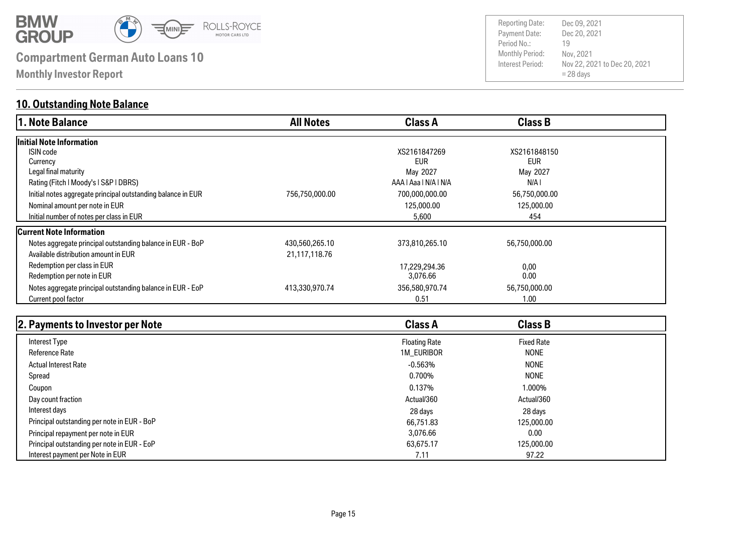# Compartment German Auto Loans 10

**Monthly Investor Report**

| | |
|---|---|
| Reporting Date: | Dec 09, 2021 |
| Payment Date: | Dec 20, 2021 |
| Period No.: | 19 |
| Monthly Period: | Nov, 2021 |
| Interest Period: | Nov 22, 2021 to Dec 20, 2021 = 28 days |

## 10. Outstanding Note Balance

| 1. Note Balance | All Notes | Class A | Class B |
|---|---|---|---|
| **Initial Note Information** | | | |
| ISIN code | | XS2161847269 | XS2161848150 |
| Currency | | EUR | EUR |
| Legal final maturity | | May 2027 | May 2027 |
| Rating (Fitch I Moody's I S&P I DBRS) | | AAA I Aaa I N/A I N/A | N/A I |
| Initial notes aggregate principal outstanding balance in EUR | 756,750,000.00 | 700,000,000.00 | 56,750,000.00 |
| Nominal amount per note in EUR | | 125,000.00 | 125,000.00 |
| Initial number of notes per class in EUR | | 5,600 | 454 |
| **Current Note Information** | | | |
| Notes aggregate principal outstanding balance in EUR - BoP | 430,560,265.10 | 373,810,265.10 | 56,750,000.00 |
| Available distribution amount in EUR | 21,117,118.76 | | |
| Redemption per class in EUR | | 17,229,294.36 | 0,00 |
| Redemption per note in EUR | | 3,076.66 | 0.00 |
| Notes aggregate principal outstanding balance in EUR - EoP | 413,330,970.74 | 356,580,970.74 | 56,750,000.00 |
| Current pool factor | | 0.51 | 1.00 |

| 2. Payments to Investor per Note | Class A | Class B |
|---|---|---|
| Interest Type | Floating Rate | Fixed Rate |
| Reference Rate | 1M_EURIBOR | NONE |
| Actual Interest Rate | -0.563% | NONE |
| Spread | 0.700% | NONE |
| Coupon | 0.137% | 1.000% |
| Day count fraction | Actual/360 | Actual/360 |
| Interest days | 28 days | 28 days |
| Principal outstanding per note in EUR - BoP | 66,751.83 | 125,000.00 |
| Principal repayment per note in EUR | 3,076.66 | 0.00 |
| Principal outstanding per note in EUR - EoP | 63,675.17 | 125,000.00 |
| Interest payment per Note in EUR | 7.11 | 97.22 |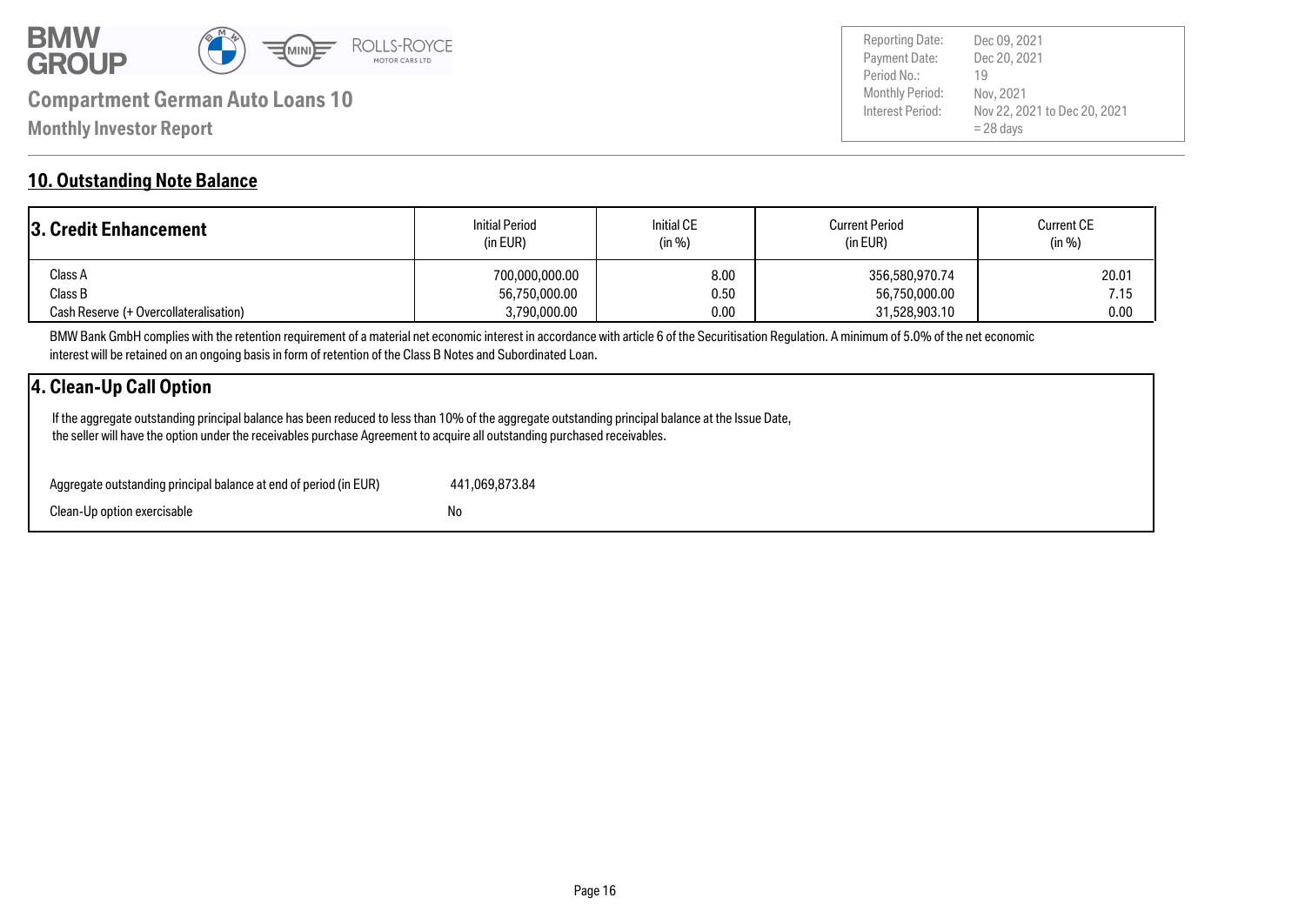## 10. Outstanding Note Balance

| 3. Credit Enhancement | Initial Period (in EUR) | Initial CE (in %) | Current Period (in EUR) | Current CE (in %) |
|---|---|---|---|---|
| Class A | 700,000,000.00 | 8.00 | 356,580,970.74 | 20.01 |
| Class B | 56,750,000.00 | 0.50 | 56,750,000.00 | 7.15 |
| Cash Reserve (+ Overcollateralisation) | 3,790,000.00 | 0.00 | 31,528,903.10 | 0.00 |

BMW Bank GmbH complies with the retention requirement of a material net economic interest in accordance with article 6 of the Securitisation Regulation. A minimum of 5.0% of the net economic interest will be retained on an ongoing basis in form of retention of the Class B Notes and Subordinated Loan.

### 4. Clean-Up Call Option

If the aggregate outstanding principal balance has been reduced to less than 10% of the aggregate outstanding principal balance at the Issue Date, the seller will have the option under the receivables purchase Agreement to acquire all outstanding purchased receivables.

| | |
|---|---|
| Aggregate outstanding principal balance at end of period (in EUR) | 441,069,873.84 |
| Clean-Up option exercisable | No |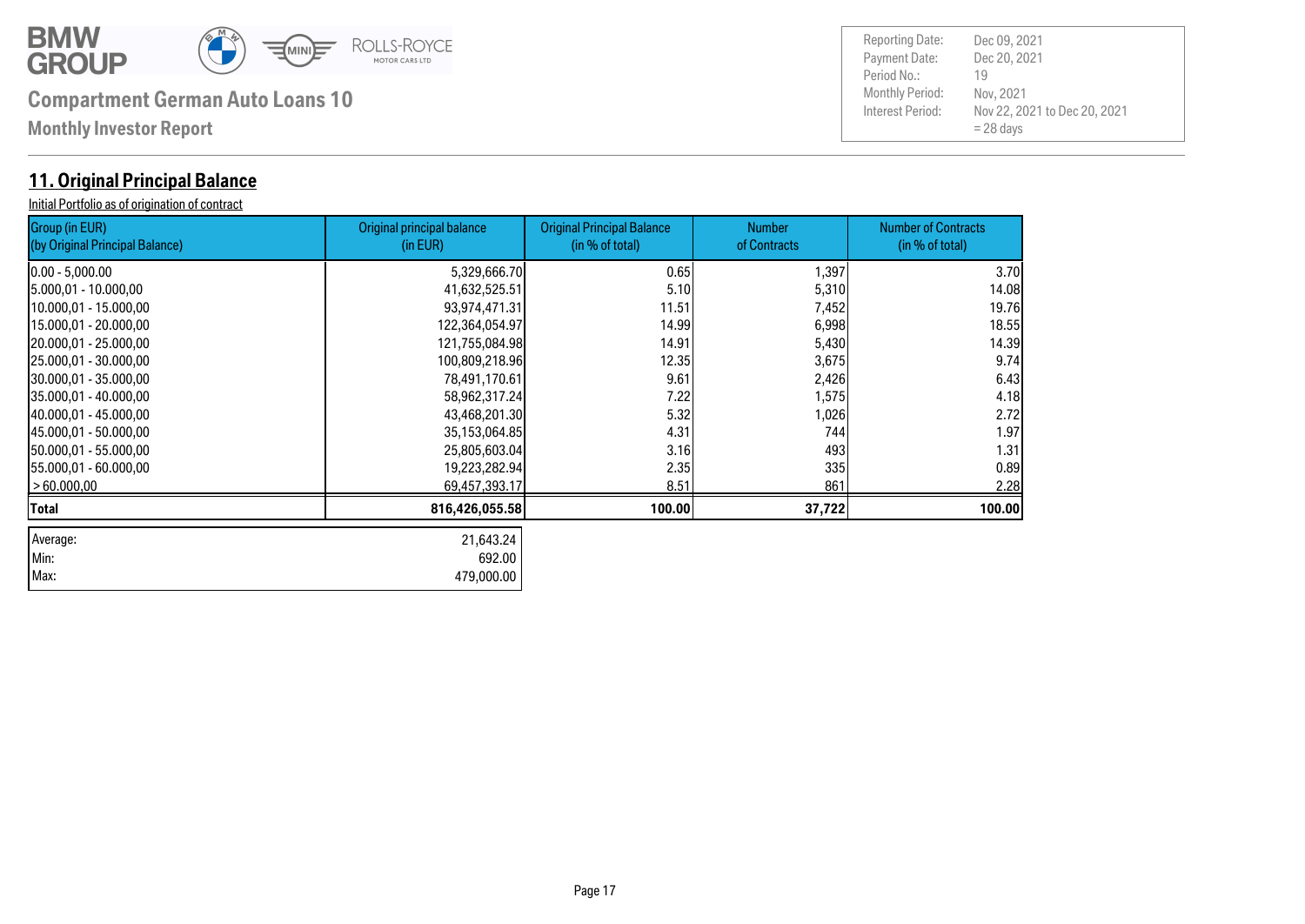**Compartment German Auto Loans 10**

**Monthly Investor Report**

| | |
|---|---|
| Reporting Date: | Dec 09, 2021 |
| Payment Date: | Dec 20, 2021 |
| Period No.: | 19 |
| Monthly Period: | Nov, 2021 |
| Interest Period: | Nov 22, 2021 to Dec 20, 2021 = 28 days |

## 11. Original Principal Balance

Initial Portfolio as of origination of contract

| Group (in EUR) (by Original Principal Balance) | Original principal balance (in EUR) | Original Principal Balance (in % of total) | Number of Contracts | Number of Contracts (in % of total) |
|---|---|---|---|---|
| 0.00 - 5,000.00 | 5,329,666.70 | 0.65 | 1,397 | 3.70 |
| 5.000,01 - 10.000,00 | 41,632,525.51 | 5.10 | 5,310 | 14.08 |
| 10.000,01 - 15.000,00 | 93,974,471.31 | 11.51 | 7,452 | 19.76 |
| 15.000,01 - 20.000,00 | 122,364,054.97 | 14.99 | 6,998 | 18.55 |
| 20.000,01 - 25.000,00 | 121,755,084.98 | 14.91 | 5,430 | 14.39 |
| 25.000,01 - 30.000,00 | 100,809,218.96 | 12.35 | 3,675 | 9.74 |
| 30.000,01 - 35.000,00 | 78,491,170.61 | 9.61 | 2,426 | 6.43 |
| 35.000,01 - 40.000,00 | 58,962,317.24 | 7.22 | 1,575 | 4.18 |
| 40.000,01 - 45.000,00 | 43,468,201.30 | 5.32 | 1,026 | 2.72 |
| 45.000,01 - 50.000,00 | 35,153,064.85 | 4.31 | 744 | 1.97 |
| 50.000,01 - 55.000,00 | 25,805,603.04 | 3.16 | 493 | 1.31 |
| 55.000,01 - 60.000,00 | 19,223,282.94 | 2.35 | 335 | 0.89 |
| > 60.000,00 | 69,457,393.17 | 8.51 | 861 | 2.28 |
| **Total** | **816,426,055.58** | **100.00** | **37,722** | **100.00** |

| | |
|---|---|
| Average: | 21,643.24 |
| Min: | 692.00 |
| Max: | 479,000.00 |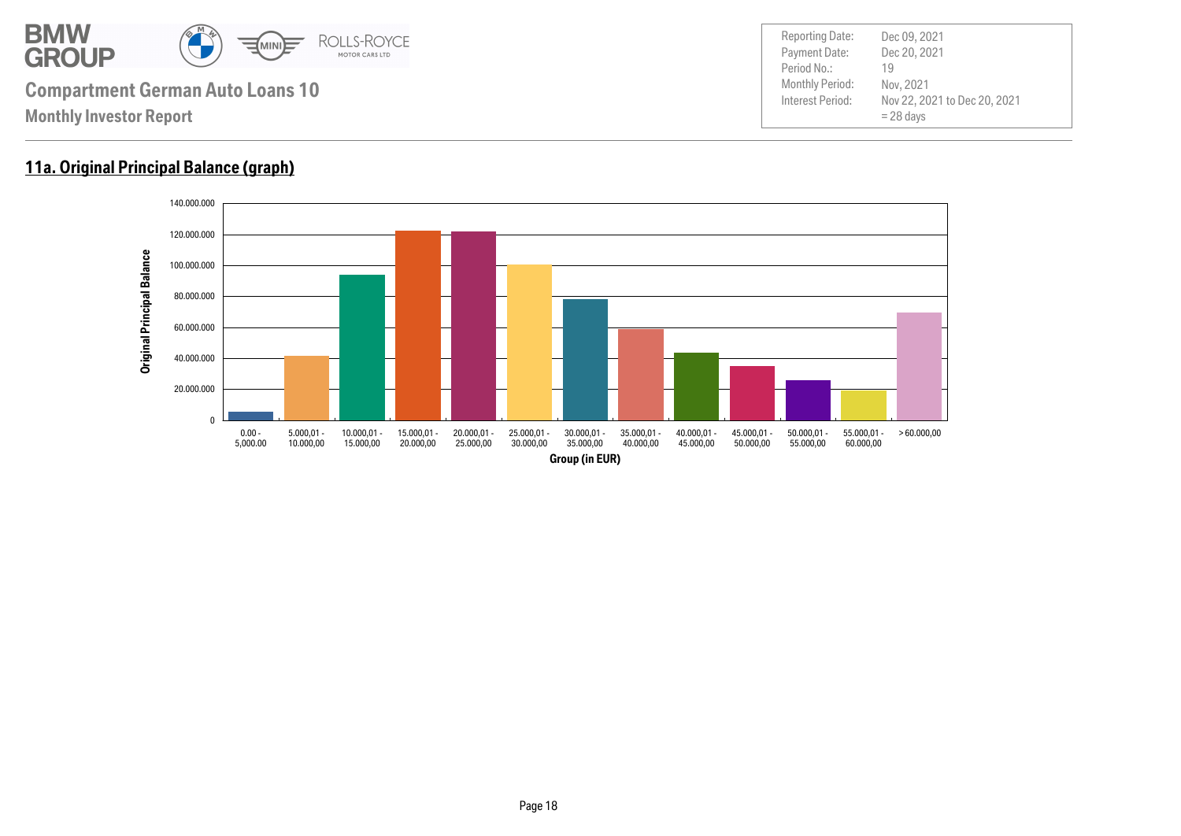**Compartment German Auto Loans 10**

**Monthly Investor Report**

| | |
|---|---|
| Reporting Date: | Dec 09, 2021 |
| Payment Date: | Dec 20, 2021 |
| Period No.: | 19 |
| Monthly Period: | Nov, 2021 |
| Interest Period: | Nov 22, 2021 to Dec 20, 2021 = 28 days |

## 11a. Original Principal Balance (graph)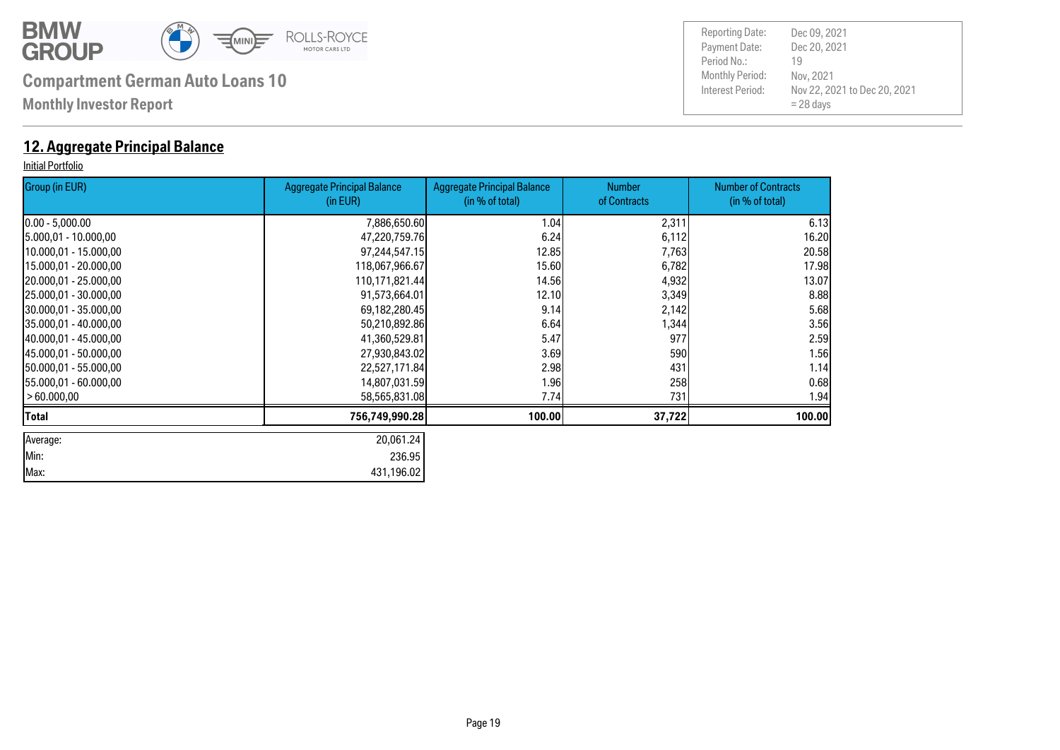**Compartment German Auto Loans 10**

**Monthly Investor Report**

| | |
|---|---|
| Reporting Date: | Dec 09, 2021 |
| Payment Date: | Dec 20, 2021 |
| Period No.: | 19 |
| Monthly Period: | Nov, 2021 |
| Interest Period: | Nov 22, 2021 to Dec 20, 2021 = 28 days |

## 12. Aggregate Principal Balance

Initial Portfolio

| Group (in EUR) | Aggregate Principal Balance (in EUR) | Aggregate Principal Balance (in % of total) | Number of Contracts | Number of Contracts (in % of total) |
|---|---|---|---|---|
| 0.00 - 5,000.00 | 7,886,650.60 | 1.04 | 2,311 | 6.13 |
| 5.000,01 - 10.000,00 | 47,220,759.76 | 6.24 | 6,112 | 16.20 |
| 10.000,01 - 15.000,00 | 97,244,547.15 | 12.85 | 7,763 | 20.58 |
| 15.000,01 - 20.000,00 | 118,067,966.67 | 15.60 | 6,782 | 17.98 |
| 20.000,01 - 25.000,00 | 110,171,821.44 | 14.56 | 4,932 | 13.07 |
| 25.000,01 - 30.000,00 | 91,573,664.01 | 12.10 | 3,349 | 8.88 |
| 30.000,01 - 35.000,00 | 69,182,280.45 | 9.14 | 2,142 | 5.68 |
| 35.000,01 - 40.000,00 | 50,210,892.86 | 6.64 | 1,344 | 3.56 |
| 40.000,01 - 45.000,00 | 41,360,529.81 | 5.47 | 977 | 2.59 |
| 45.000,01 - 50.000,00 | 27,930,843.02 | 3.69 | 590 | 1.56 |
| 50.000,01 - 55.000,00 | 22,527,171.84 | 2.98 | 431 | 1.14 |
| 55.000,01 - 60.000,00 | 14,807,031.59 | 1.96 | 258 | 0.68 |
| > 60.000,00 | 58,565,831.08 | 7.74 | 731 | 1.94 |
| **Total** | **756,749,990.28** | **100.00** | **37,722** | **100.00** |

| | |
|---|---|
| Average: | 20,061.24 |
| Min: | 236.95 |
| Max: | 431,196.02 |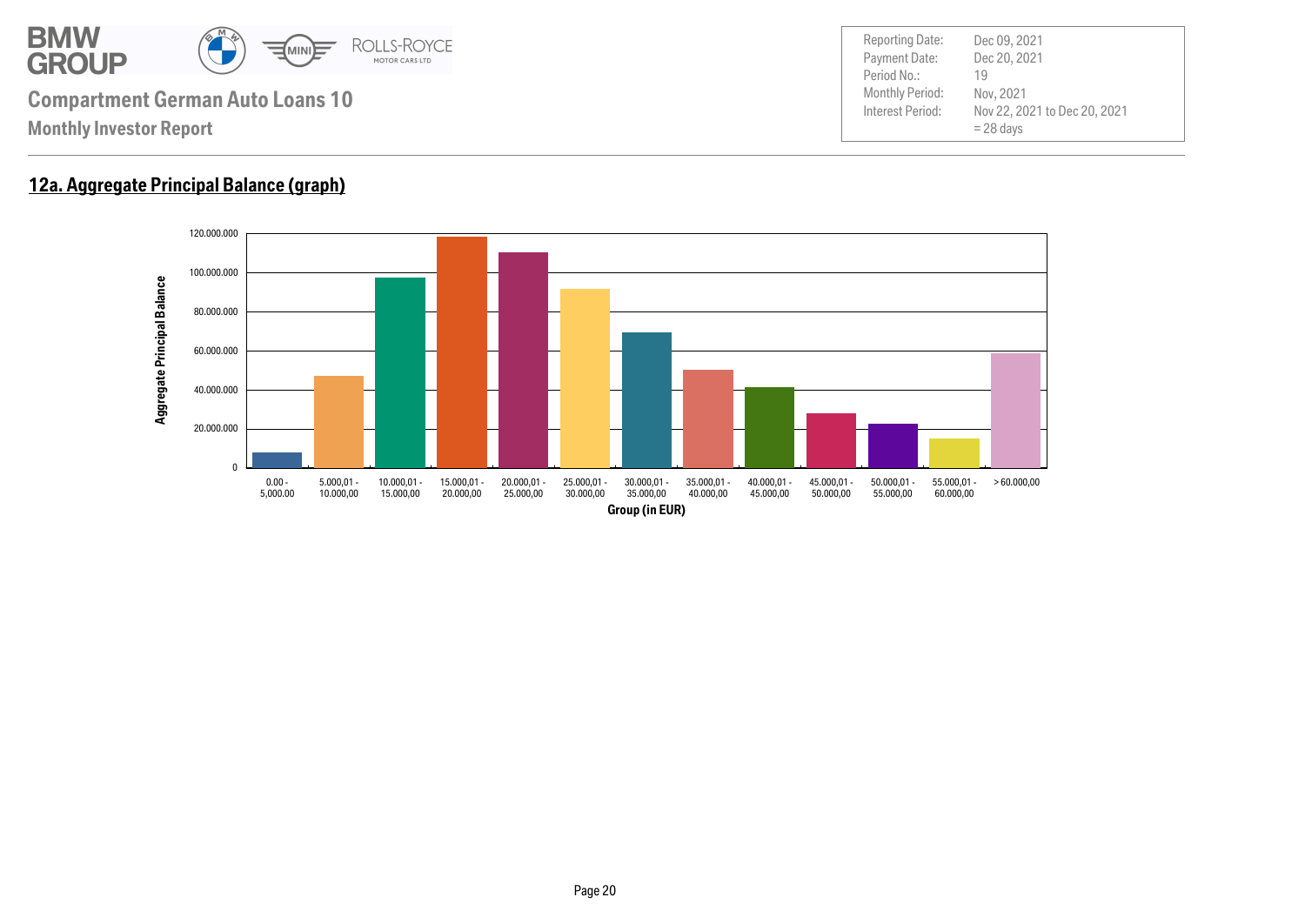## 12a. Aggregate Principal Balance (graph)

Aggregate Principal Balance

120.000.000
100.000.000
80.000.000
60.000.000
40.000.000
20.000.000
0

0.00 - 5,000.00 | 5.000,01 - 10.000,00 | 10.000,01 - 15.000,00 | 15.000,01 - 20.000,00 | 20.000,01 - 25.000,00 | 25.000,01 - 30.000,00 | 30.000,01 - 35.000,00 | 35.000,01 - 40.000,00 | 40.000,01 - 45.000,00 | 45.000,01 - 50.000,00 | 50.000,01 - 55.000,00 | 55.000,01 - 60.000,00 | > 60.000,00

Group (in EUR)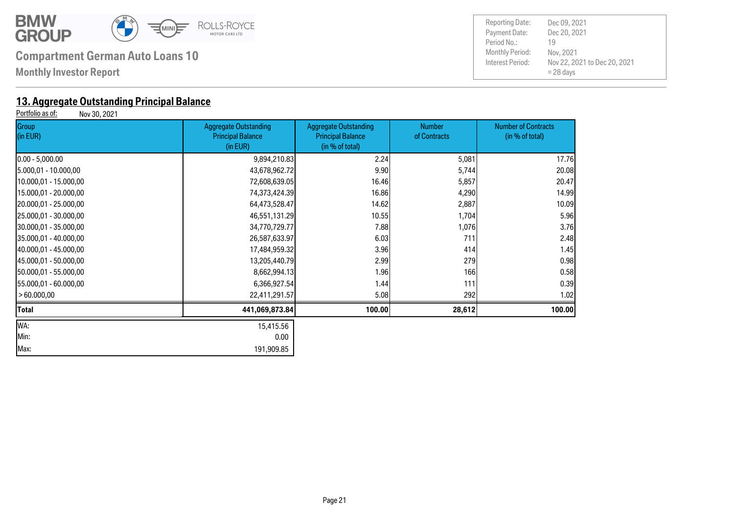**Compartment German Auto Loans 10**

**Monthly Investor Report**

| Reporting Date: | Dec 09, 2021 |
|---|---|
| Payment Date: | Dec 20, 2021 |
| Period No.: | 19 |
| Monthly Period: | Nov, 2021 |
| Interest Period: | Nov 22, 2021 to Dec 20, 2021 = 28 days |

## 13. Aggregate Outstanding Principal Balance

Portfolio as of: Nov 30, 2021

| Group (in EUR) | Aggregate Outstanding Principal Balance (in EUR) | Aggregate Outstanding Principal Balance (in % of total) | Number of Contracts | Number of Contracts (in % of total) |
|---|---|---|---|---|
| 0.00 - 5,000.00 | 9,894,210.83 | 2.24 | 5,081 | 17.76 |
| 5.000,01 - 10.000,00 | 43,678,962.72 | 9.90 | 5,744 | 20.08 |
| 10.000,01 - 15.000,00 | 72,608,639.05 | 16.46 | 5,857 | 20.47 |
| 15.000,01 - 20.000,00 | 74,373,424.39 | 16.86 | 4,290 | 14.99 |
| 20.000,01 - 25.000,00 | 64,473,528.47 | 14.62 | 2,887 | 10.09 |
| 25.000,01 - 30.000,00 | 46,551,131.29 | 10.55 | 1,704 | 5.96 |
| 30.000,01 - 35.000,00 | 34,770,729.77 | 7.88 | 1,076 | 3.76 |
| 35.000,01 - 40.000,00 | 26,587,633.97 | 6.03 | 711 | 2.48 |
| 40.000,01 - 45.000,00 | 17,484,959.32 | 3.96 | 414 | 1.45 |
| 45.000,01 - 50.000,00 | 13,205,440.79 | 2.99 | 279 | 0.98 |
| 50.000,01 - 55.000,00 | 8,662,994.13 | 1.96 | 166 | 0.58 |
| 55.000,01 - 60.000,00 | 6,366,927.54 | 1.44 | 111 | 0.39 |
| > 60.000,00 | 22,411,291.57 | 5.08 | 292 | 1.02 |
| **Total** | **441,069,873.84** | **100.00** | **28,612** | **100.00** |

| | |
|---|---|
| WA: | 15,415.56 |
| Min: | 0.00 |
| Max: | 191,909.85 |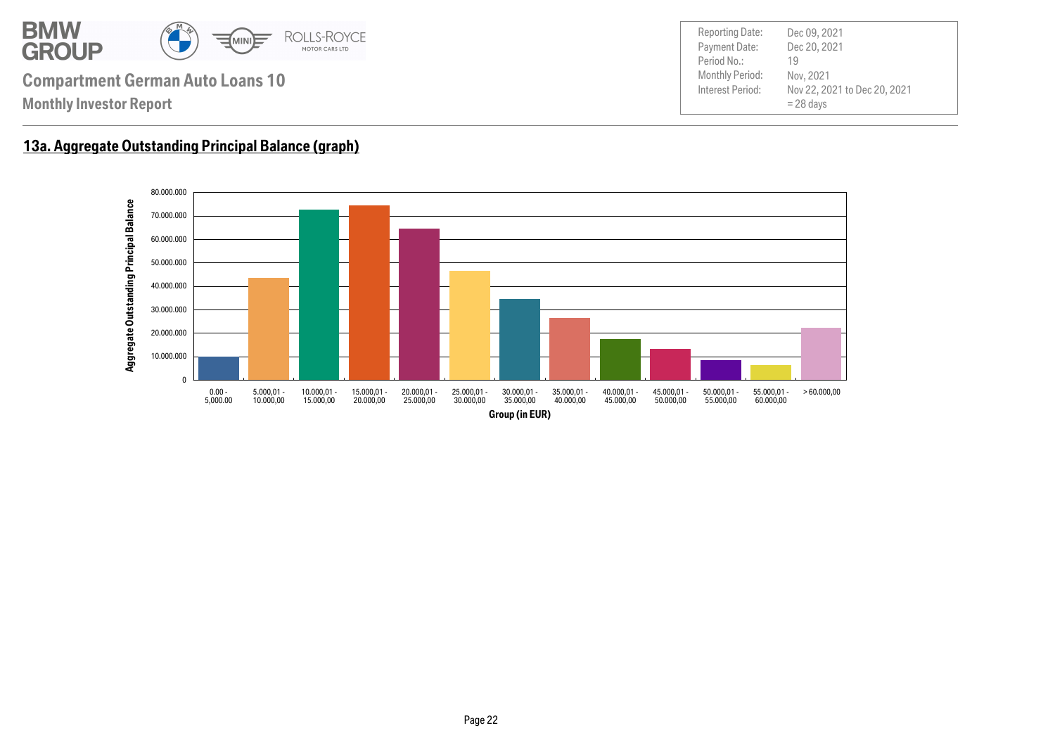# Compartment German Auto Loans 10

**Monthly Investor Report**

| | |
|---|---|
| Reporting Date: | Dec 09, 2021 |
| Payment Date: | Dec 20, 2021 |
| Period No.: | 19 |
| Monthly Period: | Nov, 2021 |
| Interest Period: | Nov 22, 2021 to Dec 20, 2021 = 28 days |

## 13a. Aggregate Outstanding Principal Balance (graph)

Aggregate Outstanding Principal Balance

80.000.000
70.000.000
60.000.000
50.000.000
40.000.000
30.000.000
20.000.000
10.000.000
0

0.00 - 5,000.00 | 5.000,01 - 10.000,00 | 10.000,01 - 15.000,00 | 15.000,01 - 20.000,00 | 20.000,01 - 25.000,00 | 25.000,01 - 30.000,00 | 30.000,01 - 35.000,00 | 35.000,01 - 40.000,00 | 40.000,01 - 45.000,00 | 45.000,01 - 50.000,00 | 50.000,01 - 55.000,00 | 55.000,01 - 60.000,00 | > 60.000,00

Group (in EUR)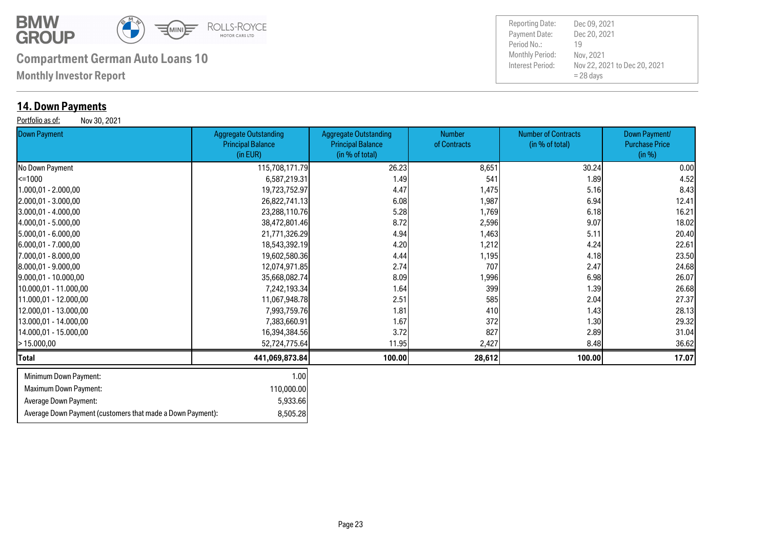# Compartment German Auto Loans 10

**Monthly Investor Report**

| | |
|---|---|
| Reporting Date: | Dec 09, 2021 |
| Payment Date: | Dec 20, 2021 |
| Period No.: | 19 |
| Monthly Period: | Nov, 2021 |
| Interest Period: | Nov 22, 2021 to Dec 20, 2021 = 28 days |

## 14. Down Payments

Portfolio as of: Nov 30, 2021

| Down Payment | Aggregate Outstanding Principal Balance (in EUR) | Aggregate Outstanding Principal Balance (in % of total) | Number of Contracts | Number of Contracts (in % of total) | Down Payment/ Purchase Price (in %) |
|---|---|---|---|---|---|
| No Down Payment | 115,708,171.79 | 26.23 | 8,651 | 30.24 | 0.00 |
| <=1000 | 6,587,219.31 | 1.49 | 541 | 1.89 | 4.52 |
| 1.000,01 - 2.000,00 | 19,723,752.97 | 4.47 | 1,475 | 5.16 | 8.43 |
| 2.000,01 - 3.000,00 | 26,822,741.13 | 6.08 | 1,987 | 6.94 | 12.41 |
| 3.000,01 - 4.000,00 | 23,288,110.76 | 5.28 | 1,769 | 6.18 | 16.21 |
| 4.000,01 - 5.000,00 | 38,472,801.46 | 8.72 | 2,596 | 9.07 | 18.02 |
| 5.000,01 - 6.000,00 | 21,771,326.29 | 4.94 | 1,463 | 5.11 | 20.40 |
| 6.000,01 - 7.000,00 | 18,543,392.19 | 4.20 | 1,212 | 4.24 | 22.61 |
| 7.000,01 - 8.000,00 | 19,602,580.36 | 4.44 | 1,195 | 4.18 | 23.50 |
| 8.000,01 - 9.000,00 | 12,074,971.85 | 2.74 | 707 | 2.47 | 24.68 |
| 9.000,01 - 10.000,00 | 35,668,082.74 | 8.09 | 1,996 | 6.98 | 26.07 |
| 10.000,01 - 11.000,00 | 7,242,193.34 | 1.64 | 399 | 1.39 | 26.68 |
| 11.000,01 - 12.000,00 | 11,067,948.78 | 2.51 | 585 | 2.04 | 27.37 |
| 12.000,01 - 13.000,00 | 7,993,759.76 | 1.81 | 410 | 1.43 | 28.13 |
| 13.000,01 - 14.000,00 | 7,383,660.91 | 1.67 | 372 | 1.30 | 29.32 |
| 14.000,01 - 15.000,00 | 16,394,384.56 | 3.72 | 827 | 2.89 | 31.04 |
| > 15.000,00 | 52,724,775.64 | 11.95 | 2,427 | 8.48 | 36.62 |
| **Total** | **441,069,873.84** | **100.00** | **28,612** | **100.00** | **17.07** |

| | |
|---|---|
| Minimum Down Payment: | 1.00 |
| Maximum Down Payment: | 110,000.00 |
| Average Down Payment: | 5,933.66 |
| Average Down Payment (customers that made a Down Payment): | 8,505.28 |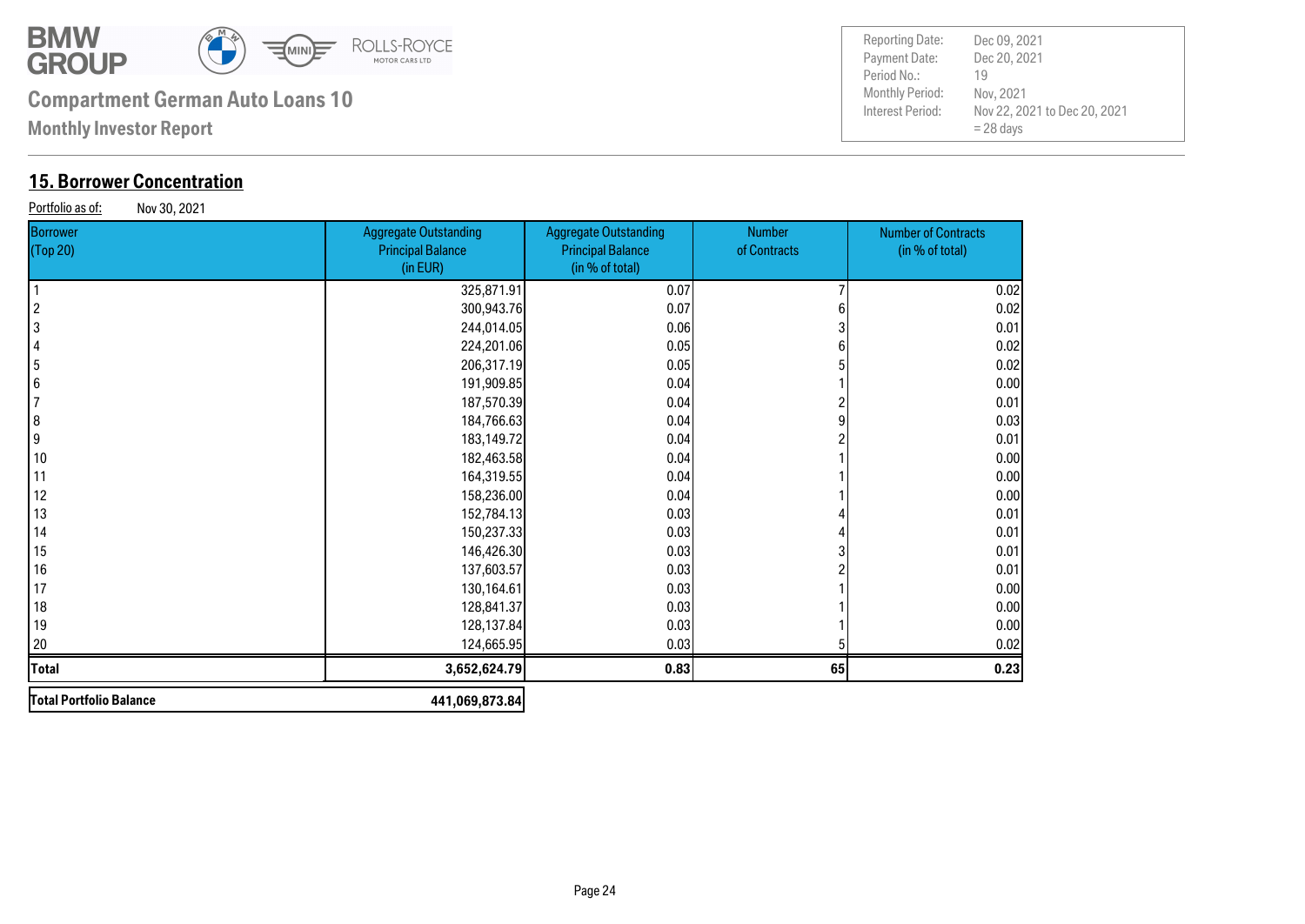**BMW GROUP**

**Compartment German Auto Loans 10**

**Monthly Investor Report**

| | |
|---|---|
| Reporting Date: | Dec 09, 2021 |
| Payment Date: | Dec 20, 2021 |
| Period No.: | 19 |
| Monthly Period: | Nov, 2021 |
| Interest Period: | Nov 22, 2021 to Dec 20, 2021 = 28 days |

## 15. Borrower Concentration

Portfolio as of: Nov 30, 2021

| Borrower (Top 20) | Aggregate Outstanding Principal Balance (in EUR) | Aggregate Outstanding Principal Balance (in % of total) | Number of Contracts | Number of Contracts (in % of total) |
|---|---|---|---|---|
| 1 | 325,871.91 | 0.07 | 7 | 0.02 |
| 2 | 300,943.76 | 0.07 | 6 | 0.02 |
| 3 | 244,014.05 | 0.06 | 3 | 0.01 |
| 4 | 224,201.06 | 0.05 | 6 | 0.02 |
| 5 | 206,317.19 | 0.05 | 5 | 0.02 |
| 6 | 191,909.85 | 0.04 | 1 | 0.00 |
| 7 | 187,570.39 | 0.04 | 2 | 0.01 |
| 8 | 184,766.63 | 0.04 | 9 | 0.03 |
| 9 | 183,149.72 | 0.04 | 2 | 0.01 |
| 10 | 182,463.58 | 0.04 | 1 | 0.00 |
| 11 | 164,319.55 | 0.04 | 1 | 0.00 |
| 12 | 158,236.00 | 0.04 | 1 | 0.00 |
| 13 | 152,784.13 | 0.03 | 4 | 0.01 |
| 14 | 150,237.33 | 0.03 | 4 | 0.01 |
| 15 | 146,426.30 | 0.03 | 3 | 0.01 |
| 16 | 137,603.57 | 0.03 | 2 | 0.01 |
| 17 | 130,164.61 | 0.03 | 1 | 0.00 |
| 18 | 128,841.37 | 0.03 | 1 | 0.00 |
| 19 | 128,137.84 | 0.03 | 1 | 0.00 |
| 20 | 124,665.95 | 0.03 | 5 | 0.02 |
| **Total** | **3,652,624.79** | **0.83** | **65** | **0.23** |

| | |
|---|---|
| **Total Portfolio Balance** | **441,069,873.84** |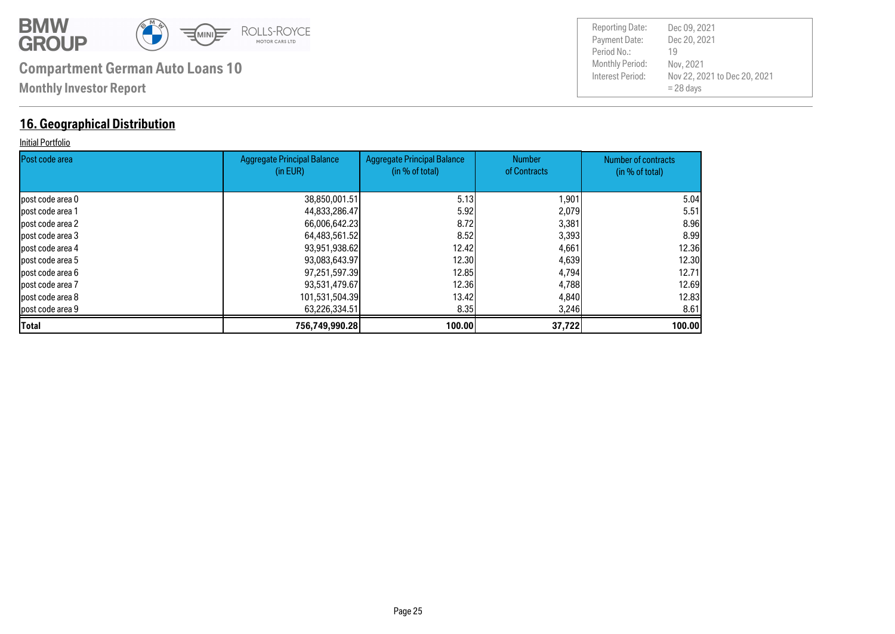**Compartment German Auto Loans 10**

**Monthly Investor Report**

| | |
|---|---|
| Reporting Date: | Dec 09, 2021 |
| Payment Date: | Dec 20, 2021 |
| Period No.: | 19 |
| Monthly Period: | Nov, 2021 |
| Interest Period: | Nov 22, 2021 to Dec 20, 2021 = 28 days |

## 16. Geographical Distribution

Initial Portfolio

| Post code area | Aggregate Principal Balance (in EUR) | Aggregate Principal Balance (in % of total) | Number of Contracts | Number of contracts (in % of total) |
|---|---|---|---|---|
| post code area 0 | 38,850,001.51 | 5.13 | 1,901 | 5.04 |
| post code area 1 | 44,833,286.47 | 5.92 | 2,079 | 5.51 |
| post code area 2 | 66,006,642.23 | 8.72 | 3,381 | 8.96 |
| post code area 3 | 64,483,561.52 | 8.52 | 3,393 | 8.99 |
| post code area 4 | 93,951,938.62 | 12.42 | 4,661 | 12.36 |
| post code area 5 | 93,083,643.97 | 12.30 | 4,639 | 12.30 |
| post code area 6 | 97,251,597.39 | 12.85 | 4,794 | 12.71 |
| post code area 7 | 93,531,479.67 | 12.36 | 4,788 | 12.69 |
| post code area 8 | 101,531,504.39 | 13.42 | 4,840 | 12.83 |
| post code area 9 | 63,226,334.51 | 8.35 | 3,246 | 8.61 |
| **Total** | **756,749,990.28** | **100.00** | **37,722** | **100.00** |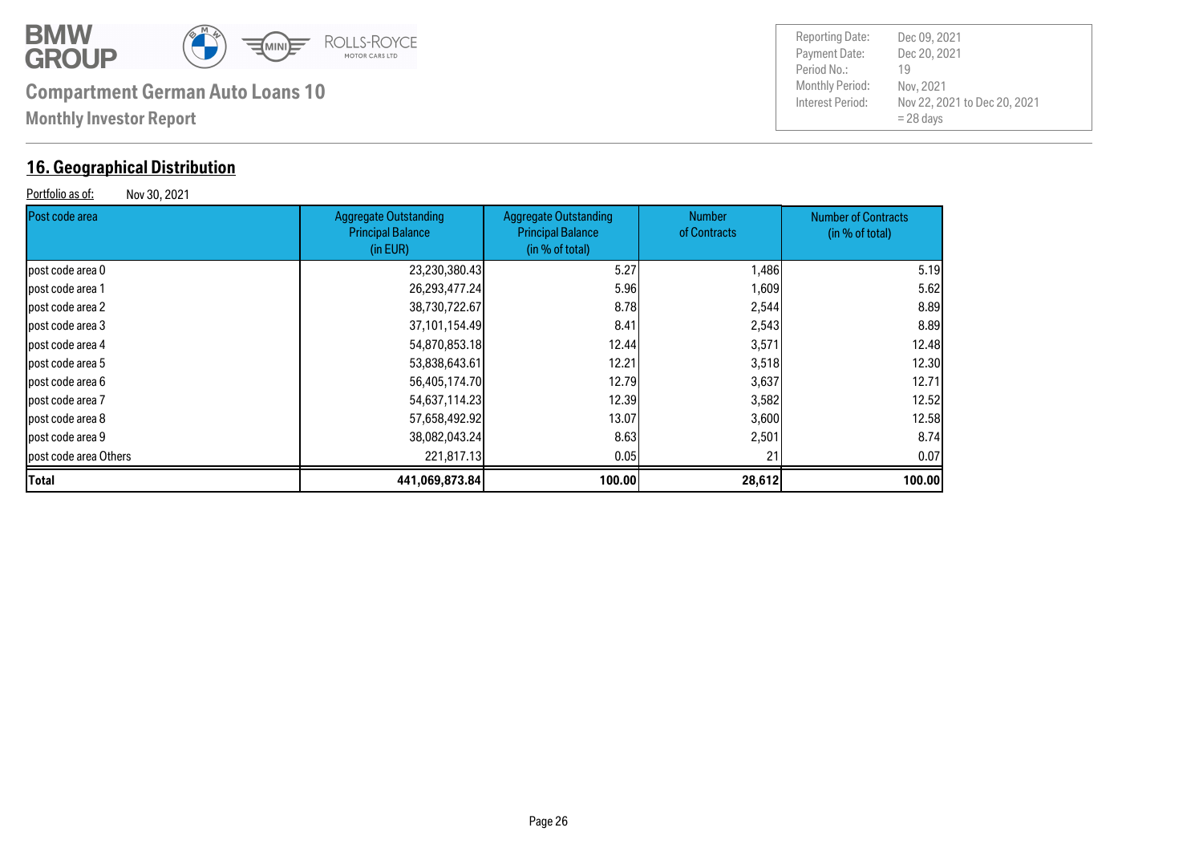**Compartment German Auto Loans 10**

**Monthly Investor Report**

| | |
|---|---|
| Reporting Date: | Dec 09, 2021 |
| Payment Date: | Dec 20, 2021 |
| Period No.: | 19 |
| Monthly Period: | Nov, 2021 |
| Interest Period: | Nov 22, 2021 to Dec 20, 2021 = 28 days |

## 16. Geographical Distribution

Portfolio as of: Nov 30, 2021

| Post code area | Aggregate Outstanding Principal Balance (in EUR) | Aggregate Outstanding Principal Balance (in % of total) | Number of Contracts | Number of Contracts (in % of total) |
|---|---|---|---|---|
| post code area 0 | 23,230,380.43 | 5.27 | 1,486 | 5.19 |
| post code area 1 | 26,293,477.24 | 5.96 | 1,609 | 5.62 |
| post code area 2 | 38,730,722.67 | 8.78 | 2,544 | 8.89 |
| post code area 3 | 37,101,154.49 | 8.41 | 2,543 | 8.89 |
| post code area 4 | 54,870,853.18 | 12.44 | 3,571 | 12.48 |
| post code area 5 | 53,838,643.61 | 12.21 | 3,518 | 12.30 |
| post code area 6 | 56,405,174.70 | 12.79 | 3,637 | 12.71 |
| post code area 7 | 54,637,114.23 | 12.39 | 3,582 | 12.52 |
| post code area 8 | 57,658,492.92 | 13.07 | 3,600 | 12.58 |
| post code area 9 | 38,082,043.24 | 8.63 | 2,501 | 8.74 |
| post code area Others | 221,817.13 | 0.05 | 21 | 0.07 |
| **Total** | **441,069,873.84** | **100.00** | **28,612** | **100.00** |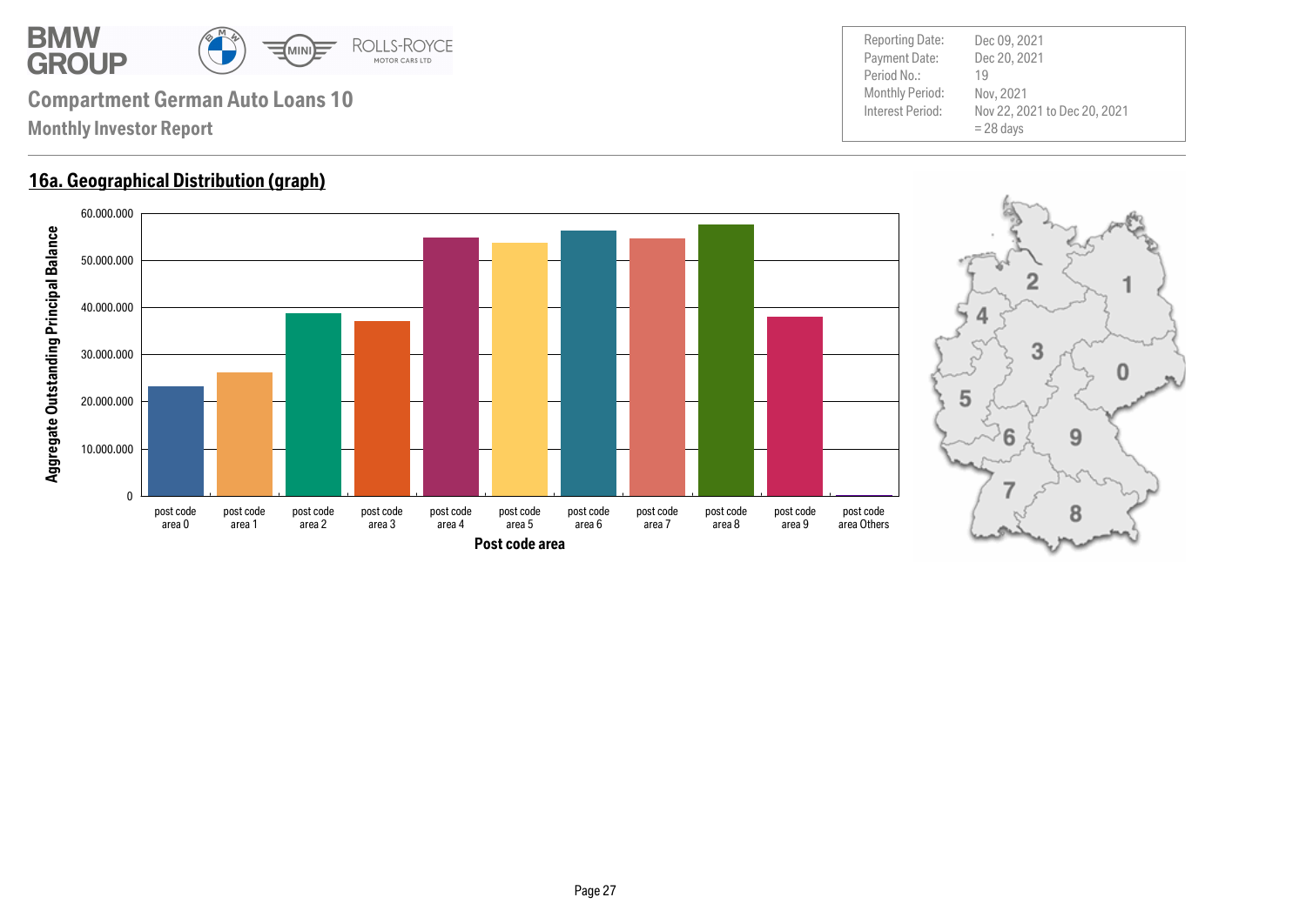# Compartment German Auto Loans 10

## Monthly Investor Report

| | |
|---|---|
| Reporting Date: | Dec 09, 2021 |
| Payment Date: | Dec 20, 2021 |
| Period No.: | 19 |
| Monthly Period: | Nov, 2021 |
| Interest Period: | Nov 22, 2021 to Dec 20, 2021 = 28 days |

## 16a. Geographical Distribution (graph)

Aggregate Outstanding Principal Balance

60.000.000
50.000.000
40.000.000
30.000.000
20.000.000
10.000.000
0

post code area 0 | post code area 1 | post code area 2 | post code area 3 | post code area 4 | post code area 5 | post code area 6 | post code area 7 | post code area 8 | post code area 9 | post code area Others

Post code area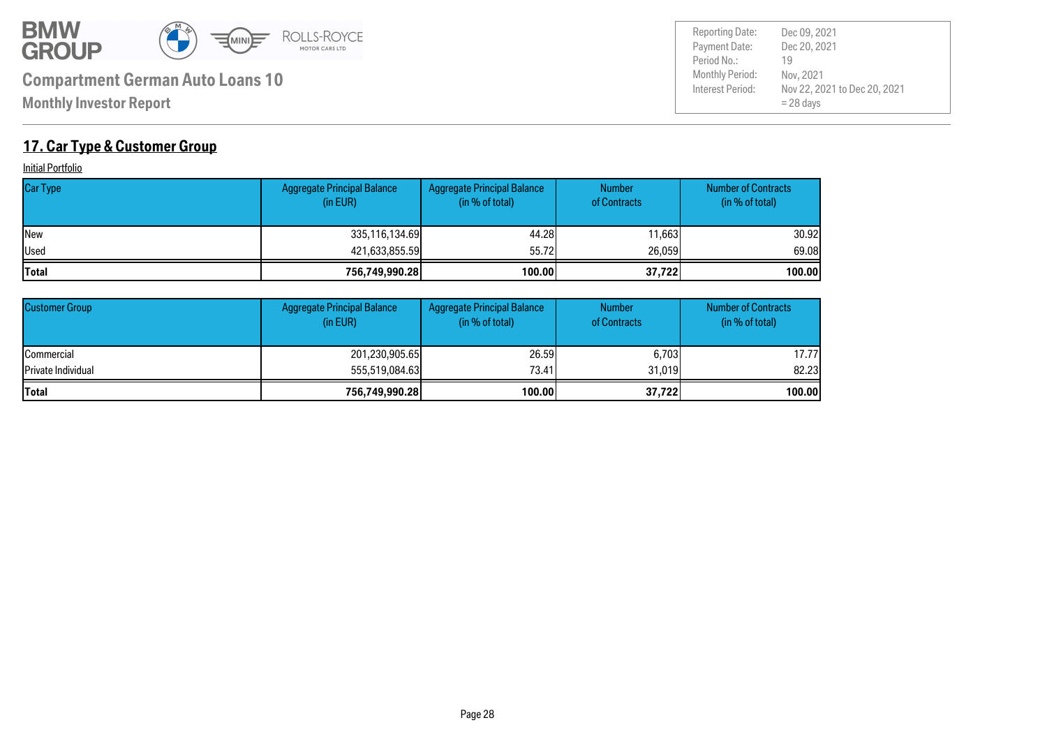## 17. Car Type & Customer Group

Initial Portfolio

| Car Type | Aggregate Principal Balance (in EUR) | Aggregate Principal Balance (in % of total) | Number of Contracts | Number of Contracts (in % of total) |
|---|---|---|---|---|
| New | 335,116,134.69 | 44.28 | 11,663 | 30.92 |
| Used | 421,633,855.59 | 55.72 | 26,059 | 69.08 |
| **Total** | **756,749,990.28** | **100.00** | **37,722** | **100.00** |

| Customer Group | Aggregate Principal Balance (in EUR) | Aggregate Principal Balance (in % of total) | Number of Contracts | Number of Contracts (in % of total) |
|---|---|---|---|---|
| Commercial | 201,230,905.65 | 26.59 | 6,703 | 17.77 |
| Private Individual | 555,519,084.63 | 73.41 | 31,019 | 82.23 |
| **Total** | **756,749,990.28** | **100.00** | **37,722** | **100.00** |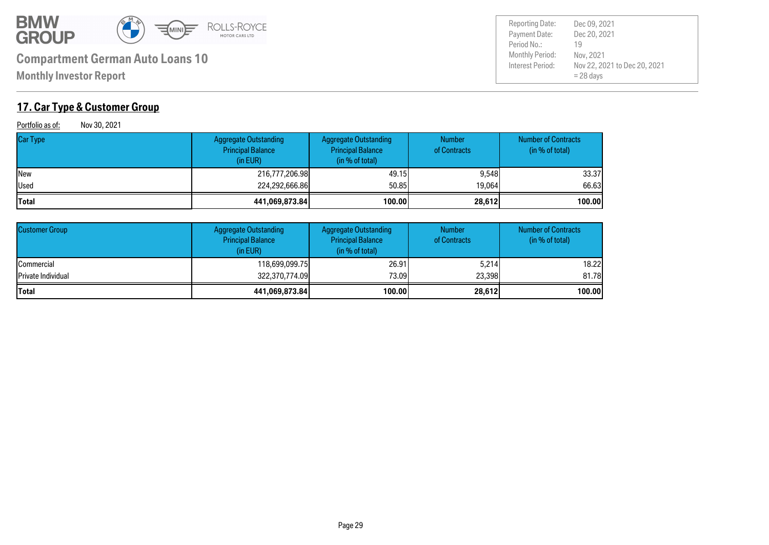## 17. Car Type & Customer Group

Portfolio as of: Nov 30, 2021

| Car Type | Aggregate Outstanding Principal Balance (in EUR) | Aggregate Outstanding Principal Balance (in % of total) | Number of Contracts | Number of Contracts (in % of total) |
|---|---|---|---|---|
| New | 216,777,206.98 | 49.15 | 9,548 | 33.37 |
| Used | 224,292,666.86 | 50.85 | 19,064 | 66.63 |
| **Total** | **441,069,873.84** | **100.00** | **28,612** | **100.00** |

| Customer Group | Aggregate Outstanding Principal Balance (in EUR) | Aggregate Outstanding Principal Balance (in % of total) | Number of Contracts | Number of Contracts (in % of total) |
|---|---|---|---|---|
| Commercial | 118,699,099.75 | 26.91 | 5,214 | 18.22 |
| Private Individual | 322,370,774.09 | 73.09 | 23,398 | 81.78 |
| **Total** | **441,069,873.84** | **100.00** | **28,612** | **100.00** |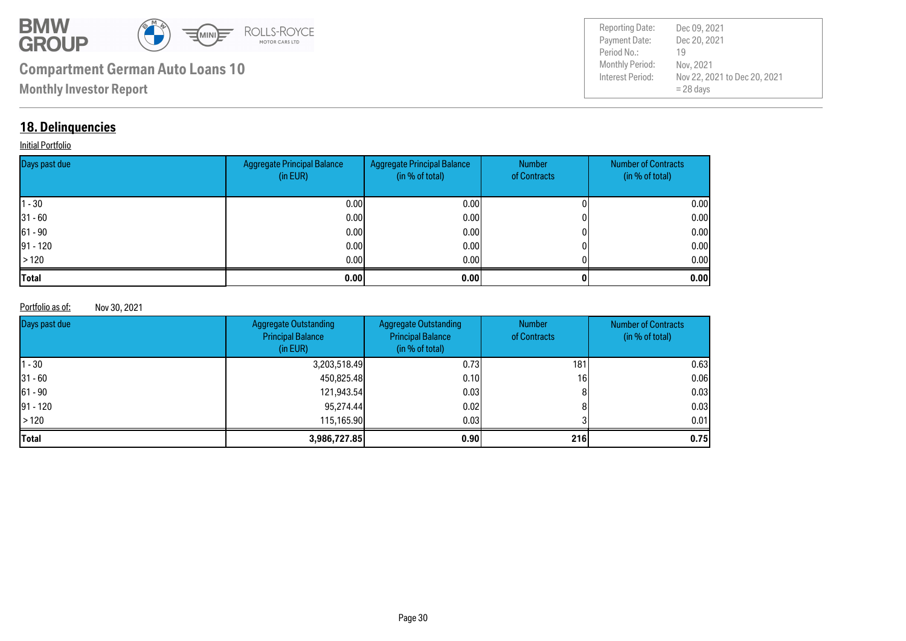## 18. Delinquencies

Initial Portfolio

| Days past due | Aggregate Principal Balance (in EUR) | Aggregate Principal Balance (in % of total) | Number of Contracts | Number of Contracts (in % of total) |
|---|---|---|---|---|
| 1 - 30 | 0.00 | 0.00 | 0 | 0.00 |
| 31 - 60 | 0.00 | 0.00 | 0 | 0.00 |
| 61 - 90 | 0.00 | 0.00 | 0 | 0.00 |
| 91 - 120 | 0.00 | 0.00 | 0 | 0.00 |
| > 120 | 0.00 | 0.00 | 0 | 0.00 |
| **Total** | **0.00** | **0.00** | **0** | **0.00** |

Portfolio as of: Nov 30, 2021

| Days past due | Aggregate Outstanding Principal Balance (in EUR) | Aggregate Outstanding Principal Balance (in % of total) | Number of Contracts | Number of Contracts (in % of total) |
|---|---|---|---|---|
| 1 - 30 | 3,203,518.49 | 0.73 | 181 | 0.63 |
| 31 - 60 | 450,825.48 | 0.10 | 16 | 0.06 |
| 61 - 90 | 121,943.54 | 0.03 | 8 | 0.03 |
| 91 - 120 | 95,274.44 | 0.02 | 8 | 0.03 |
| > 120 | 115,165.90 | 0.03 | 3 | 0.01 |
| **Total** | **3,986,727.85** | **0.90** | **216** | **0.75** |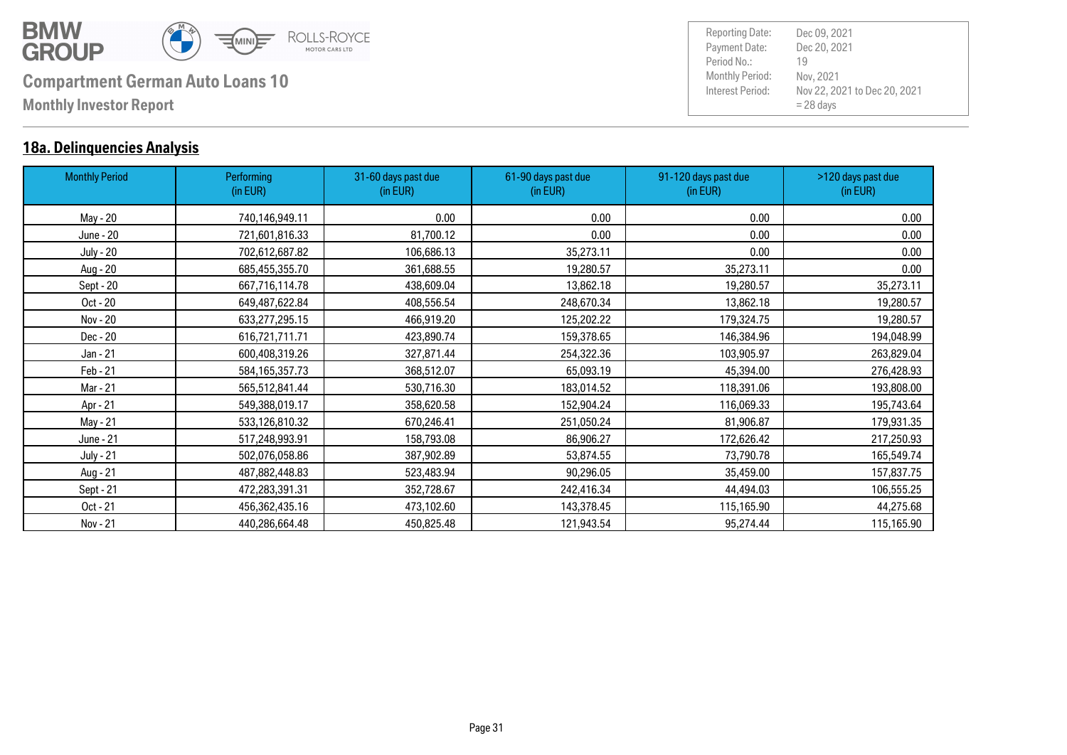# Compartment German Auto Loans 10

**Monthly Investor Report**

| | |
|---|---|
| Reporting Date: | Dec 09, 2021 |
| Payment Date: | Dec 20, 2021 |
| Period No.: | 19 |
| Monthly Period: | Nov, 2021 |
| Interest Period: | Nov 22, 2021 to Dec 20, 2021<br>= 28 days |

## 18a. Delinquencies Analysis

| Monthly Period | Performing (in EUR) | 31-60 days past due (in EUR) | 61-90 days past due (in EUR) | 91-120 days past due (in EUR) | >120 days past due (in EUR) |
|---|---|---|---|---|---|
| May - 20 | 740,146,949.11 | 0.00 | 0.00 | 0.00 | 0.00 |
| June - 20 | 721,601,816.33 | 81,700.12 | 0.00 | 0.00 | 0.00 |
| July - 20 | 702,612,687.82 | 106,686.13 | 35,273.11 | 0.00 | 0.00 |
| Aug - 20 | 685,455,355.70 | 361,688.55 | 19,280.57 | 35,273.11 | 0.00 |
| Sept - 20 | 667,716,114.78 | 438,609.04 | 13,862.18 | 19,280.57 | 35,273.11 |
| Oct - 20 | 649,487,622.84 | 408,556.54 | 248,670.34 | 13,862.18 | 19,280.57 |
| Nov - 20 | 633,277,295.15 | 466,919.20 | 125,202.22 | 179,324.75 | 19,280.57 |
| Dec - 20 | 616,721,711.71 | 423,890.74 | 159,378.65 | 146,384.96 | 194,048.99 |
| Jan - 21 | 600,408,319.26 | 327,871.44 | 254,322.36 | 103,905.97 | 263,829.04 |
| Feb - 21 | 584,165,357.73 | 368,512.07 | 65,093.19 | 45,394.00 | 276,428.93 |
| Mar - 21 | 565,512,841.44 | 530,716.30 | 183,014.52 | 118,391.06 | 193,808.00 |
| Apr - 21 | 549,388,019.17 | 358,620.58 | 152,904.24 | 116,069.33 | 195,743.64 |
| May - 21 | 533,126,810.32 | 670,246.41 | 251,050.24 | 81,906.87 | 179,931.35 |
| June - 21 | 517,248,993.91 | 158,793.08 | 86,906.27 | 172,626.42 | 217,250.93 |
| July - 21 | 502,076,058.86 | 387,902.89 | 53,874.55 | 73,790.78 | 165,549.74 |
| Aug - 21 | 487,882,448.83 | 523,483.94 | 90,296.05 | 35,459.00 | 157,837.75 |
| Sept - 21 | 472,283,391.31 | 352,728.67 | 242,416.34 | 44,494.03 | 106,555.25 |
| Oct - 21 | 456,362,435.16 | 473,102.60 | 143,378.45 | 115,165.90 | 44,275.68 |
| Nov - 21 | 440,286,664.48 | 450,825.48 | 121,943.54 | 95,274.44 | 115,165.90 |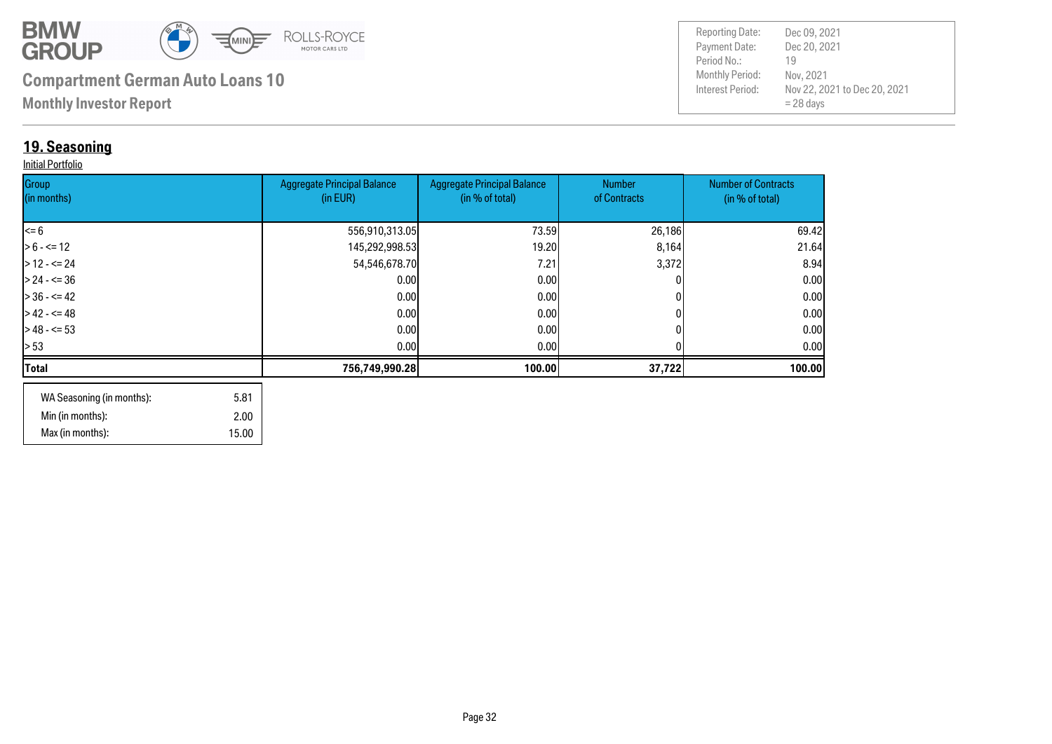**Compartment German Auto Loans 10**

**Monthly Investor Report**

| | |
|---|---|
| Reporting Date: | Dec 09, 2021 |
| Payment Date: | Dec 20, 2021 |
| Period No.: | 19 |
| Monthly Period: | Nov, 2021 |
| Interest Period: | Nov 22, 2021 to Dec 20, 2021 = 28 days |

## 19. Seasoning

Initial Portfolio

| Group (in months) | Aggregate Principal Balance (in EUR) | Aggregate Principal Balance (in % of total) | Number of Contracts | Number of Contracts (in % of total) |
|---|---|---|---|---|
| <= 6 | 556,910,313.05 | 73.59 | 26,186 | 69.42 |
| > 6 - <= 12 | 145,292,998.53 | 19.20 | 8,164 | 21.64 |
| > 12 - <= 24 | 54,546,678.70 | 7.21 | 3,372 | 8.94 |
| > 24 - <= 36 | 0.00 | 0.00 | 0 | 0.00 |
| > 36 - <= 42 | 0.00 | 0.00 | 0 | 0.00 |
| > 42 - <= 48 | 0.00 | 0.00 | 0 | 0.00 |
| > 48 - <= 53 | 0.00 | 0.00 | 0 | 0.00 |
| > 53 | 0.00 | 0.00 | 0 | 0.00 |
| **Total** | **756,749,990.28** | **100.00** | **37,722** | **100.00** |

| | |
|---|---|
| WA Seasoning (in months): | 5.81 |
| Min (in months): | 2.00 |
| Max (in months): | 15.00 |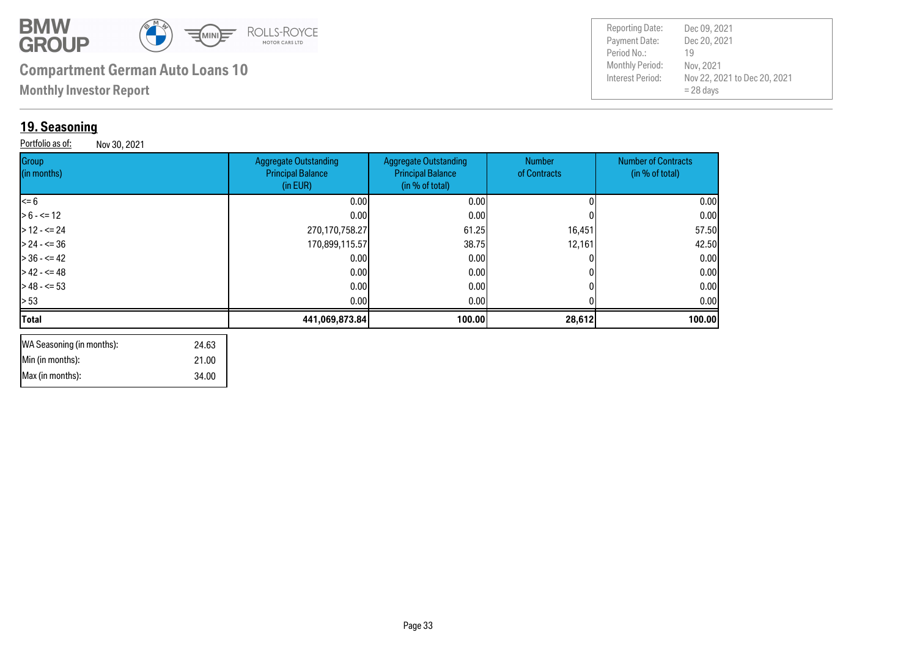**Compartment German Auto Loans 10**

**Monthly Investor Report**

| | |
|---|---|
| Reporting Date: | Dec 09, 2021 |
| Payment Date: | Dec 20, 2021 |
| Period No.: | 19 |
| Monthly Period: | Nov, 2021 |
| Interest Period: | Nov 22, 2021 to Dec 20, 2021 = 28 days |

## 19. Seasoning

Portfolio as of: Nov 30, 2021

| Group (in months) | Aggregate Outstanding Principal Balance (in EUR) | Aggregate Outstanding Principal Balance (in % of total) | Number of Contracts | Number of Contracts (in % of total) |
|---|---|---|---|---|
| <= 6 | 0.00 | 0.00 | 0 | 0.00 |
| > 6 - <= 12 | 0.00 | 0.00 | 0 | 0.00 |
| > 12 - <= 24 | 270,170,758.27 | 61.25 | 16,451 | 57.50 |
| > 24 - <= 36 | 170,899,115.57 | 38.75 | 12,161 | 42.50 |
| > 36 - <= 42 | 0.00 | 0.00 | 0 | 0.00 |
| > 42 - <= 48 | 0.00 | 0.00 | 0 | 0.00 |
| > 48 - <= 53 | 0.00 | 0.00 | 0 | 0.00 |
| > 53 | 0.00 | 0.00 | 0 | 0.00 |
| **Total** | **441,069,873.84** | **100.00** | **28,612** | **100.00** |

| | |
|---|---|
| WA Seasoning (in months): | 24.63 |
| Min (in months): | 21.00 |
| Max (in months): | 34.00 |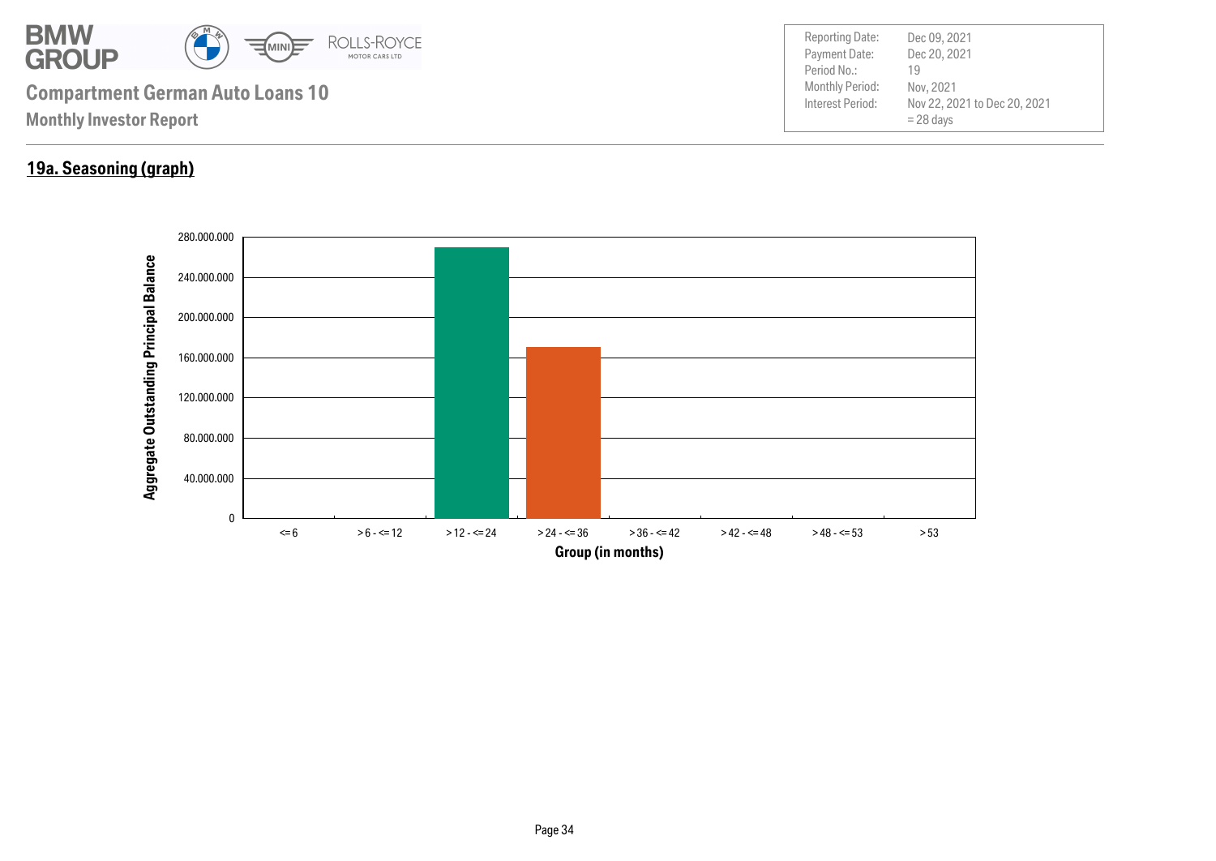# Compartment German Auto Loans 10

**Monthly Investor Report**

| | |
|---|---|
| Reporting Date: | Dec 09, 2021 |
| Payment Date: | Dec 20, 2021 |
| Period No.: | 19 |
| Monthly Period: | Nov, 2021 |
| Interest Period: | Nov 22, 2021 to Dec 20, 2021 = 28 days |

## 19a. Seasoning (graph)

Aggregate Outstanding Principal Balance

280.000.000
240.000.000
200.000.000
160.000.000
120.000.000
80.000.000
40.000.000
0

<= 6 | > 6 - <= 12 | > 12 - <= 24 | > 24 - <= 36 | > 36 - <= 42 | > 42 - <= 48 | > 48 - <= 53 | > 53

Group (in months)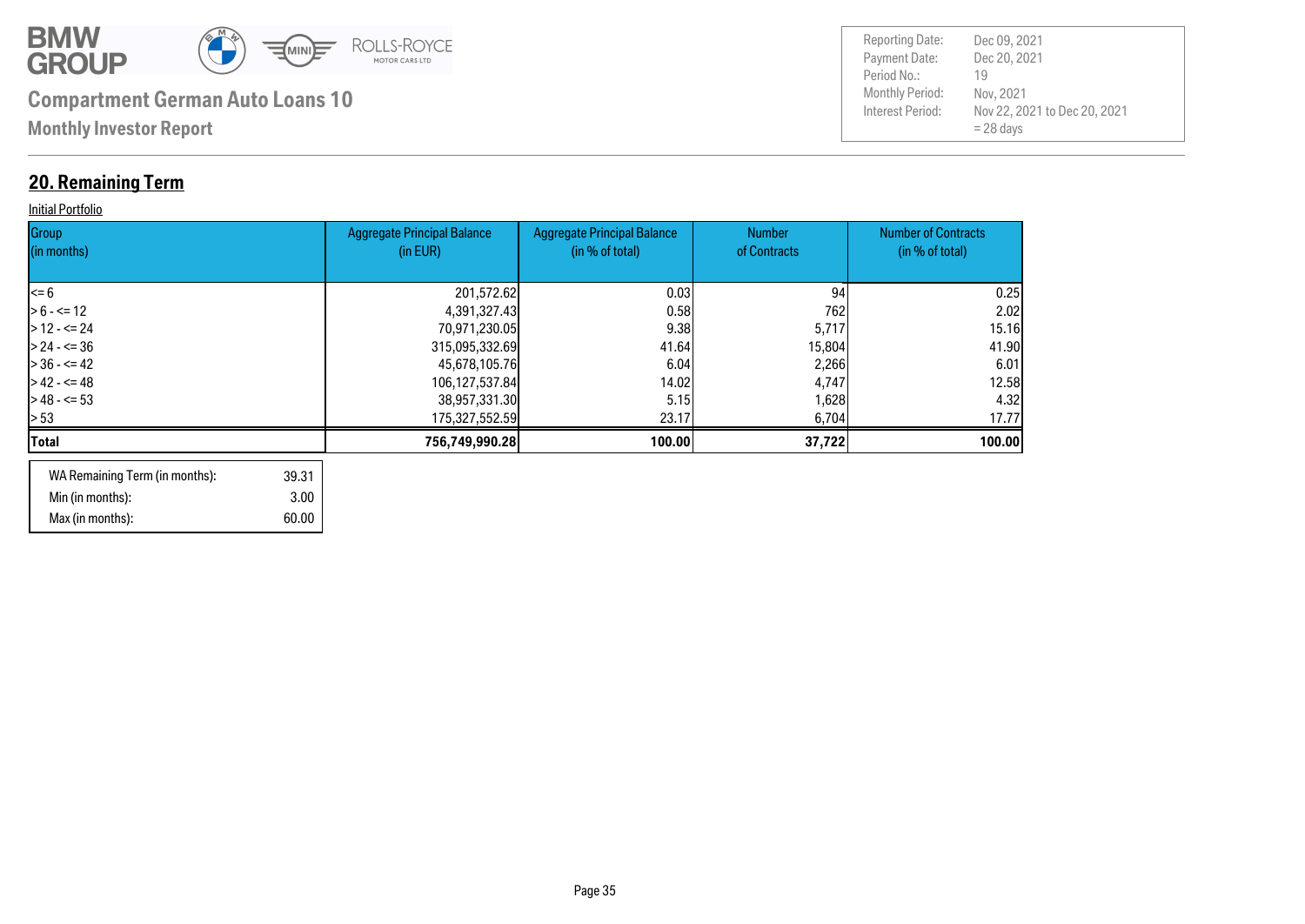# Compartment German Auto Loans 10

**Monthly Investor Report**

| | |
|---|---|
| Reporting Date: | Dec 09, 2021 |
| Payment Date: | Dec 20, 2021 |
| Period No.: | 19 |
| Monthly Period: | Nov, 2021 |
| Interest Period: | Nov 22, 2021 to Dec 20, 2021 = 28 days |

## 20. Remaining Term

Initial Portfolio

| Group (in months) | Aggregate Principal Balance (in EUR) | Aggregate Principal Balance (in % of total) | Number of Contracts | Number of Contracts (in % of total) |
|---|---|---|---|---|
| <= 6 | 201,572.62 | 0.03 | 94 | 0.25 |
| > 6 - <= 12 | 4,391,327.43 | 0.58 | 762 | 2.02 |
| > 12 - <= 24 | 70,971,230.05 | 9.38 | 5,717 | 15.16 |
| > 24 - <= 36 | 315,095,332.69 | 41.64 | 15,804 | 41.90 |
| > 36 - <= 42 | 45,678,105.76 | 6.04 | 2,266 | 6.01 |
| > 42 - <= 48 | 106,127,537.84 | 14.02 | 4,747 | 12.58 |
| > 48 - <= 53 | 38,957,331.30 | 5.15 | 1,628 | 4.32 |
| > 53 | 175,327,552.59 | 23.17 | 6,704 | 17.77 |
| **Total** | **756,749,990.28** | **100.00** | **37,722** | **100.00** |

| | |
|---|---|
| WA Remaining Term (in months): | 39.31 |
| Min (in months): | 3.00 |
| Max (in months): | 60.00 |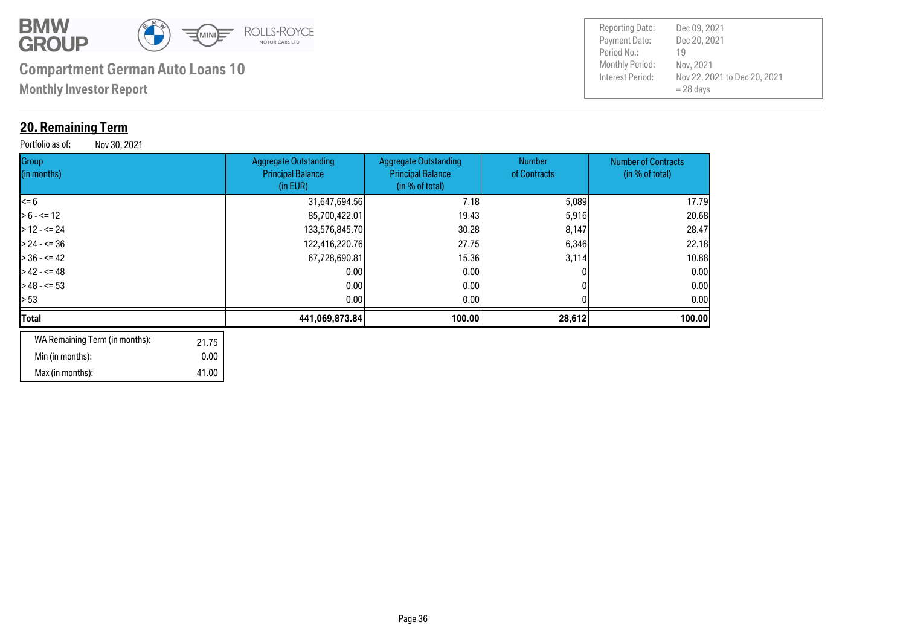**Compartment German Auto Loans 10**

**Monthly Investor Report**

| | |
|---|---|
| Reporting Date: | Dec 09, 2021 |
| Payment Date: | Dec 20, 2021 |
| Period No.: | 19 |
| Monthly Period: | Nov, 2021 |
| Interest Period: | Nov 22, 2021 to Dec 20, 2021 = 28 days |

## 20. Remaining Term

Portfolio as of: Nov 30, 2021

| Group (in months) | Aggregate Outstanding Principal Balance (in EUR) | Aggregate Outstanding Principal Balance (in % of total) | Number of Contracts | Number of Contracts (in % of total) |
|---|---|---|---|---|
| <= 6 | 31,647,694.56 | 7.18 | 5,089 | 17.79 |
| > 6 - <= 12 | 85,700,422.01 | 19.43 | 5,916 | 20.68 |
| > 12 - <= 24 | 133,576,845.70 | 30.28 | 8,147 | 28.47 |
| > 24 - <= 36 | 122,416,220.76 | 27.75 | 6,346 | 22.18 |
| > 36 - <= 42 | 67,728,690.81 | 15.36 | 3,114 | 10.88 |
| > 42 - <= 48 | 0.00 | 0.00 | 0 | 0.00 |
| > 48 - <= 53 | 0.00 | 0.00 | 0 | 0.00 |
| > 53 | 0.00 | 0.00 | 0 | 0.00 |
| **Total** | **441,069,873.84** | **100.00** | **28,612** | **100.00** |

| | |
|---|---|
| WA Remaining Term (in months): | 21.75 |
| Min (in months): | 0.00 |
| Max (in months): | 41.00 |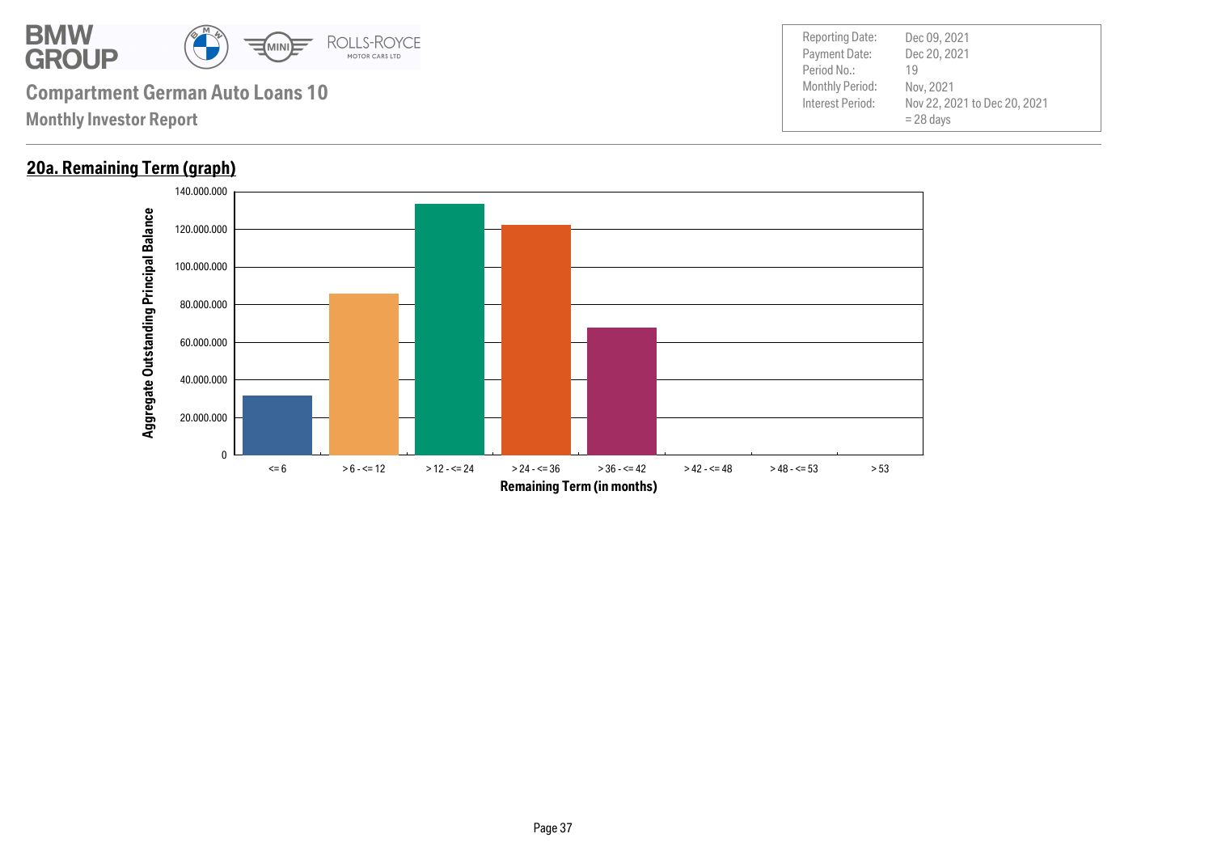**Compartment German Auto Loans 10**

**Monthly Investor Report**

| | |
|---|---|
| Reporting Date: | Dec 09, 2021 |
| Payment Date: | Dec 20, 2021 |
| Period No.: | 19 |
| Monthly Period: | Nov, 2021 |
| Interest Period: | Nov 22, 2021 to Dec 20, 2021 = 28 days |

## 20a. Remaining Term (graph)

Aggregate Outstanding Principal Balance

140.000.000
120.000.000
100.000.000
80.000.000
60.000.000
40.000.000
20.000.000
0

<= 6 | > 6 - <= 12 | > 12 - <= 24 | > 24 - <= 36 | > 36 - <= 42 | > 42 - <= 48 | > 48 - <= 53 | > 53

Remaining Term (in months)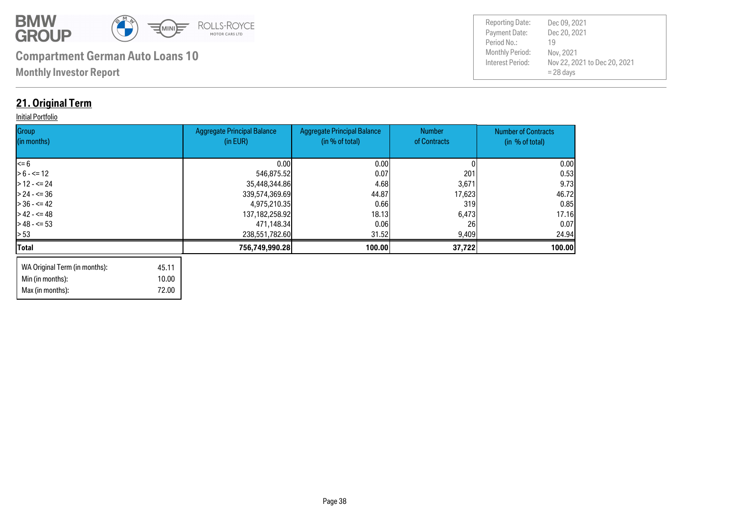**Compartment German Auto Loans 10**

**Monthly Investor Report**

| | |
|---|---|
| Reporting Date: | Dec 09, 2021 |
| Payment Date: | Dec 20, 2021 |
| Period No.: | 19 |
| Monthly Period: | Nov, 2021 |
| Interest Period: | Nov 22, 2021 to Dec 20, 2021 = 28 days |

## 21. Original Term

Initial Portfolio

| Group (in months) | Aggregate Principal Balance (in EUR) | Aggregate Principal Balance (in % of total) | Number of Contracts | Number of Contracts (in % of total) |
|---|---|---|---|---|
| <= 6 | 0.00 | 0.00 | 0 | 0.00 |
| > 6 - <= 12 | 546,875.52 | 0.07 | 201 | 0.53 |
| > 12 - <= 24 | 35,448,344.86 | 4.68 | 3,671 | 9.73 |
| > 24 - <= 36 | 339,574,369.69 | 44.87 | 17,623 | 46.72 |
| > 36 - <= 42 | 4,975,210.35 | 0.66 | 319 | 0.85 |
| > 42 - <= 48 | 137,182,258.92 | 18.13 | 6,473 | 17.16 |
| > 48 - <= 53 | 471,148.34 | 0.06 | 26 | 0.07 |
| > 53 | 238,551,782.60 | 31.52 | 9,409 | 24.94 |
| **Total** | **756,749,990.28** | **100.00** | **37,722** | **100.00** |

| | |
|---|---|
| WA Original Term (in months): | 45.11 |
| Min (in months): | 10.00 |
| Max (in months): | 72.00 |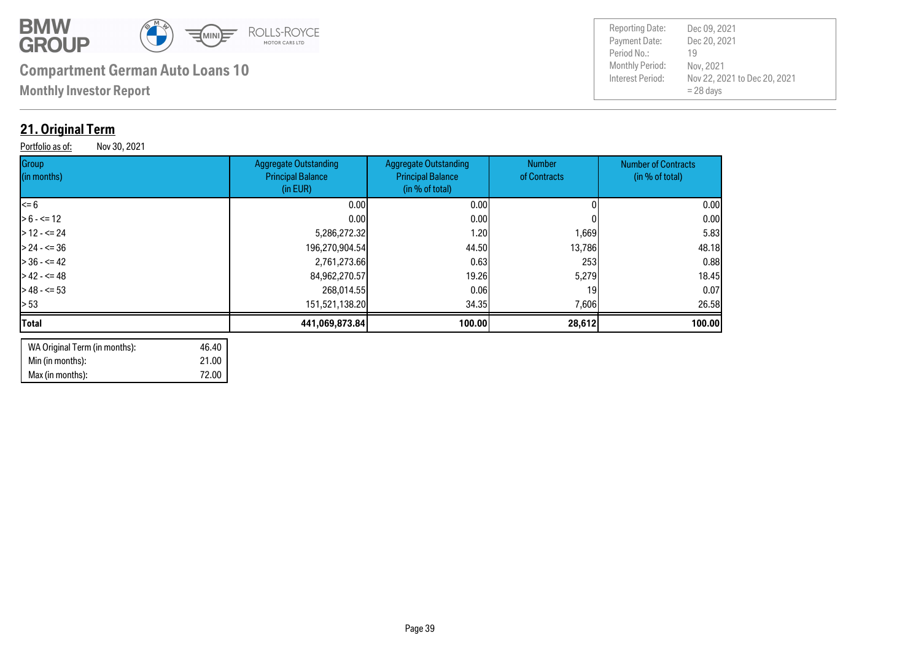## 21. Original Term

Portfolio as of: Nov 30, 2021

| Group (in months) | Aggregate Outstanding Principal Balance (in EUR) | Aggregate Outstanding Principal Balance (in % of total) | Number of Contracts | Number of Contracts (in % of total) |
|---|---|---|---|---|
| <= 6 | 0.00 | 0.00 | 0 | 0.00 |
| > 6 - <= 12 | 0.00 | 0.00 | 0 | 0.00 |
| > 12 - <= 24 | 5,286,272.32 | 1.20 | 1,669 | 5.83 |
| > 24 - <= 36 | 196,270,904.54 | 44.50 | 13,786 | 48.18 |
| > 36 - <= 42 | 2,761,273.66 | 0.63 | 253 | 0.88 |
| > 42 - <= 48 | 84,962,270.57 | 19.26 | 5,279 | 18.45 |
| > 48 - <= 53 | 268,014.55 | 0.06 | 19 | 0.07 |
| > 53 | 151,521,138.20 | 34.35 | 7,606 | 26.58 |
| **Total** | **441,069,873.84** | **100.00** | **28,612** | **100.00** |

| | |
|---|---|
| WA Original Term (in months): | 46.40 |
| Min (in months): | 21.00 |
| Max (in months): | 72.00 |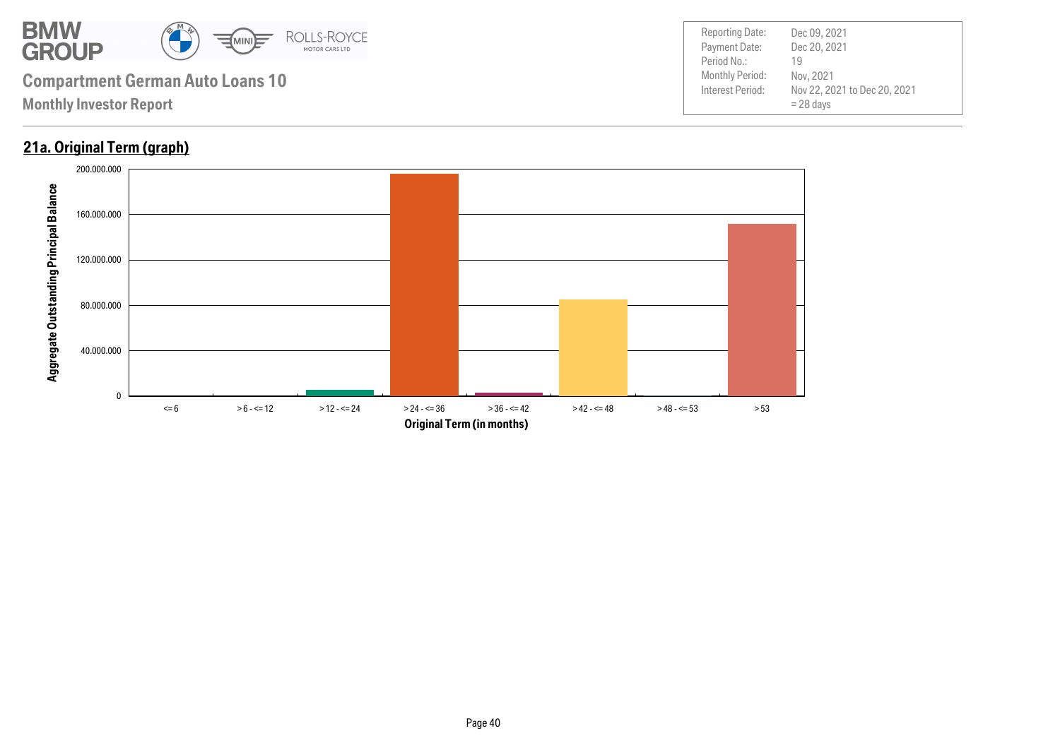**Compartment German Auto Loans 10**

**Monthly Investor Report**

| | |
|---|---|
| Reporting Date: | Dec 09, 2021 |
| Payment Date: | Dec 20, 2021 |
| Period No.: | 19 |
| Monthly Period: | Nov, 2021 |
| Interest Period: | Nov 22, 2021 to Dec 20, 2021 |
| | = 28 days |

## 21a. Original Term (graph)

Aggregate Outstanding Principal Balance

200.000.000
160.000.000
120.000.000
80.000.000
40.000.000
0

<= 6 | > 6 - <= 12 | > 12 - <= 24 | > 24 - <= 36 | > 36 - <= 42 | > 42 - <= 48 | > 48 - <= 53 | > 53

Original Term (in months)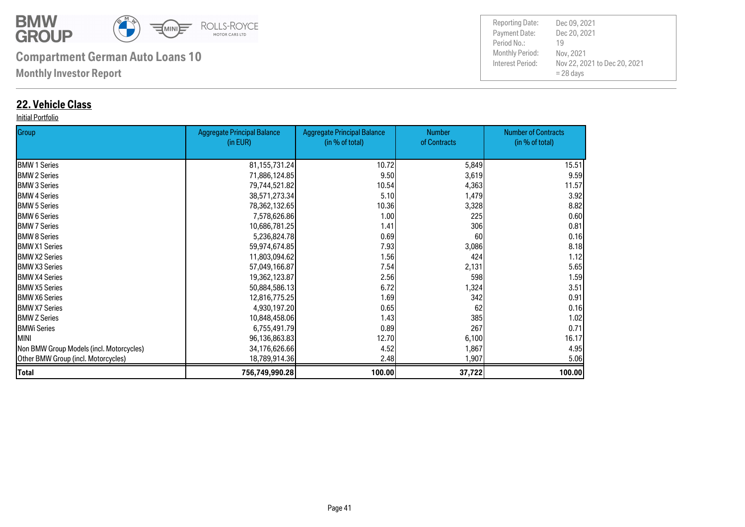**Compartment German Auto Loans 10**

**Monthly Investor Report**

| | |
|---|---|
| Reporting Date: | Dec 09, 2021 |
| Payment Date: | Dec 20, 2021 |
| Period No.: | 19 |
| Monthly Period: | Nov, 2021 |
| Interest Period: | Nov 22, 2021 to Dec 20, 2021 = 28 days |

## 22. Vehicle Class

Initial Portfolio

| Group | Aggregate Principal Balance (in EUR) | Aggregate Principal Balance (in % of total) | Number of Contracts | Number of Contracts (in % of total) |
|---|---|---|---|---|
| BMW 1 Series | 81,155,731.24 | 10.72 | 5,849 | 15.51 |
| BMW 2 Series | 71,886,124.85 | 9.50 | 3,619 | 9.59 |
| BMW 3 Series | 79,744,521.82 | 10.54 | 4,363 | 11.57 |
| BMW 4 Series | 38,571,273.34 | 5.10 | 1,479 | 3.92 |
| BMW 5 Series | 78,362,132.65 | 10.36 | 3,328 | 8.82 |
| BMW 6 Series | 7,578,626.86 | 1.00 | 225 | 0.60 |
| BMW 7 Series | 10,686,781.25 | 1.41 | 306 | 0.81 |
| BMW 8 Series | 5,236,824.78 | 0.69 | 60 | 0.16 |
| BMW X1 Series | 59,974,674.85 | 7.93 | 3,086 | 8.18 |
| BMW X2 Series | 11,803,094.62 | 1.56 | 424 | 1.12 |
| BMW X3 Series | 57,049,166.87 | 7.54 | 2,131 | 5.65 |
| BMW X4 Series | 19,362,123.87 | 2.56 | 598 | 1.59 |
| BMW X5 Series | 50,884,586.13 | 6.72 | 1,324 | 3.51 |
| BMW X6 Series | 12,816,775.25 | 1.69 | 342 | 0.91 |
| BMW X7 Series | 4,930,197.20 | 0.65 | 62 | 0.16 |
| BMW Z Series | 10,848,458.06 | 1.43 | 385 | 1.02 |
| BMWi Series | 6,755,491.79 | 0.89 | 267 | 0.71 |
| MINI | 96,136,863.83 | 12.70 | 6,100 | 16.17 |
| Non BMW Group Models (incl. Motorcycles) | 34,176,626.66 | 4.52 | 1,867 | 4.95 |
| Other BMW Group (incl. Motorcycles) | 18,789,914.36 | 2.48 | 1,907 | 5.06 |
| **Total** | **756,749,990.28** | **100.00** | **37,722** | **100.00** |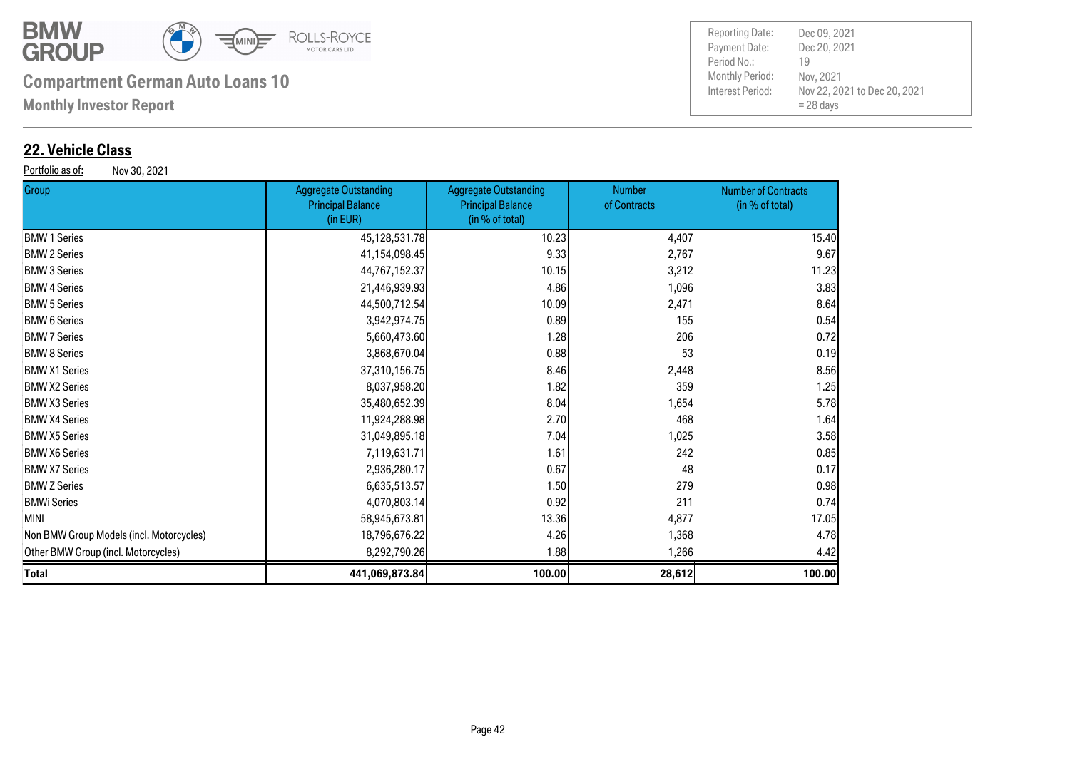## 22. Vehicle Class

Portfolio as of: Nov 30, 2021

| Group | Aggregate Outstanding Principal Balance (in EUR) | Aggregate Outstanding Principal Balance (in % of total) | Number of Contracts | Number of Contracts (in % of total) |
|---|---|---|---|---|
| BMW 1 Series | 45,128,531.78 | 10.23 | 4,407 | 15.40 |
| BMW 2 Series | 41,154,098.45 | 9.33 | 2,767 | 9.67 |
| BMW 3 Series | 44,767,152.37 | 10.15 | 3,212 | 11.23 |
| BMW 4 Series | 21,446,939.93 | 4.86 | 1,096 | 3.83 |
| BMW 5 Series | 44,500,712.54 | 10.09 | 2,471 | 8.64 |
| BMW 6 Series | 3,942,974.75 | 0.89 | 155 | 0.54 |
| BMW 7 Series | 5,660,473.60 | 1.28 | 206 | 0.72 |
| BMW 8 Series | 3,868,670.04 | 0.88 | 53 | 0.19 |
| BMW X1 Series | 37,310,156.75 | 8.46 | 2,448 | 8.56 |
| BMW X2 Series | 8,037,958.20 | 1.82 | 359 | 1.25 |
| BMW X3 Series | 35,480,652.39 | 8.04 | 1,654 | 5.78 |
| BMW X4 Series | 11,924,288.98 | 2.70 | 468 | 1.64 |
| BMW X5 Series | 31,049,895.18 | 7.04 | 1,025 | 3.58 |
| BMW X6 Series | 7,119,631.71 | 1.61 | 242 | 0.85 |
| BMW X7 Series | 2,936,280.17 | 0.67 | 48 | 0.17 |
| BMW Z Series | 6,635,513.57 | 1.50 | 279 | 0.98 |
| BMWi Series | 4,070,803.14 | 0.92 | 211 | 0.74 |
| MINI | 58,945,673.81 | 13.36 | 4,877 | 17.05 |
| Non BMW Group Models (incl. Motorcycles) | 18,796,676.22 | 4.26 | 1,368 | 4.78 |
| Other BMW Group (incl. Motorcycles) | 8,292,790.26 | 1.88 | 1,266 | 4.42 |
| **Total** | **441,069,873.84** | **100.00** | **28,612** | **100.00** |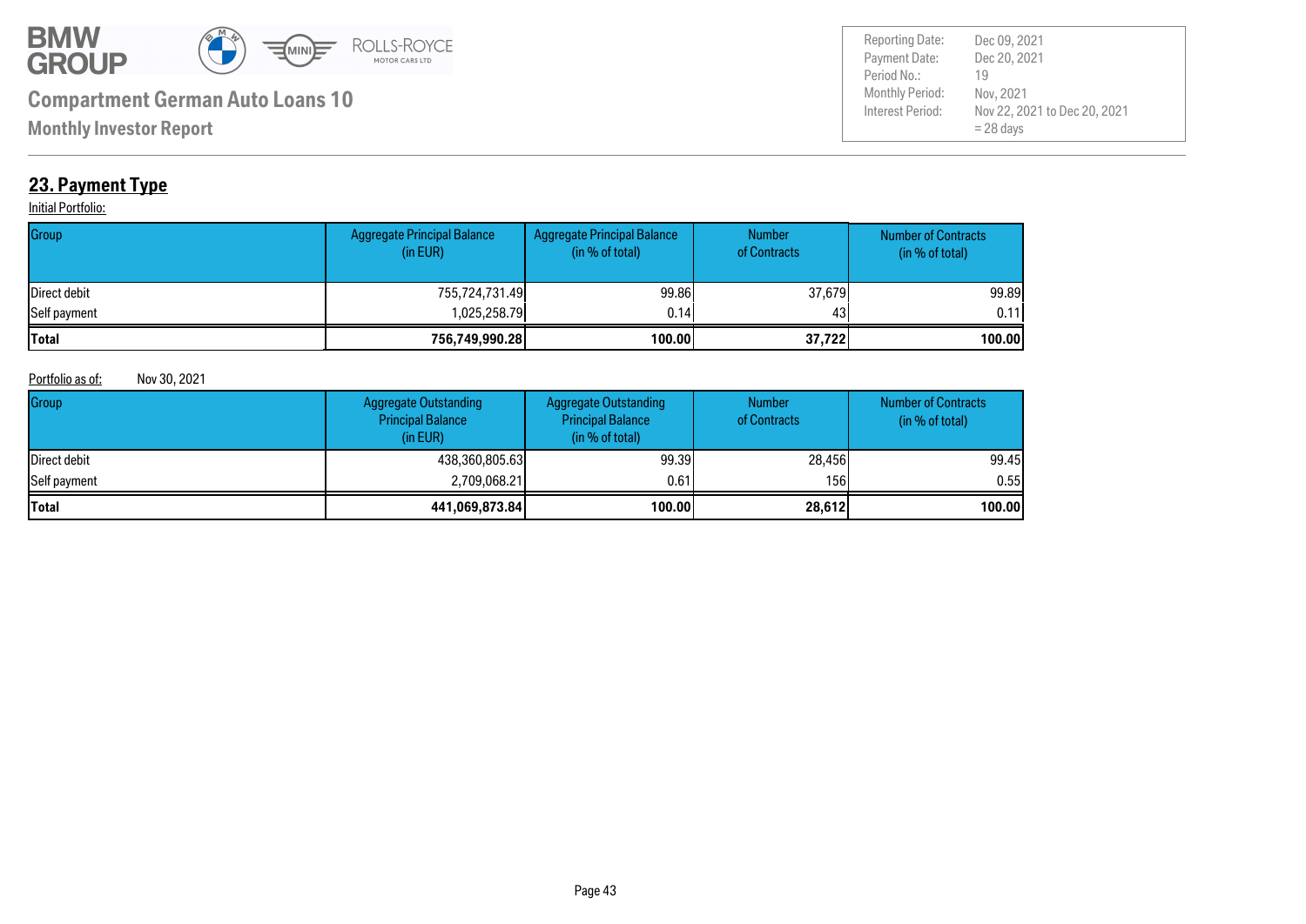## 23. Payment Type

Initial Portfolio:

| Group | Aggregate Principal Balance (in EUR) | Aggregate Principal Balance (in % of total) | Number of Contracts | Number of Contracts (in % of total) |
|---|---|---|---|---|
| Direct debit | 755,724,731.49 | 99.86 | 37,679 | 99.89 |
| Self payment | 1,025,258.79 | 0.14 | 43 | 0.11 |
| **Total** | **756,749,990.28** | **100.00** | **37,722** | **100.00** |

Portfolio as of: Nov 30, 2021

| Group | Aggregate Outstanding Principal Balance (in EUR) | Aggregate Outstanding Principal Balance (in % of total) | Number of Contracts | Number of Contracts (in % of total) |
|---|---|---|---|---|
| Direct debit | 438,360,805.63 | 99.39 | 28,456 | 99.45 |
| Self payment | 2,709,068.21 | 0.61 | 156 | 0.55 |
| **Total** | **441,069,873.84** | **100.00** | **28,612** | **100.00** |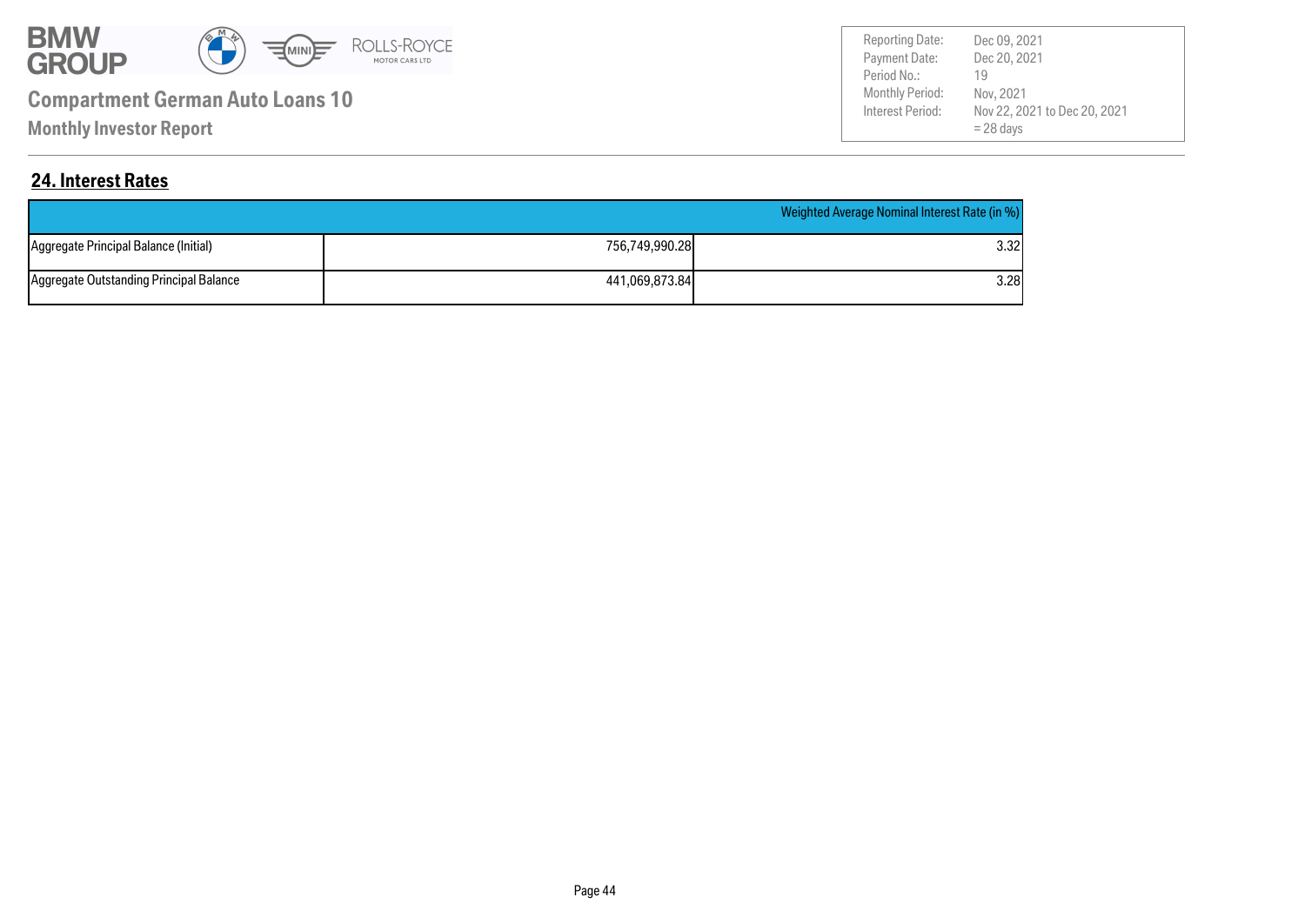**Compartment German Auto Loans 10**

**Monthly Investor Report**

| | |
|---|---|
| Reporting Date: | Dec 09, 2021 |
| Payment Date: | Dec 20, 2021 |
| Period No.: | 19 |
| Monthly Period: | Nov, 2021 |
| Interest Period: | Nov 22, 2021 to Dec 20, 2021 = 28 days |

## 24. Interest Rates

| | | Weighted Average Nominal Interest Rate (in %) |
|---|---|---|
| Aggregate Principal Balance (Initial) | 756,749,990.28 | 3.32 |
| Aggregate Outstanding Principal Balance | 441,069,873.84 | 3.28 |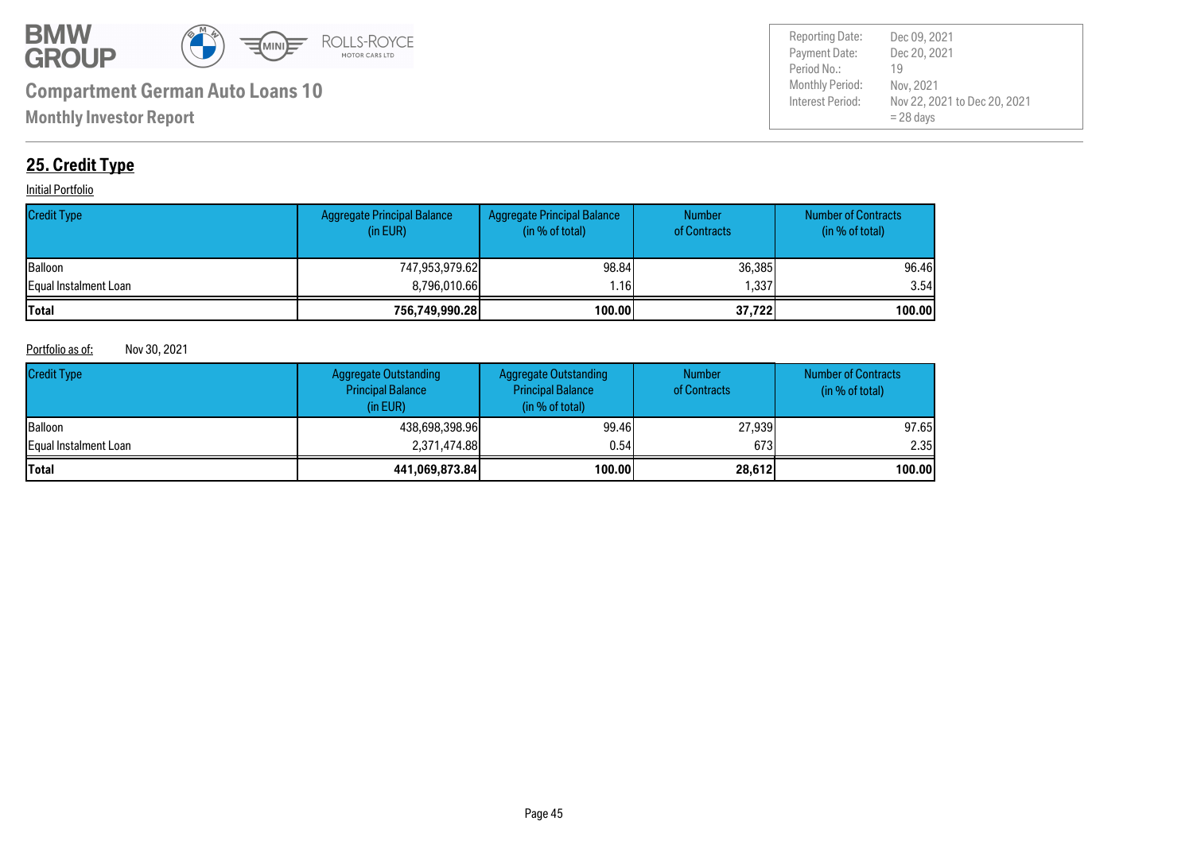## 25. Credit Type

Initial Portfolio

| Credit Type | Aggregate Principal Balance (in EUR) | Aggregate Principal Balance (in % of total) | Number of Contracts | Number of Contracts (in % of total) |
|---|---|---|---|---|
| Balloon | 747,953,979.62 | 98.84 | 36,385 | 96.46 |
| Equal Instalment Loan | 8,796,010.66 | 1.16 | 1,337 | 3.54 |
| **Total** | **756,749,990.28** | **100.00** | **37,722** | **100.00** |

Portfolio as of: Nov 30, 2021

| Credit Type | Aggregate Outstanding Principal Balance (in EUR) | Aggregate Outstanding Principal Balance (in % of total) | Number of Contracts | Number of Contracts (in % of total) |
|---|---|---|---|---|
| Balloon | 438,698,398.96 | 99.46 | 27,939 | 97.65 |
| Equal Instalment Loan | 2,371,474.88 | 0.54 | 673 | 2.35 |
| **Total** | **441,069,873.84** | **100.00** | **28,612** | **100.00** |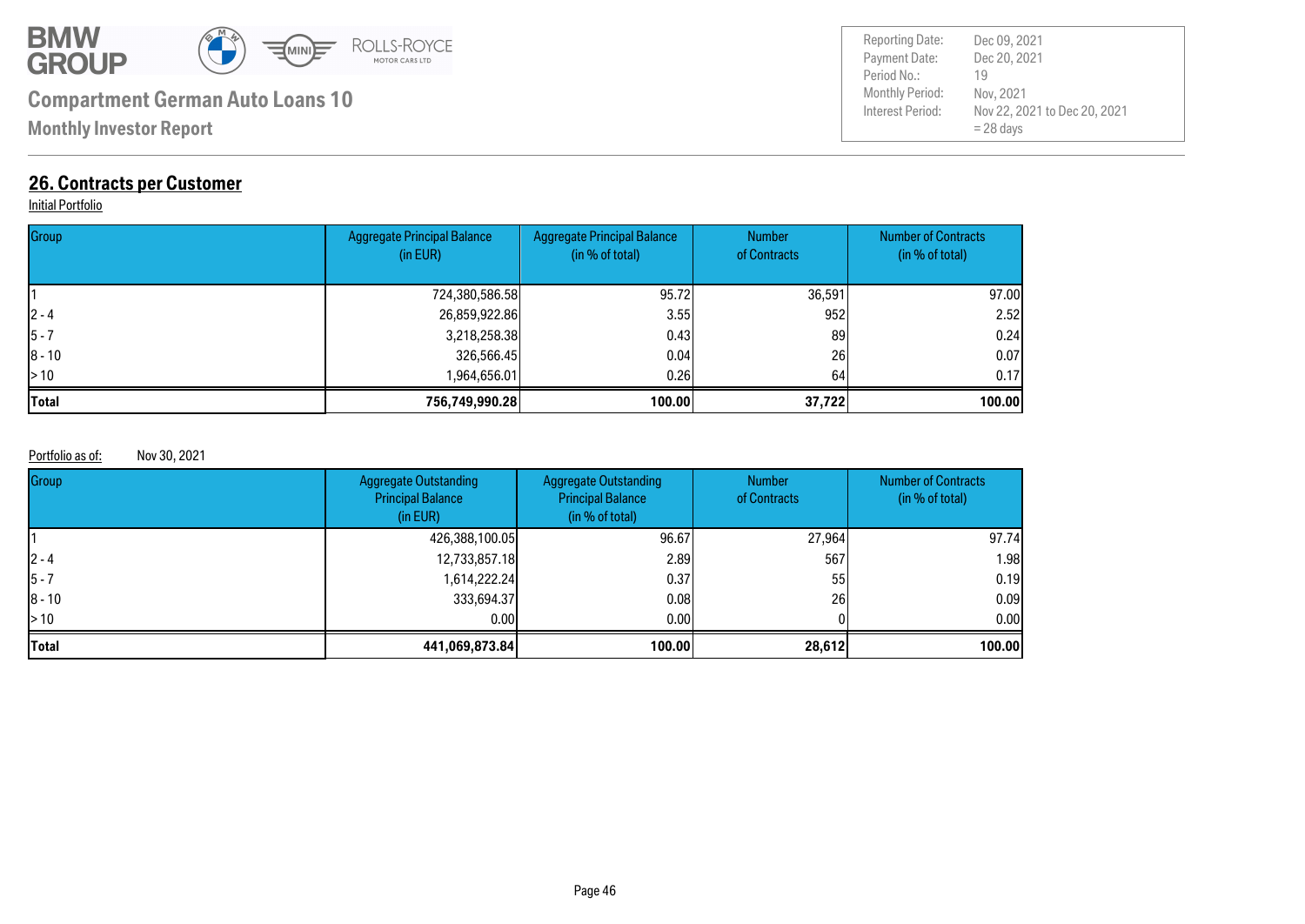## 26. Contracts per Customer

Initial Portfolio

| Group | Aggregate Principal Balance (in EUR) | Aggregate Principal Balance (in % of total) | Number of Contracts | Number of Contracts (in % of total) |
|---|---|---|---|---|
| 1 | 724,380,586.58 | 95.72 | 36,591 | 97.00 |
| 2 - 4 | 26,859,922.86 | 3.55 | 952 | 2.52 |
| 5 - 7 | 3,218,258.38 | 0.43 | 89 | 0.24 |
| 8 - 10 | 326,566.45 | 0.04 | 26 | 0.07 |
| > 10 | 1,964,656.01 | 0.26 | 64 | 0.17 |
| **Total** | **756,749,990.28** | **100.00** | **37,722** | **100.00** |

Portfolio as of: Nov 30, 2021

| Group | Aggregate Outstanding Principal Balance (in EUR) | Aggregate Outstanding Principal Balance (in % of total) | Number of Contracts | Number of Contracts (in % of total) |
|---|---|---|---|---|
| 1 | 426,388,100.05 | 96.67 | 27,964 | 97.74 |
| 2 - 4 | 12,733,857.18 | 2.89 | 567 | 1.98 |
| 5 - 7 | 1,614,222.24 | 0.37 | 55 | 0.19 |
| 8 - 10 | 333,694.37 | 0.08 | 26 | 0.09 |
| > 10 | 0.00 | 0.00 | 0 | 0.00 |
| **Total** | **441,069,873.84** | **100.00** | **28,612** | **100.00** |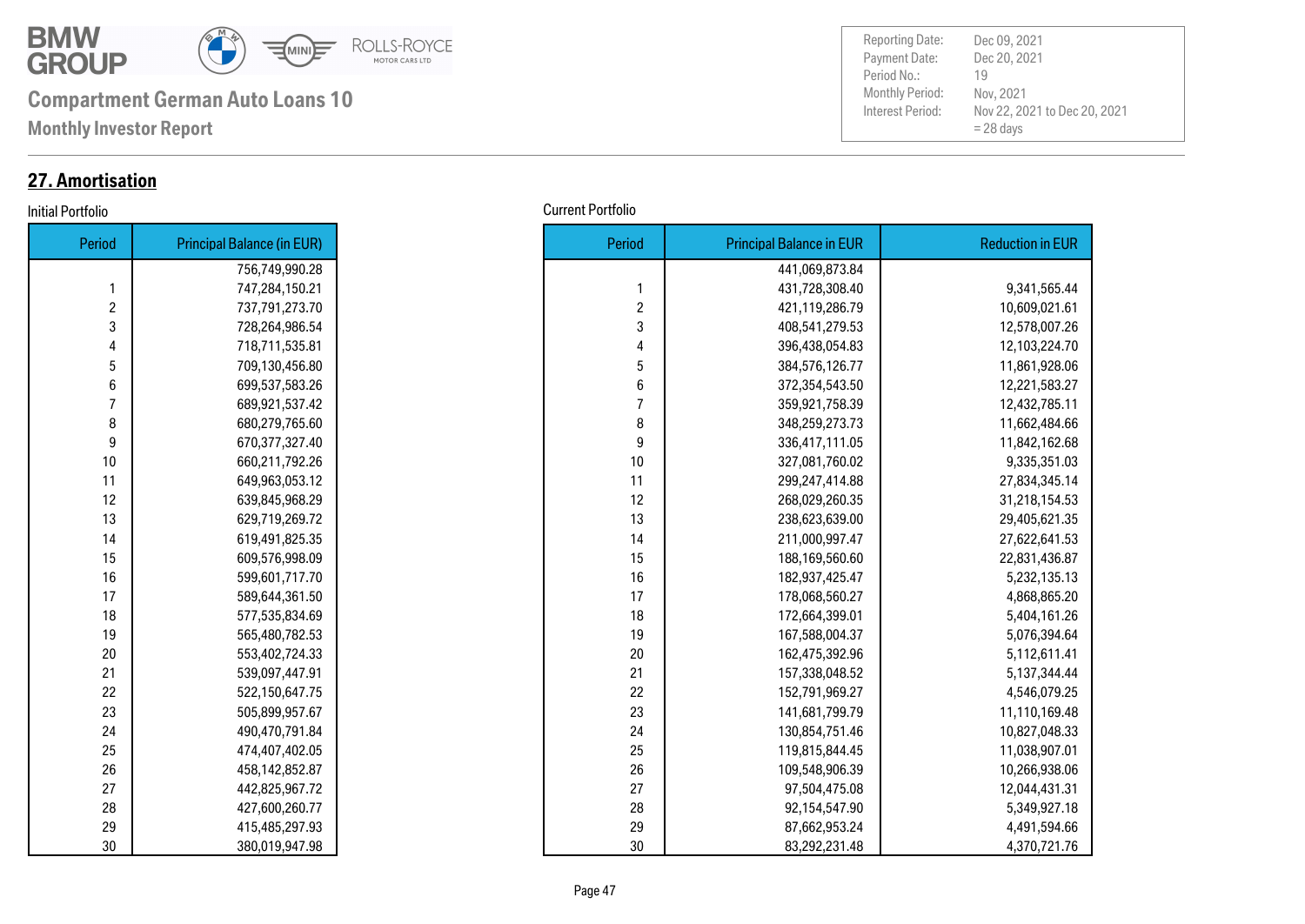## 27. Amortisation

Initial Portfolio

| Period | Principal Balance (in EUR) |
|---|---|
| | 756,749,990.28 |
| 1 | 747,284,150.21 |
| 2 | 737,791,273.70 |
| 3 | 728,264,986.54 |
| 4 | 718,711,535.81 |
| 5 | 709,130,456.80 |
| 6 | 699,537,583.26 |
| 7 | 689,921,537.42 |
| 8 | 680,279,765.60 |
| 9 | 670,377,327.40 |
| 10 | 660,211,792.26 |
| 11 | 649,963,053.12 |
| 12 | 639,845,968.29 |
| 13 | 629,719,269.72 |
| 14 | 619,491,825.35 |
| 15 | 609,576,998.09 |
| 16 | 599,601,717.70 |
| 17 | 589,644,361.50 |
| 18 | 577,535,834.69 |
| 19 | 565,480,782.53 |
| 20 | 553,402,724.33 |
| 21 | 539,097,447.91 |
| 22 | 522,150,647.75 |
| 23 | 505,899,957.67 |
| 24 | 490,470,791.84 |
| 25 | 474,407,402.05 |
| 26 | 458,142,852.87 |
| 27 | 442,825,967.72 |
| 28 | 427,600,260.77 |
| 29 | 415,485,297.93 |
| 30 | 380,019,947.98 |

Current Portfolio

| Period | Principal Balance in EUR | Reduction in EUR |
|---|---|---|
| | 441,069,873.84 | |
| 1 | 431,728,308.40 | 9,341,565.44 |
| 2 | 421,119,286.79 | 10,609,021.61 |
| 3 | 408,541,279.53 | 12,578,007.26 |
| 4 | 396,438,054.83 | 12,103,224.70 |
| 5 | 384,576,126.77 | 11,861,928.06 |
| 6 | 372,354,543.50 | 12,221,583.27 |
| 7 | 359,921,758.39 | 12,432,785.11 |
| 8 | 348,259,273.73 | 11,662,484.66 |
| 9 | 336,417,111.05 | 11,842,162.68 |
| 10 | 327,081,760.02 | 9,335,351.03 |
| 11 | 299,247,414.88 | 27,834,345.14 |
| 12 | 268,029,260.35 | 31,218,154.53 |
| 13 | 238,623,639.00 | 29,405,621.35 |
| 14 | 211,000,997.47 | 27,622,641.53 |
| 15 | 188,169,560.60 | 22,831,436.87 |
| 16 | 182,937,425.47 | 5,232,135.13 |
| 17 | 178,068,560.27 | 4,868,865.20 |
| 18 | 172,664,399.01 | 5,404,161.26 |
| 19 | 167,588,004.37 | 5,076,394.64 |
| 20 | 162,475,392.96 | 5,112,611.41 |
| 21 | 157,338,048.52 | 5,137,344.44 |
| 22 | 152,791,969.27 | 4,546,079.25 |
| 23 | 141,681,799.79 | 11,110,169.48 |
| 24 | 130,854,751.46 | 10,827,048.33 |
| 25 | 119,815,844.45 | 11,038,907.01 |
| 26 | 109,548,906.39 | 10,266,938.06 |
| 27 | 97,504,475.08 | 12,044,431.31 |
| 28 | 92,154,547.90 | 5,349,927.18 |
| 29 | 87,662,953.24 | 4,491,594.66 |
| 30 | 83,292,231.48 | 4,370,721.76 |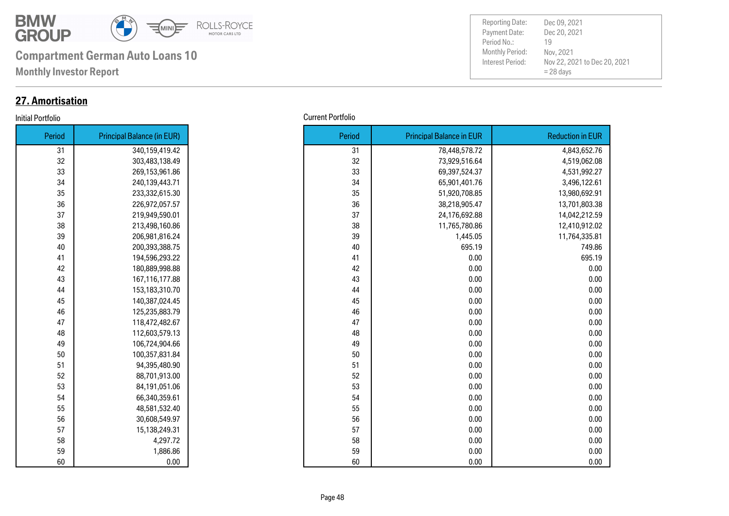**Compartment German Auto Loans 10**

**Monthly Investor Report**

| | |
|---|---|
| Reporting Date: | Dec 09, 2021 |
| Payment Date: | Dec 20, 2021 |
| Period No.: | 19 |
| Monthly Period: | Nov, 2021 |
| Interest Period: | Nov 22, 2021 to Dec 20, 2021 = 28 days |

## 27. Amortisation

Initial Portfolio

| Period | Principal Balance (in EUR) |
|---|---|
| 31 | 340,159,419.42 |
| 32 | 303,483,138.49 |
| 33 | 269,153,961.86 |
| 34 | 240,139,443.71 |
| 35 | 233,332,615.30 |
| 36 | 226,972,057.57 |
| 37 | 219,949,590.01 |
| 38 | 213,498,160.86 |
| 39 | 206,981,816.24 |
| 40 | 200,393,388.75 |
| 41 | 194,596,293.22 |
| 42 | 180,889,998.88 |
| 43 | 167,116,177.88 |
| 44 | 153,183,310.70 |
| 45 | 140,387,024.45 |
| 46 | 125,235,883.79 |
| 47 | 118,472,482.67 |
| 48 | 112,603,579.13 |
| 49 | 106,724,904.66 |
| 50 | 100,357,831.84 |
| 51 | 94,395,480.90 |
| 52 | 88,701,913.00 |
| 53 | 84,191,051.06 |
| 54 | 66,340,359.61 |
| 55 | 48,581,532.40 |
| 56 | 30,608,549.97 |
| 57 | 15,138,249.31 |
| 58 | 4,297.72 |
| 59 | 1,886.86 |
| 60 | 0.00 |

Current Portfolio

| Period | Principal Balance in EUR | Reduction in EUR |
|---|---|---|
| 31 | 78,448,578.72 | 4,843,652.76 |
| 32 | 73,929,516.64 | 4,519,062.08 |
| 33 | 69,397,524.37 | 4,531,992.27 |
| 34 | 65,901,401.76 | 3,496,122.61 |
| 35 | 51,920,708.85 | 13,980,692.91 |
| 36 | 38,218,905.47 | 13,701,803.38 |
| 37 | 24,176,692.88 | 14,042,212.59 |
| 38 | 11,765,780.86 | 12,410,912.02 |
| 39 | 1,445.05 | 11,764,335.81 |
| 40 | 695.19 | 749.86 |
| 41 | 0.00 | 695.19 |
| 42 | 0.00 | 0.00 |
| 43 | 0.00 | 0.00 |
| 44 | 0.00 | 0.00 |
| 45 | 0.00 | 0.00 |
| 46 | 0.00 | 0.00 |
| 47 | 0.00 | 0.00 |
| 48 | 0.00 | 0.00 |
| 49 | 0.00 | 0.00 |
| 50 | 0.00 | 0.00 |
| 51 | 0.00 | 0.00 |
| 52 | 0.00 | 0.00 |
| 53 | 0.00 | 0.00 |
| 54 | 0.00 | 0.00 |
| 55 | 0.00 | 0.00 |
| 56 | 0.00 | 0.00 |
| 57 | 0.00 | 0.00 |
| 58 | 0.00 | 0.00 |
| 59 | 0.00 | 0.00 |
| 60 | 0.00 | 0.00 |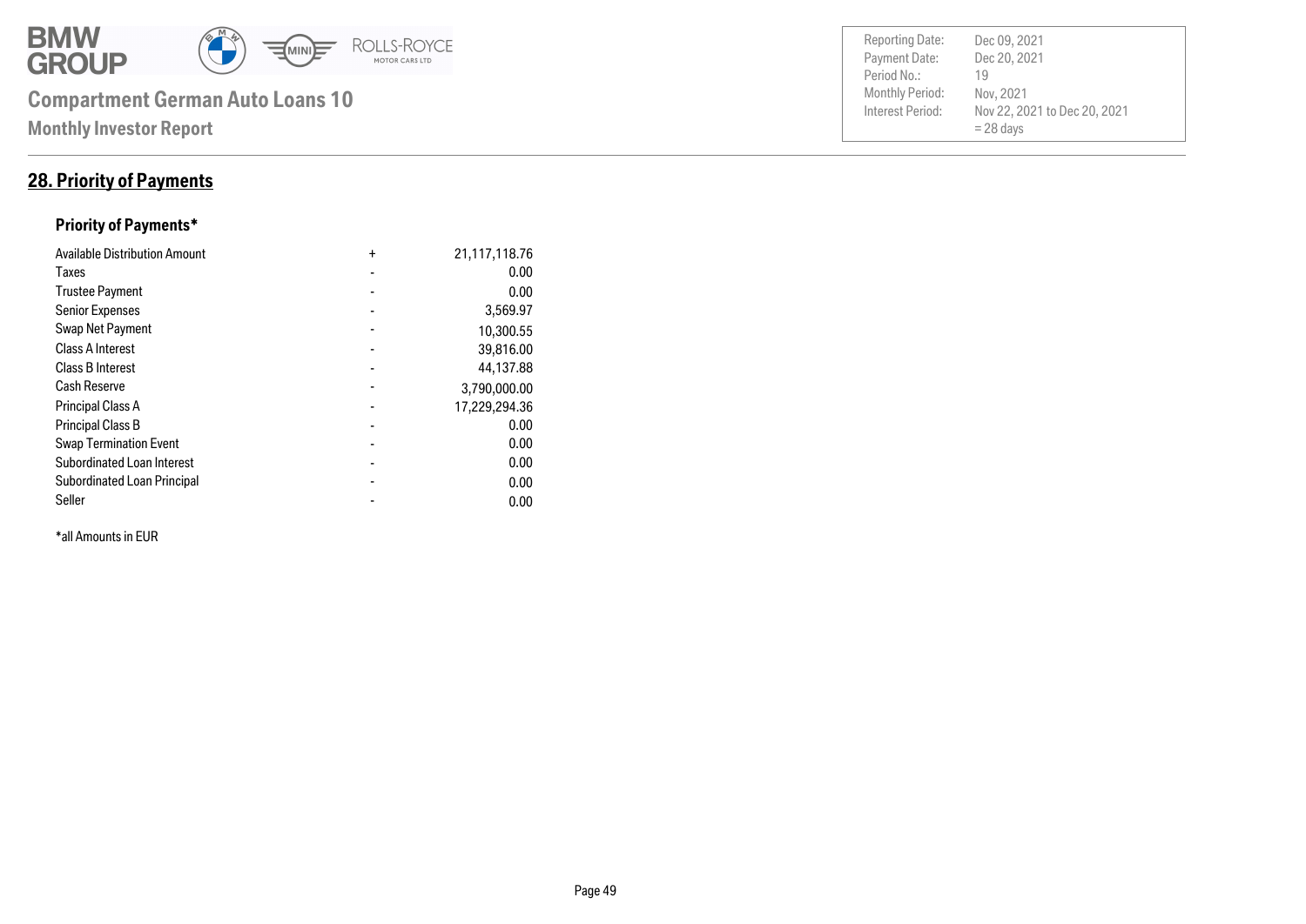**Compartment German Auto Loans 10**

**Monthly Investor Report**

| | |
|---|---|
| Reporting Date: | Dec 09, 2021 |
| Payment Date: | Dec 20, 2021 |
| Period No.: | 19 |
| Monthly Period: | Nov, 2021 |
| Interest Period: | Nov 22, 2021 to Dec 20, 2021 = 28 days |

## 28. Priority of Payments

### Priority of Payments*

| | | |
|---|---|---:|
| Available Distribution Amount | + | 21,117,118.76 |
| Taxes | - | 0.00 |
| Trustee Payment | - | 0.00 |
| Senior Expenses | - | 3,569.97 |
| Swap Net Payment | - | 10,300.55 |
| Class A Interest | - | 39,816.00 |
| Class B Interest | - | 44,137.88 |
| Cash Reserve | - | 3,790,000.00 |
| Principal Class A | - | 17,229,294.36 |
| Principal Class B | - | 0.00 |
| Swap Termination Event | - | 0.00 |
| Subordinated Loan Interest | - | 0.00 |
| Subordinated Loan Principal | - | 0.00 |
| Seller | - | 0.00 |

*all Amounts in EUR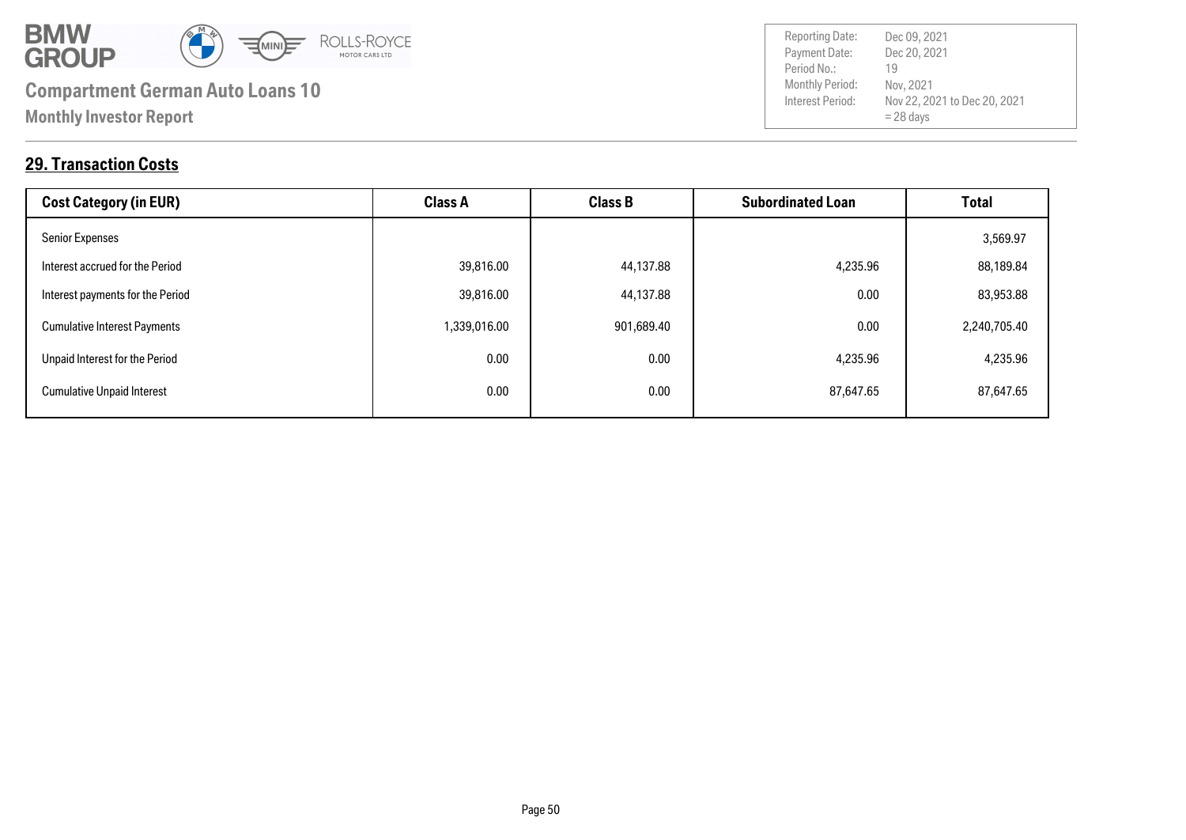# Compartment German Auto Loans 10

**Monthly Investor Report**

| | |
|---|---|
| Reporting Date: | Dec 09, 2021 |
| Payment Date: | Dec 20, 2021 |
| Period No.: | 19 |
| Monthly Period: | Nov, 2021 |
| Interest Period: | Nov 22, 2021 to Dec 20, 2021 = 28 days |

## 29. Transaction Costs

| Cost Category (in EUR) | Class A | Class B | Subordinated Loan | Total |
|---|---|---|---|---|
| Senior Expenses | | | | 3,569.97 |
| Interest accrued for the Period | 39,816.00 | 44,137.88 | 4,235.96 | 88,189.84 |
| Interest payments for the Period | 39,816.00 | 44,137.88 | 0.00 | 83,953.88 |
| Cumulative Interest Payments | 1,339,016.00 | 901,689.40 | 0.00 | 2,240,705.40 |
| Unpaid Interest for the Period | 0.00 | 0.00 | 4,235.96 | 4,235.96 |
| Cumulative Unpaid Interest | 0.00 | 0.00 | 87,647.65 | 87,647.65 |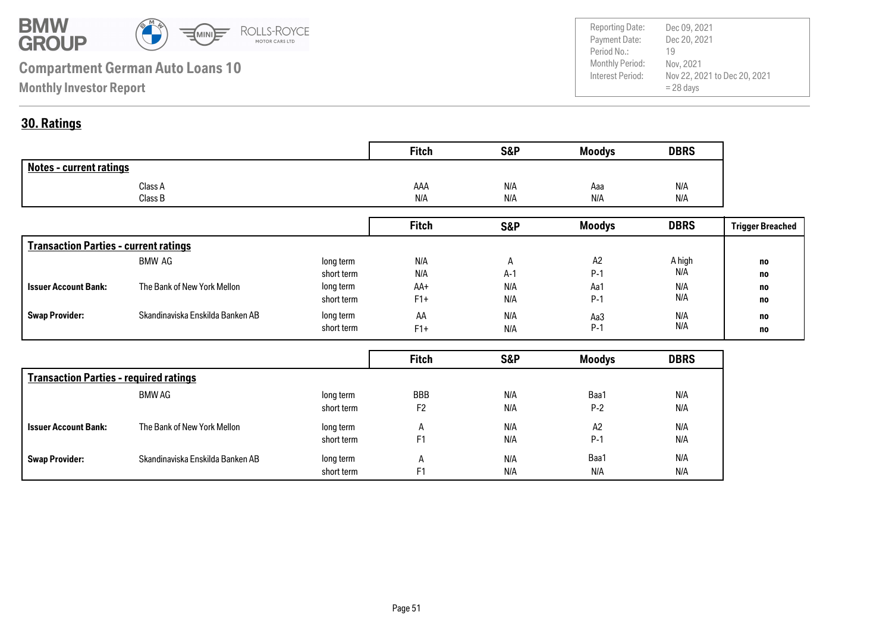**BMW GROUP**

## Compartment German Auto Loans 10

**Monthly Investor Report**

| | |
|---|---|
| Reporting Date: | Dec 09, 2021 |
| Payment Date: | Dec 20, 2021 |
| Period No.: | 19 |
| Monthly Period: | Nov, 2021 |
| Interest Period: | Nov 22, 2021 to Dec 20, 2021 = 28 days |

## 30. Ratings

| Notes - current ratings | | | Fitch | S&P | Moodys | DBRS |
|---|---|---|---|---|---|---|
| | Class A | | AAA | N/A | Aaa | N/A |
| | Class B | | N/A | N/A | N/A | N/A |

| Transaction Parties - current ratings | | | Fitch | S&P | Moodys | DBRS | Trigger Breached |
|---|---|---|---|---|---|---|---|
| | BMW AG | long term | N/A | A | A2 | A high | no |
| | | short term | N/A | A-1 | P-1 | N/A | no |
| **Issuer Account Bank:** | The Bank of New York Mellon | long term | AA+ | N/A | Aa1 | N/A | no |
| | | short term | F1+ | N/A | P-1 | N/A | no |
| **Swap Provider:** | Skandinaviska Enskilda Banken AB | long term | AA | N/A | Aa3 | N/A | no |
| | | short term | F1+ | N/A | P-1 | N/A | no |

| Transaction Parties - required ratings | | | Fitch | S&P | Moodys | DBRS |
|---|---|---|---|---|---|---|
| | BMW AG | long term | BBB | N/A | Baa1 | N/A |
| | | short term | F2 | N/A | P-2 | N/A |
| **Issuer Account Bank:** | The Bank of New York Mellon | long term | A | N/A | A2 | N/A |
| | | short term | F1 | N/A | P-1 | N/A |
| **Swap Provider:** | Skandinaviska Enskilda Banken AB | long term | A | N/A | Baa1 | N/A |
| | | short term | F1 | N/A | N/A | N/A |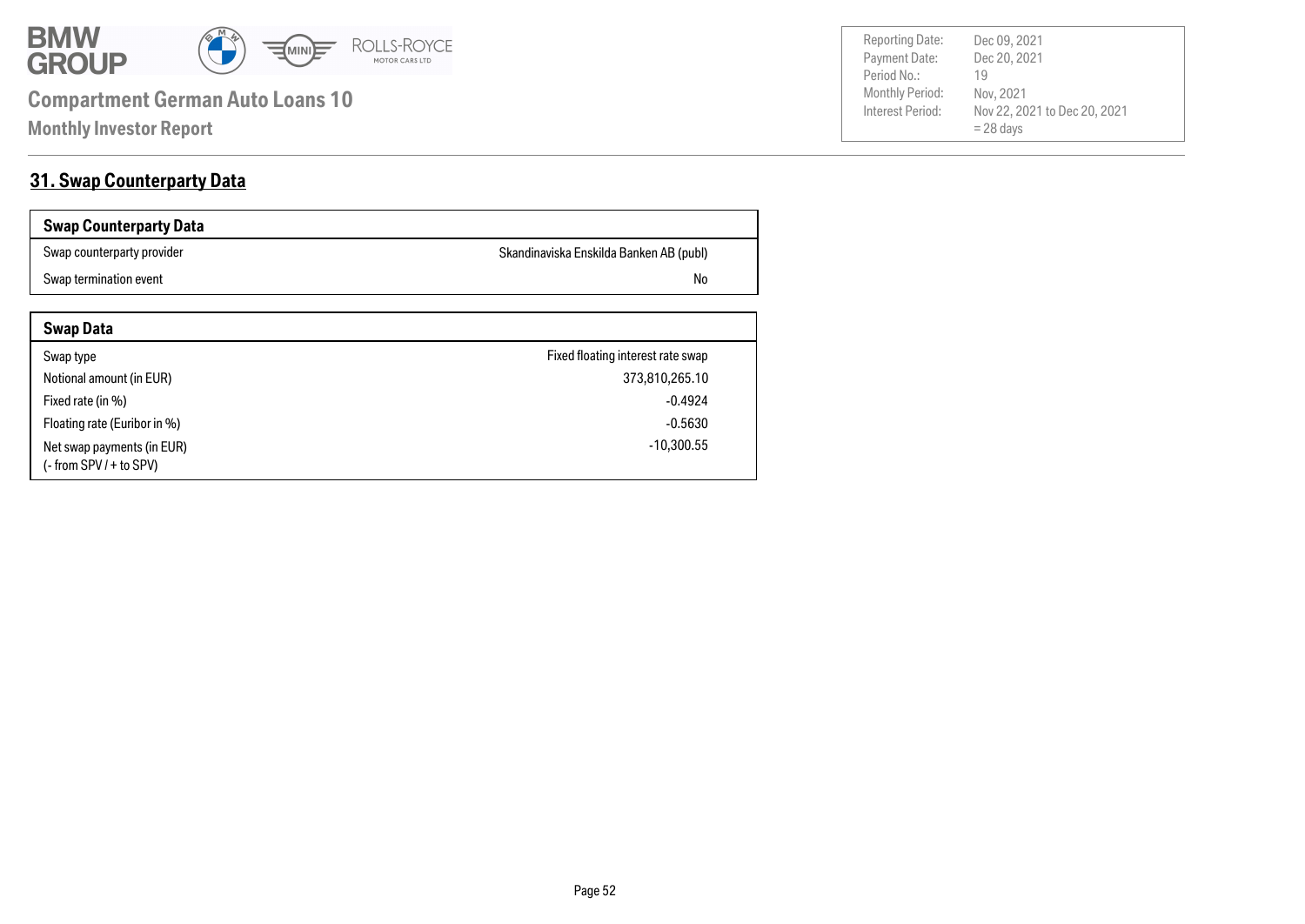## 31. Swap Counterparty Data

| Swap Counterparty Data | |
|---|---|
| Swap counterparty provider | Skandinaviska Enskilda Banken AB (publ) |
| Swap termination event | No |

| Swap Data | |
|---|---|
| Swap type | Fixed floating interest rate swap |
| Notional amount (in EUR) | 373,810,265.10 |
| Fixed rate (in %) | -0.4924 |
| Floating rate (Euribor in %) | -0.5630 |
| Net swap payments (in EUR) (- from SPV / + to SPV) | -10,300.55 |